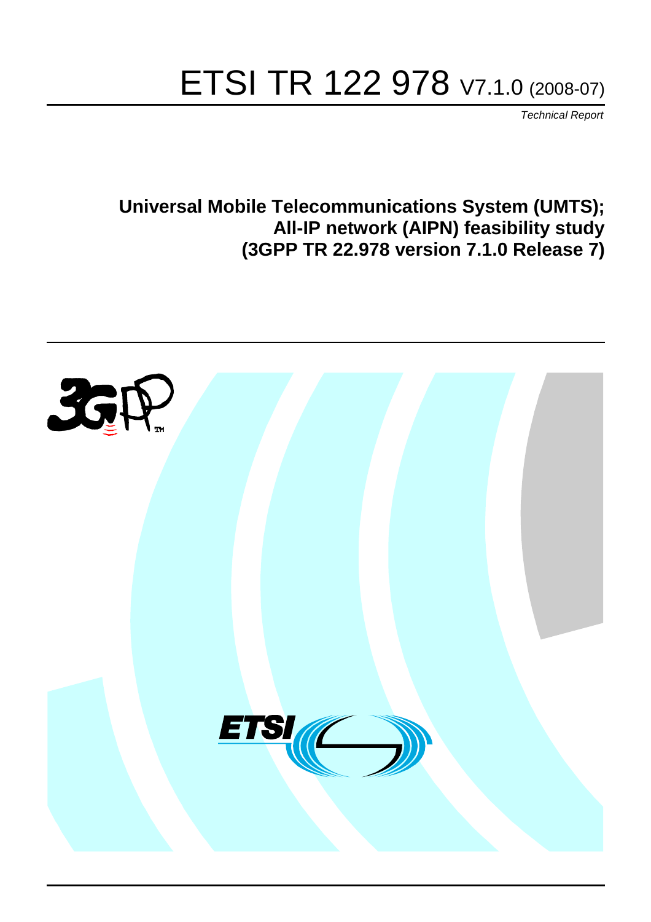# ETSI TR 122 978 V7.1.0 (2008-07)

*Technical Report*

**Universal Mobile Telecommunications System (UMTS); All-IP network (AIPN) feasibility study (3GPP TR 22.978 version 7.1.0 Release 7)**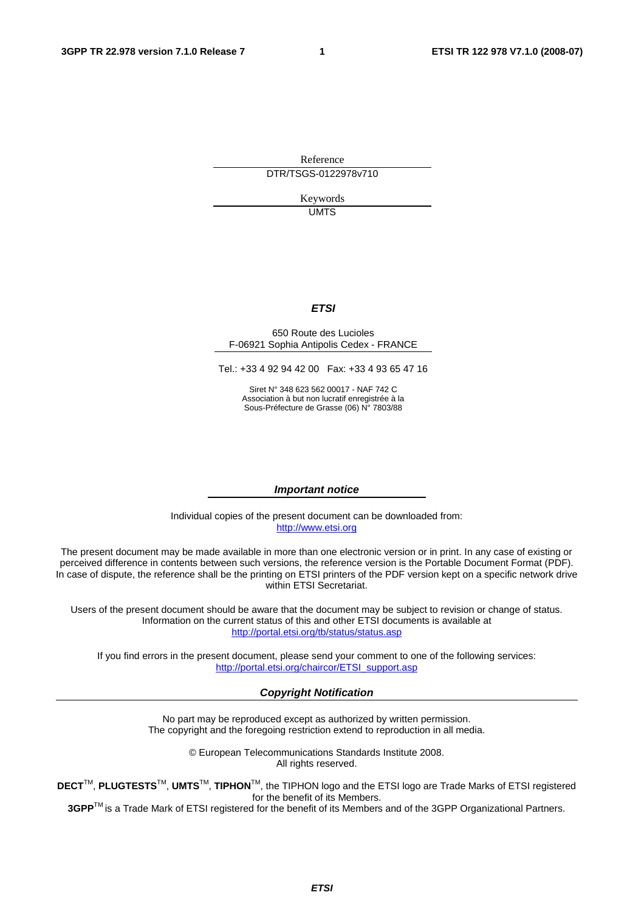Reference

DTR/TSGS-0122978v710

Keywords

UMTS

***ETSI***

650 Route des Lucioles
F-06921 Sophia Antipolis Cedex - FRANCE

Tel.: +33 4 92 94 42 00   Fax: +33 4 93 65 47 16

Siret N° 348 623 562 00017 - NAF 742 C
Association à but non lucratif enregistrée à la
Sous-Préfecture de Grasse (06) N° 7803/88

***Important notice***

Individual copies of the present document can be downloaded from:
http://www.etsi.org

The present document may be made available in more than one electronic version or in print. In any case of existing or perceived difference in contents between such versions, the reference version is the Portable Document Format (PDF). In case of dispute, the reference shall be the printing on ETSI printers of the PDF version kept on a specific network drive within ETSI Secretariat.

Users of the present document should be aware that the document may be subject to revision or change of status. Information on the current status of this and other ETSI documents is available at
http://portal.etsi.org/tb/status/status.asp

If you find errors in the present document, please send your comment to one of the following services:
http://portal.etsi.org/chaircor/ETSI_support.asp

***Copyright Notification***

No part may be reproduced except as authorized by written permission.
The copyright and the foregoing restriction extend to reproduction in all media.

© European Telecommunications Standards Institute 2008.
All rights reserved.

**DECT**™, **PLUGTESTS**™, **UMTS**™, **TIPHON**™, the TIPHON logo and the ETSI logo are Trade Marks of ETSI registered for the benefit of its Members.
**3GPP**™ is a Trade Mark of ETSI registered for the benefit of its Members and of the 3GPP Organizational Partners.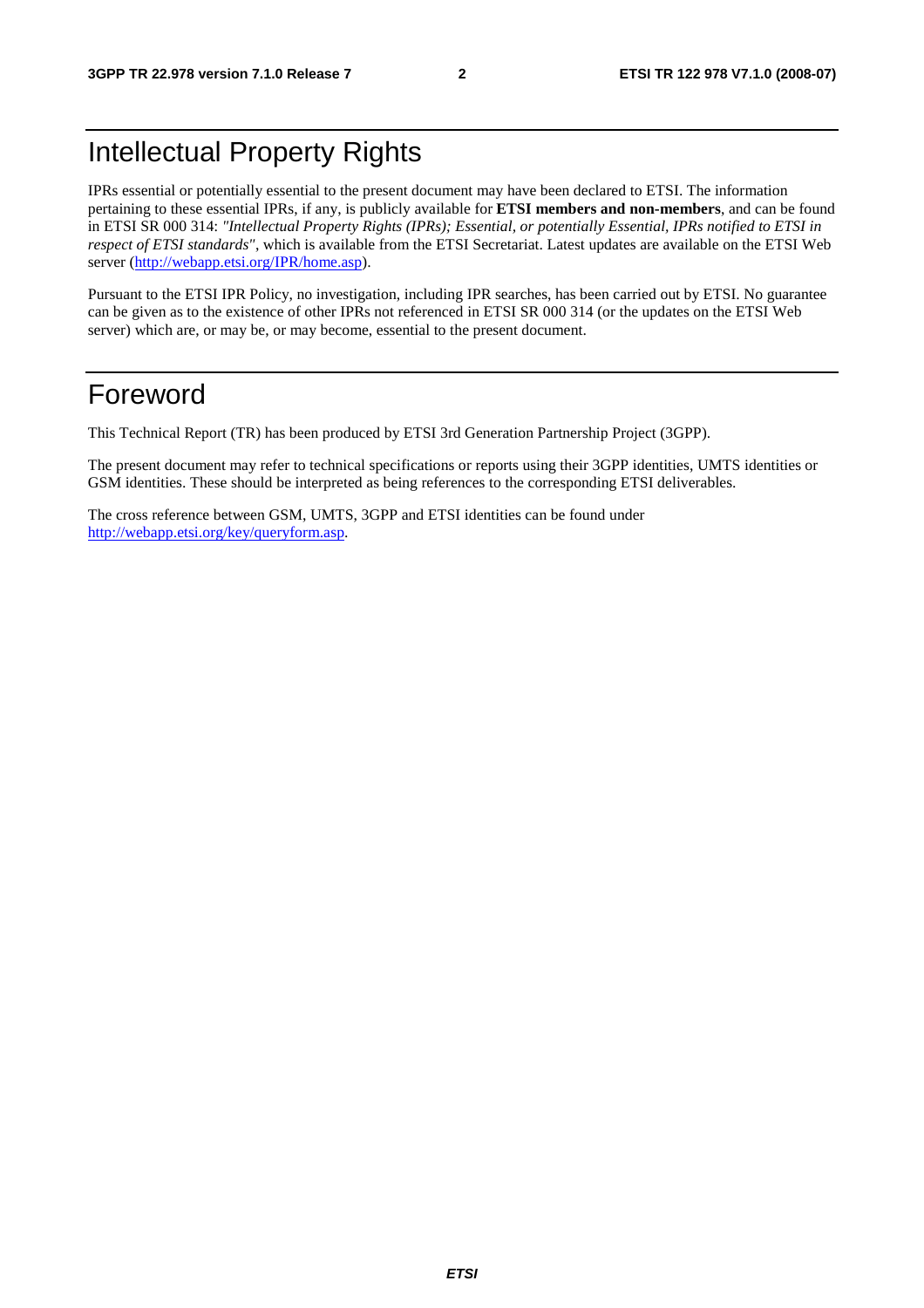# Intellectual Property Rights

IPRs essential or potentially essential to the present document may have been declared to ETSI. The information pertaining to these essential IPRs, if any, is publicly available for **ETSI members and non-members**, and can be found in ETSI SR 000 314: *"Intellectual Property Rights (IPRs); Essential, or potentially Essential, IPRs notified to ETSI in respect of ETSI standards"*, which is available from the ETSI Secretariat. Latest updates are available on the ETSI Web server (http://webapp.etsi.org/IPR/home.asp).

Pursuant to the ETSI IPR Policy, no investigation, including IPR searches, has been carried out by ETSI. No guarantee can be given as to the existence of other IPRs not referenced in ETSI SR 000 314 (or the updates on the ETSI Web server) which are, or may be, or may become, essential to the present document.

# Foreword

This Technical Report (TR) has been produced by ETSI 3rd Generation Partnership Project (3GPP).

The present document may refer to technical specifications or reports using their 3GPP identities, UMTS identities or GSM identities. These should be interpreted as being references to the corresponding ETSI deliverables.

The cross reference between GSM, UMTS, 3GPP and ETSI identities can be found under http://webapp.etsi.org/key/queryform.asp.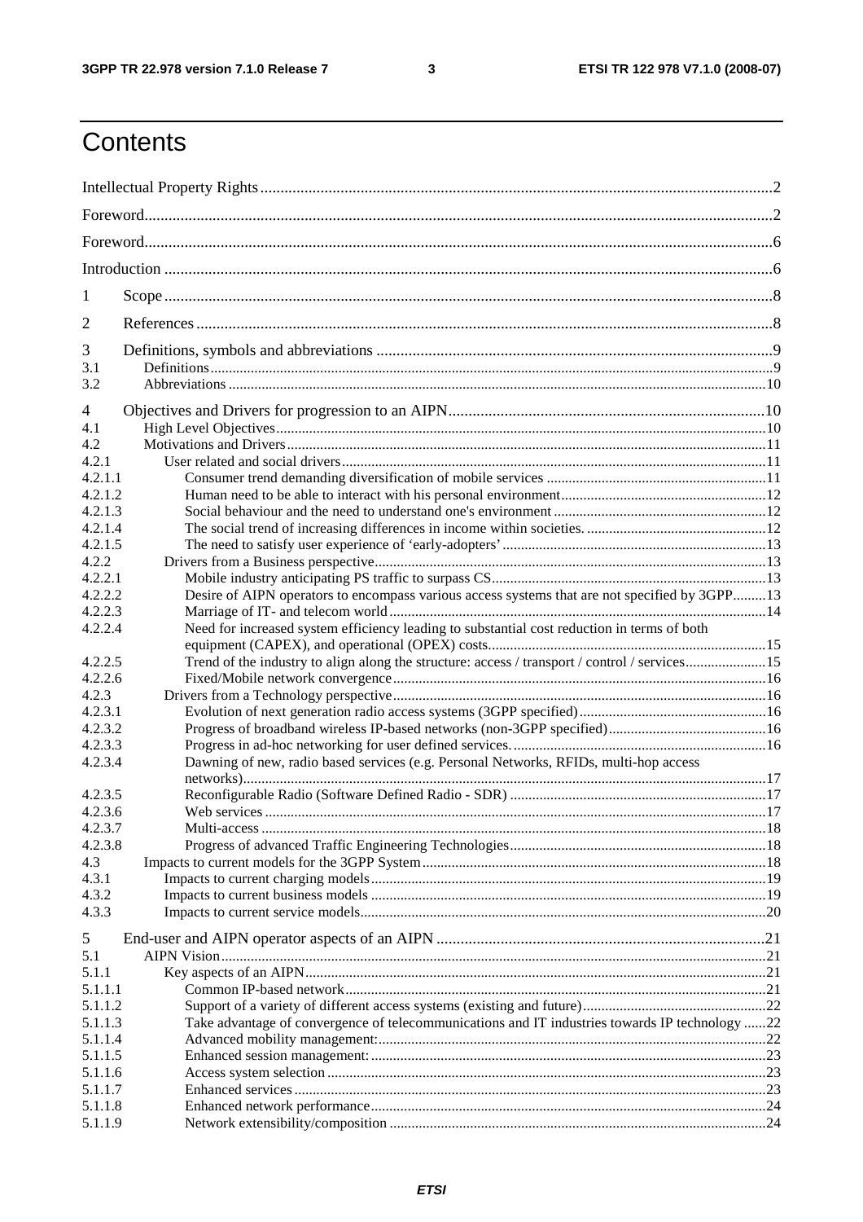# Contents

Intellectual Property Rights ..... 2

Foreword ..... 2

Foreword ..... 6

Introduction ..... 6

1 Scope ..... 8

2 References ..... 8

3 Definitions, symbols and abbreviations ..... 9
- 3.1 Definitions ..... 9
- 3.2 Abbreviations ..... 10

4 Objectives and Drivers for progression to an AIPN ..... 10
- 4.1 High Level Objectives ..... 10
- 4.2 Motivations and Drivers ..... 11
  - 4.2.1 User related and social drivers ..... 11
    - 4.2.1.1 Consumer trend demanding diversification of mobile services ..... 11
    - 4.2.1.2 Human need to be able to interact with his personal environment ..... 12
    - 4.2.1.3 Social behaviour and the need to understand one's environment ..... 12
    - 4.2.1.4 The social trend of increasing differences in income within societies. ..... 12
    - 4.2.1.5 The need to satisfy user experience of 'early-adopters' ..... 13
  - 4.2.2 Drivers from a Business perspective ..... 13
    - 4.2.2.1 Mobile industry anticipating PS traffic to surpass CS ..... 13
    - 4.2.2.2 Desire of AIPN operators to encompass various access systems that are not specified by 3GPP ..... 13
    - 4.2.2.3 Marriage of IT- and telecom world ..... 14
    - 4.2.2.4 Need for increased system efficiency leading to substantial cost reduction in terms of both equipment (CAPEX), and operational (OPEX) costs ..... 15
    - 4.2.2.5 Trend of the industry to align along the structure: access / transport / control / services ..... 15
    - 4.2.2.6 Fixed/Mobile network convergence ..... 16
  - 4.2.3 Drivers from a Technology perspective ..... 16
    - 4.2.3.1 Evolution of next generation radio access systems (3GPP specified) ..... 16
    - 4.2.3.2 Progress of broadband wireless IP-based networks (non-3GPP specified) ..... 16
    - 4.2.3.3 Progress in ad-hoc networking for user defined services. ..... 16
    - 4.2.3.4 Dawning of new, radio based services (e.g. Personal Networks, RFIDs, multi-hop access networks) ..... 17
    - 4.2.3.5 Reconfigurable Radio (Software Defined Radio - SDR) ..... 17
    - 4.2.3.6 Web services ..... 17
    - 4.2.3.7 Multi-access ..... 18
    - 4.2.3.8 Progress of advanced Traffic Engineering Technologies ..... 18
- 4.3 Impacts to current models for the 3GPP System ..... 18
  - 4.3.1 Impacts to current charging models ..... 19
  - 4.3.2 Impacts to current business models ..... 19
  - 4.3.3 Impacts to current service models ..... 20

5 End-user and AIPN operator aspects of an AIPN ..... 21
- 5.1 AIPN Vision ..... 21
  - 5.1.1 Key aspects of an AIPN ..... 21
    - 5.1.1.1 Common IP-based network ..... 21
    - 5.1.1.2 Support of a variety of different access systems (existing and future) ..... 22
    - 5.1.1.3 Take advantage of convergence of telecommunications and IT industries towards IP technology ..... 22
    - 5.1.1.4 Advanced mobility management: ..... 22
    - 5.1.1.5 Enhanced session management: ..... 23
    - 5.1.1.6 Access system selection ..... 23
    - 5.1.1.7 Enhanced services ..... 23
    - 5.1.1.8 Enhanced network performance ..... 24
    - 5.1.1.9 Network extensibility/composition ..... 24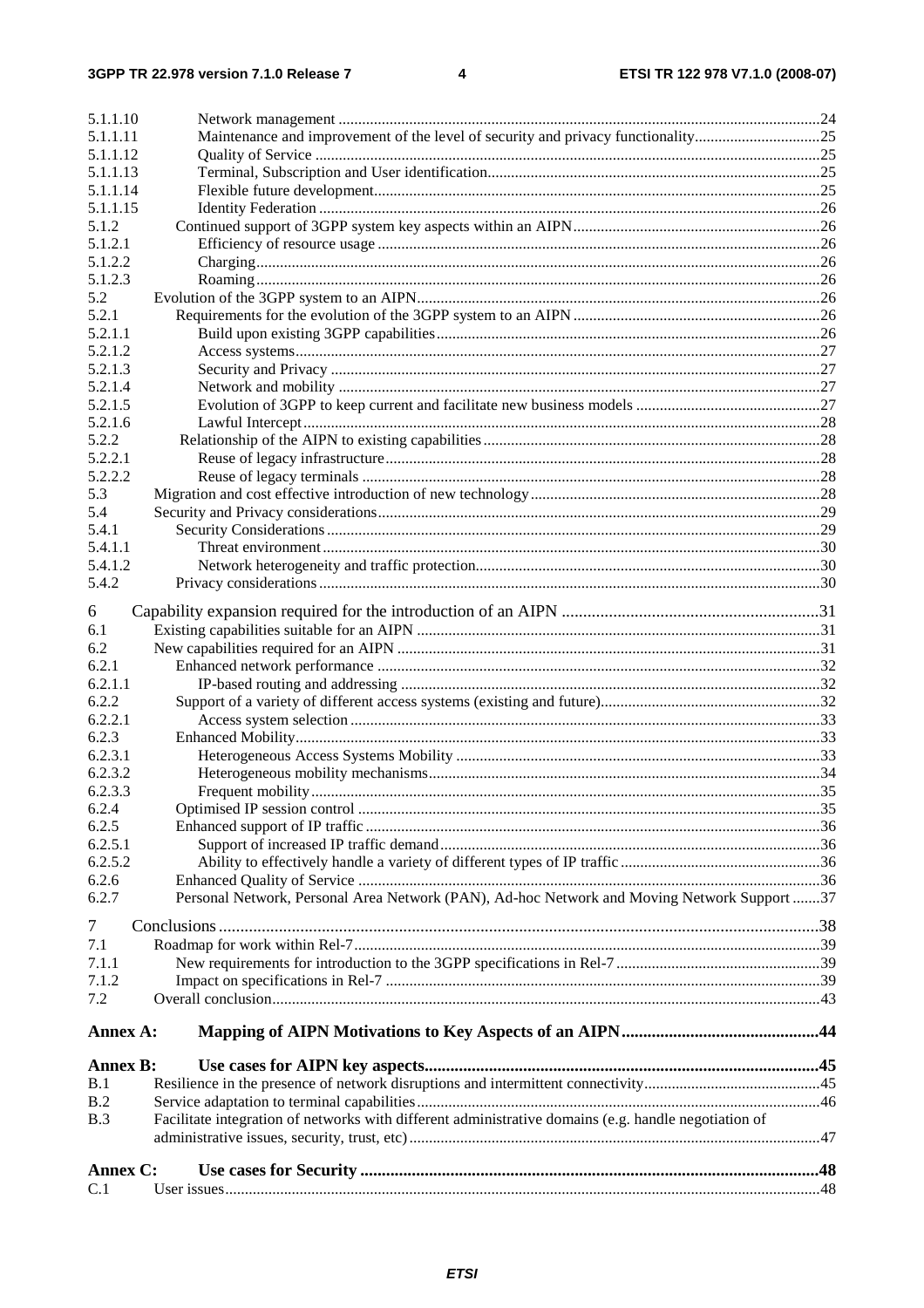5.1.1.10 Network management ....24
5.1.1.11 Maintenance and improvement of the level of security and privacy functionality....25
5.1.1.12 Quality of Service ....25
5.1.1.13 Terminal, Subscription and User identification....25
5.1.1.14 Flexible future development....25
5.1.1.15 Identity Federation ....26
5.1.2 Continued support of 3GPP system key aspects within an AIPN....26
5.1.2.1 Efficiency of resource usage ....26
5.1.2.2 Charging....26
5.1.2.3 Roaming....26
5.2 Evolution of the 3GPP system to an AIPN....26
5.2.1 Requirements for the evolution of the 3GPP system to an AIPN ....26
5.2.1.1 Build upon existing 3GPP capabilities....26
5.2.1.2 Access systems....27
5.2.1.3 Security and Privacy ....27
5.2.1.4 Network and mobility ....27
5.2.1.5 Evolution of 3GPP to keep current and facilitate new business models ....27
5.2.1.6 Lawful Intercept....28
5.2.2 Relationship of the AIPN to existing capabilities....28
5.2.2.1 Reuse of legacy infrastructure....28
5.2.2.2 Reuse of legacy terminals ....28
5.3 Migration and cost effective introduction of new technology....28
5.4 Security and Privacy considerations....29
5.4.1 Security Considerations....29
5.4.1.1 Threat environment....30
5.4.1.2 Network heterogeneity and traffic protection....30
5.4.2 Privacy considerations....30

6 Capability expansion required for the introduction of an AIPN ....31
6.1 Existing capabilities suitable for an AIPN ....31
6.2 New capabilities required for an AIPN ....31
6.2.1 Enhanced network performance ....32
6.2.1.1 IP-based routing and addressing ....32
6.2.2 Support of a variety of different access systems (existing and future)....32
6.2.2.1 Access system selection ....33
6.2.3 Enhanced Mobility....33
6.2.3.1 Heterogeneous Access Systems Mobility ....33
6.2.3.2 Heterogeneous mobility mechanisms....34
6.2.3.3 Frequent mobility....35
6.2.4 Optimised IP session control ....35
6.2.5 Enhanced support of IP traffic ....36
6.2.5.1 Support of increased IP traffic demand....36
6.2.5.2 Ability to effectively handle a variety of different types of IP traffic ....36
6.2.6 Enhanced Quality of Service ....36
6.2.7 Personal Network, Personal Area Network (PAN), Ad-hoc Network and Moving Network Support ....37

7 Conclusions....38
7.1 Roadmap for work within Rel-7....39
7.1.1 New requirements for introduction to the 3GPP specifications in Rel-7 ....39
7.1.2 Impact on specifications in Rel-7 ....39
7.2 Overall conclusion....43

**Annex A: Mapping of AIPN Motivations to Key Aspects of an AIPN....44**

**Annex B: Use cases for AIPN key aspects....45**
B.1 Resilience in the presence of network disruptions and intermittent connectivity....45
B.2 Service adaptation to terminal capabilities....46
B.3 Facilitate integration of networks with different administrative domains (e.g. handle negotiation of administrative issues, security, trust, etc)....47

**Annex C: Use cases for Security ....48**
C.1 User issues....48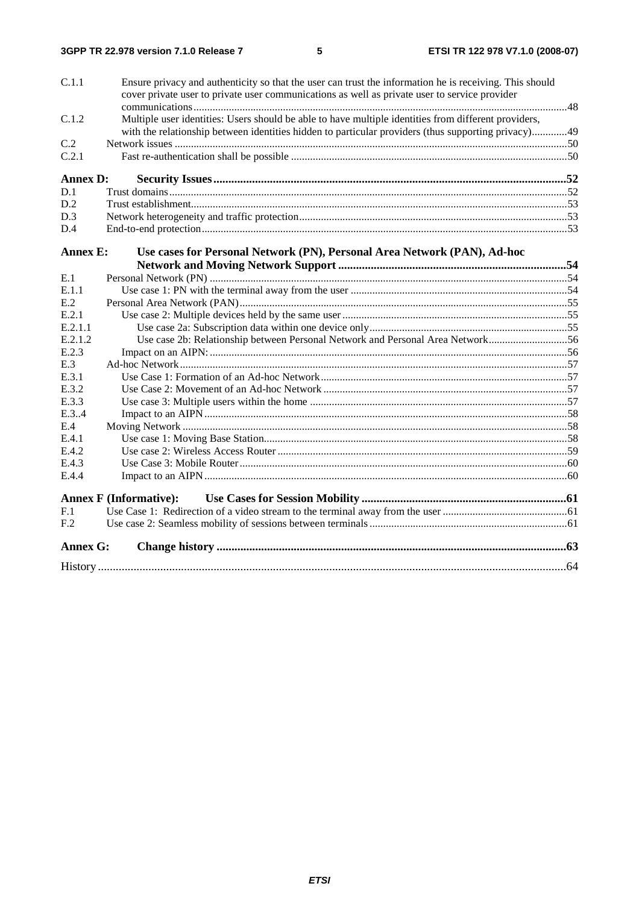C.1.1 Ensure privacy and authenticity so that the user can trust the information he is receiving. This should cover private user to private user communications as well as private user to service provider communications ..... 48
C.1.2 Multiple user identities: Users should be able to have multiple identities from different providers, with the relationship between identities hidden to particular providers (thus supporting privacy) ..... 49
C.2 Network issues ..... 50
C.2.1 Fast re-authentication shall be possible ..... 50

**Annex D: Security Issues ..... 52**
D.1 Trust domains ..... 52
D.2 Trust establishment ..... 53
D.3 Network heterogeneity and traffic protection ..... 53
D.4 End-to-end protection ..... 53

**Annex E: Use cases for Personal Network (PN), Personal Area Network (PAN), Ad-hoc Network and Moving Network Support ..... 54**
E.1 Personal Network (PN) ..... 54
E.1.1 Use case 1: PN with the terminal away from the user ..... 54
E.2 Personal Area Network (PAN) ..... 55
E.2.1 Use case 2: Multiple devices held by the same user ..... 55
E.2.1.1 Use case 2a: Subscription data within one device only ..... 55
E.2.1.2 Use case 2b: Relationship between Personal Network and Personal Area Network ..... 56
E.2.3 Impact on an AIPN: ..... 56
E.3 Ad-hoc Network ..... 57
E.3.1 Use Case 1: Formation of an Ad-hoc Network ..... 57
E.3.2 Use Case 2: Movement of an Ad-hoc Network ..... 57
E.3.3 Use case 3: Multiple users within the home ..... 57
E.3..4 Impact to an AIPN ..... 58
E.4 Moving Network ..... 58
E.4.1 Use case 1: Moving Base Station ..... 58
E.4.2 Use case 2: Wireless Access Router ..... 59
E.4.3 Use Case 3: Mobile Router ..... 60
E.4.4 Impact to an AIPN ..... 60

**Annex F (Informative): Use Cases for Session Mobility ..... 61**
F.1 Use Case 1: Redirection of a video stream to the terminal away from the user ..... 61
F.2 Use case 2: Seamless mobility of sessions between terminals ..... 61

**Annex G: Change history ..... 63**

History ..... 64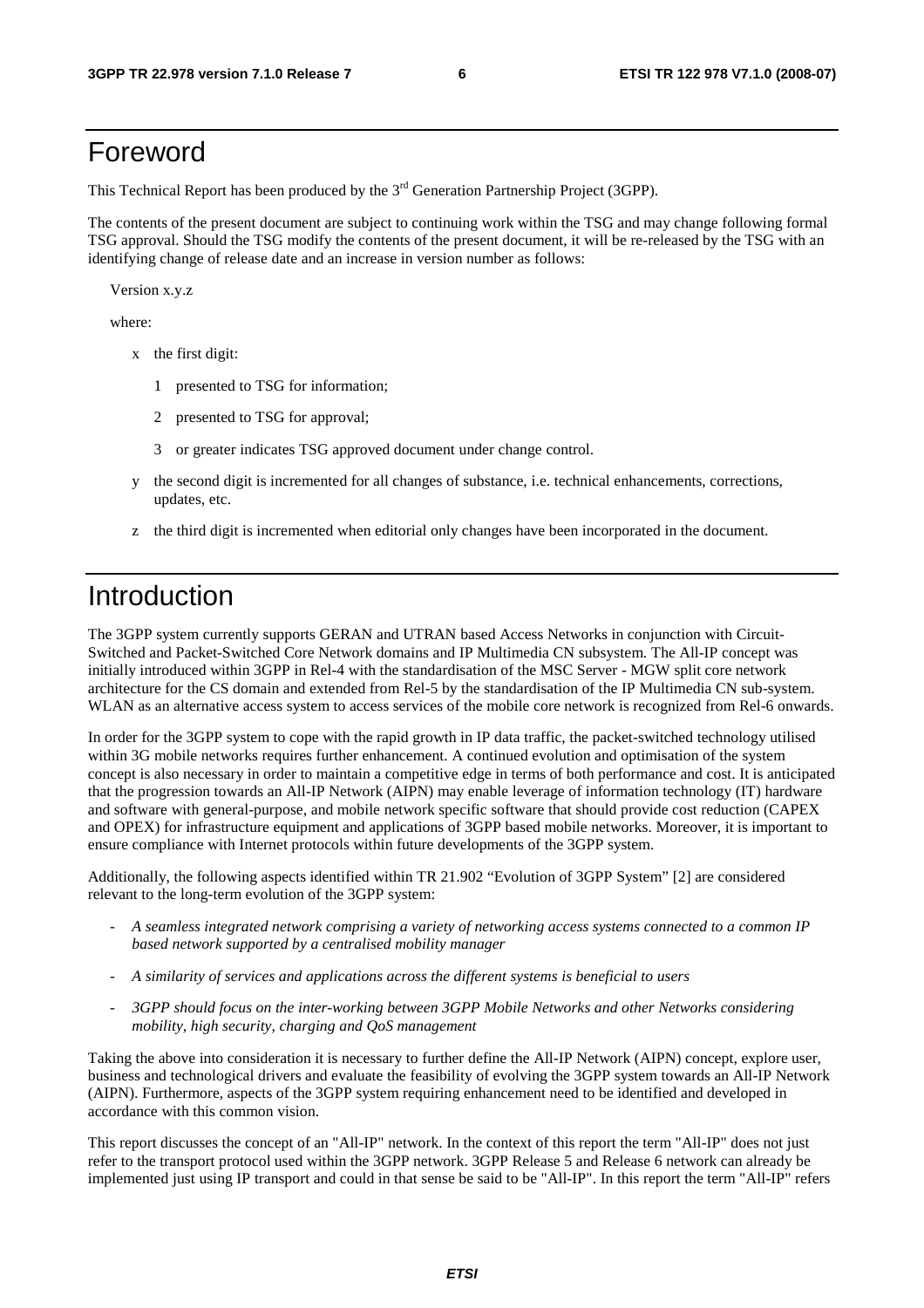# Foreword

This Technical Report has been produced by the 3rd Generation Partnership Project (3GPP).

The contents of the present document are subject to continuing work within the TSG and may change following formal TSG approval. Should the TSG modify the contents of the present document, it will be re-released by the TSG with an identifying change of release date and an increase in version number as follows:

Version x.y.z

where:

- x the first digit:
  - 1 presented to TSG for information;
  - 2 presented to TSG for approval;
  - 3 or greater indicates TSG approved document under change control.
- y the second digit is incremented for all changes of substance, i.e. technical enhancements, corrections, updates, etc.
- z the third digit is incremented when editorial only changes have been incorporated in the document.

# Introduction

The 3GPP system currently supports GERAN and UTRAN based Access Networks in conjunction with Circuit-Switched and Packet-Switched Core Network domains and IP Multimedia CN subsystem. The All-IP concept was initially introduced within 3GPP in Rel-4 with the standardisation of the MSC Server - MGW split core network architecture for the CS domain and extended from Rel-5 by the standardisation of the IP Multimedia CN sub-system. WLAN as an alternative access system to access services of the mobile core network is recognized from Rel-6 onwards.

In order for the 3GPP system to cope with the rapid growth in IP data traffic, the packet-switched technology utilised within 3G mobile networks requires further enhancement. A continued evolution and optimisation of the system concept is also necessary in order to maintain a competitive edge in terms of both performance and cost. It is anticipated that the progression towards an All-IP Network (AIPN) may enable leverage of information technology (IT) hardware and software with general-purpose, and mobile network specific software that should provide cost reduction (CAPEX and OPEX) for infrastructure equipment and applications of 3GPP based mobile networks. Moreover, it is important to ensure compliance with Internet protocols within future developments of the 3GPP system.

Additionally, the following aspects identified within TR 21.902 "Evolution of 3GPP System" [2] are considered relevant to the long-term evolution of the 3GPP system:

- *A seamless integrated network comprising a variety of networking access systems connected to a common IP based network supported by a centralised mobility manager*
- *A similarity of services and applications across the different systems is beneficial to users*
- *3GPP should focus on the inter-working between 3GPP Mobile Networks and other Networks considering mobility, high security, charging and QoS management*

Taking the above into consideration it is necessary to further define the All-IP Network (AIPN) concept, explore user, business and technological drivers and evaluate the feasibility of evolving the 3GPP system towards an All-IP Network (AIPN). Furthermore, aspects of the 3GPP system requiring enhancement need to be identified and developed in accordance with this common vision.

This report discusses the concept of an "All-IP" network. In the context of this report the term "All-IP" does not just refer to the transport protocol used within the 3GPP network. 3GPP Release 5 and Release 6 network can already be implemented just using IP transport and could in that sense be said to be "All-IP". In this report the term "All-IP" refers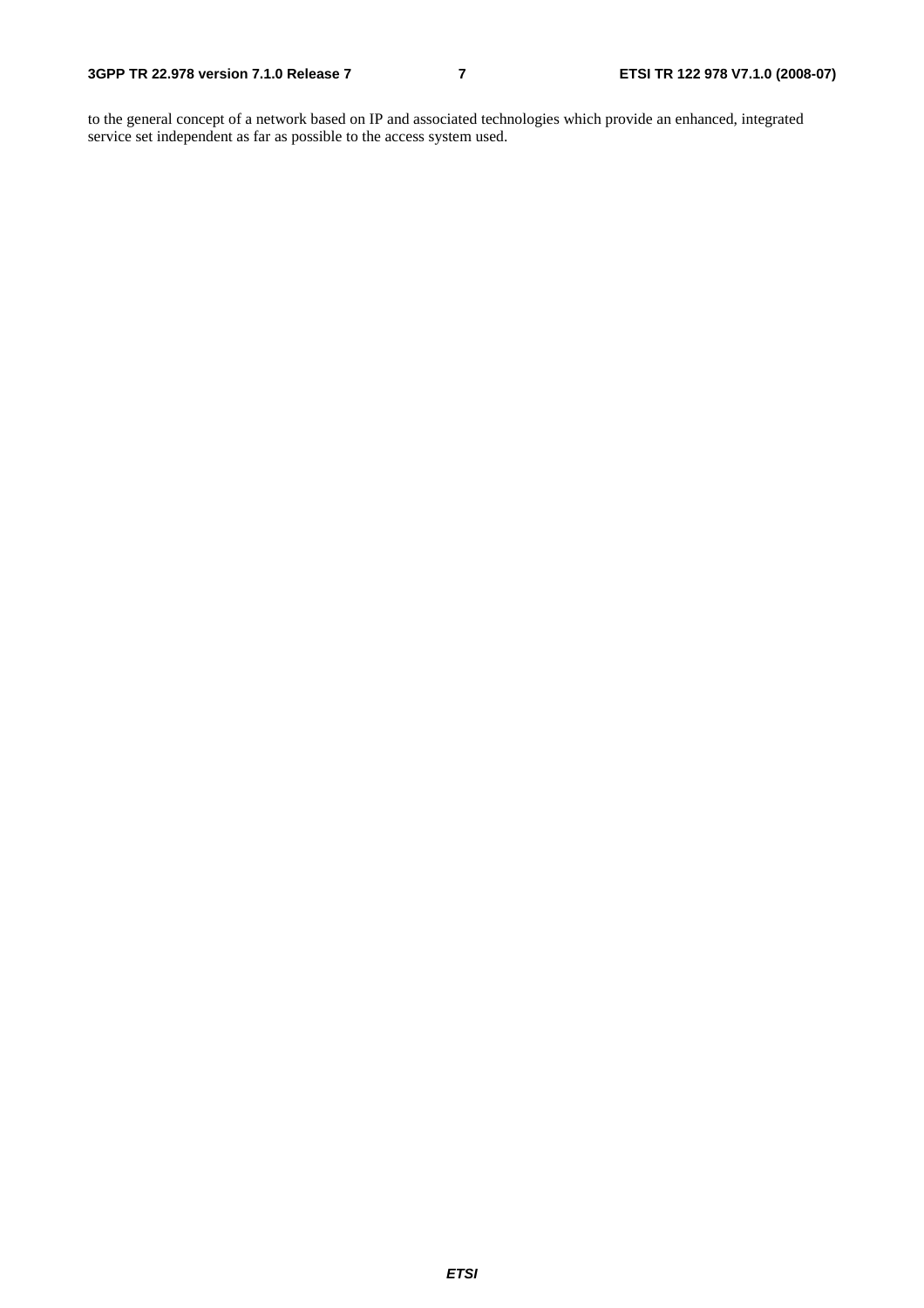to the general concept of a network based on IP and associated technologies which provide an enhanced, integrated service set independent as far as possible to the access system used.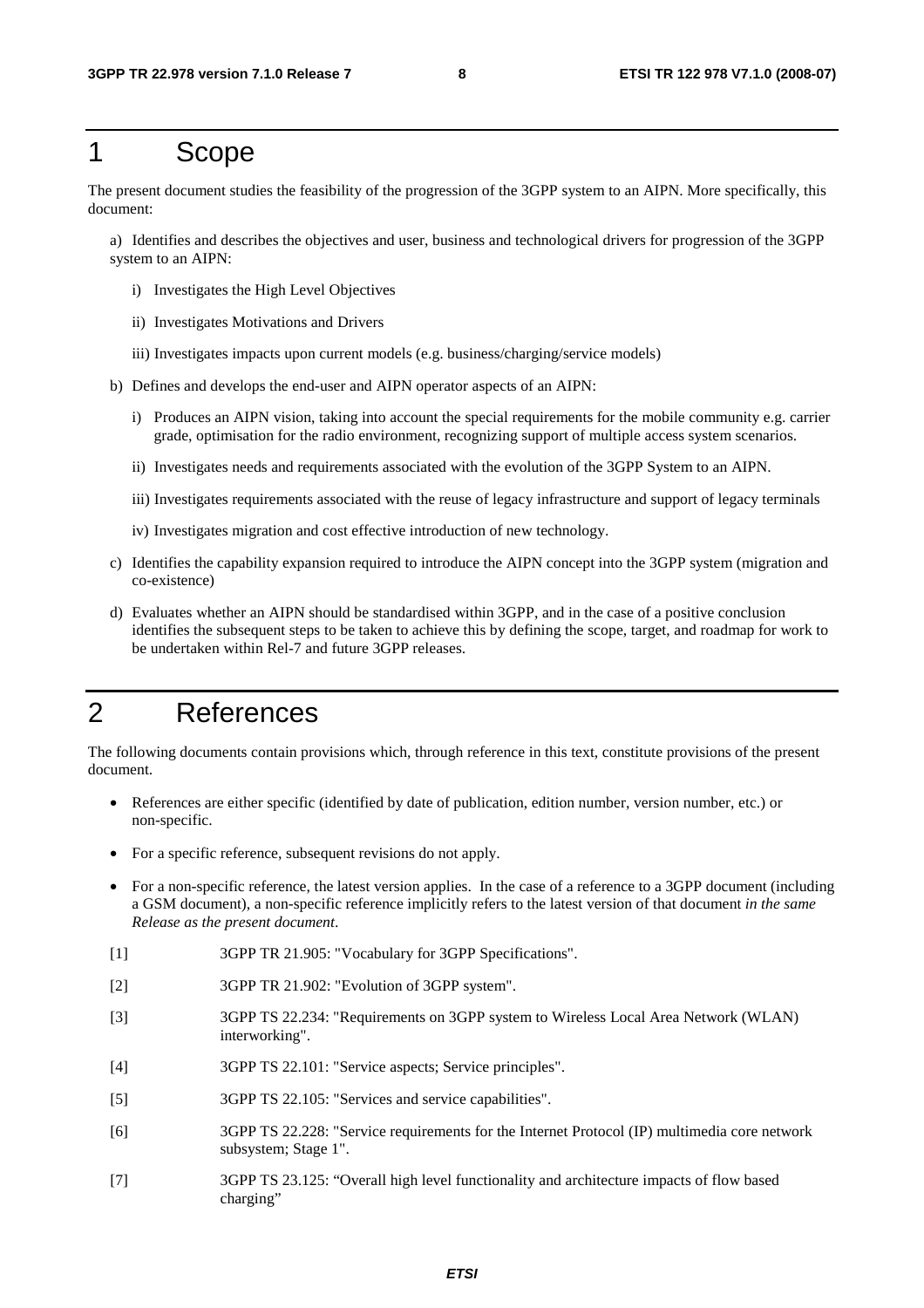# 1 Scope

The present document studies the feasibility of the progression of the 3GPP system to an AIPN. More specifically, this document:

a) Identifies and describes the objectives and user, business and technological drivers for progression of the 3GPP system to an AIPN:

  i) Investigates the High Level Objectives

  ii) Investigates Motivations and Drivers

  iii) Investigates impacts upon current models (e.g. business/charging/service models)

b) Defines and develops the end-user and AIPN operator aspects of an AIPN:

  i) Produces an AIPN vision, taking into account the special requirements for the mobile community e.g. carrier grade, optimisation for the radio environment, recognizing support of multiple access system scenarios.

  ii) Investigates needs and requirements associated with the evolution of the 3GPP System to an AIPN.

  iii) Investigates requirements associated with the reuse of legacy infrastructure and support of legacy terminals

  iv) Investigates migration and cost effective introduction of new technology.

c) Identifies the capability expansion required to introduce the AIPN concept into the 3GPP system (migration and co-existence)

d) Evaluates whether an AIPN should be standardised within 3GPP, and in the case of a positive conclusion identifies the subsequent steps to be taken to achieve this by defining the scope, target, and roadmap for work to be undertaken within Rel-7 and future 3GPP releases.

# 2 References

The following documents contain provisions which, through reference in this text, constitute provisions of the present document.

- References are either specific (identified by date of publication, edition number, version number, etc.) or non-specific.
- For a specific reference, subsequent revisions do not apply.
- For a non-specific reference, the latest version applies. In the case of a reference to a 3GPP document (including a GSM document), a non-specific reference implicitly refers to the latest version of that document *in the same Release as the present document*.

[1] 3GPP TR 21.905: "Vocabulary for 3GPP Specifications".

[2] 3GPP TR 21.902: "Evolution of 3GPP system".

[3] 3GPP TS 22.234: "Requirements on 3GPP system to Wireless Local Area Network (WLAN) interworking".

[4] 3GPP TS 22.101: "Service aspects; Service principles".

[5] 3GPP TS 22.105: "Services and service capabilities".

[6] 3GPP TS 22.228: "Service requirements for the Internet Protocol (IP) multimedia core network subsystem; Stage 1".

[7] 3GPP TS 23.125: "Overall high level functionality and architecture impacts of flow based charging"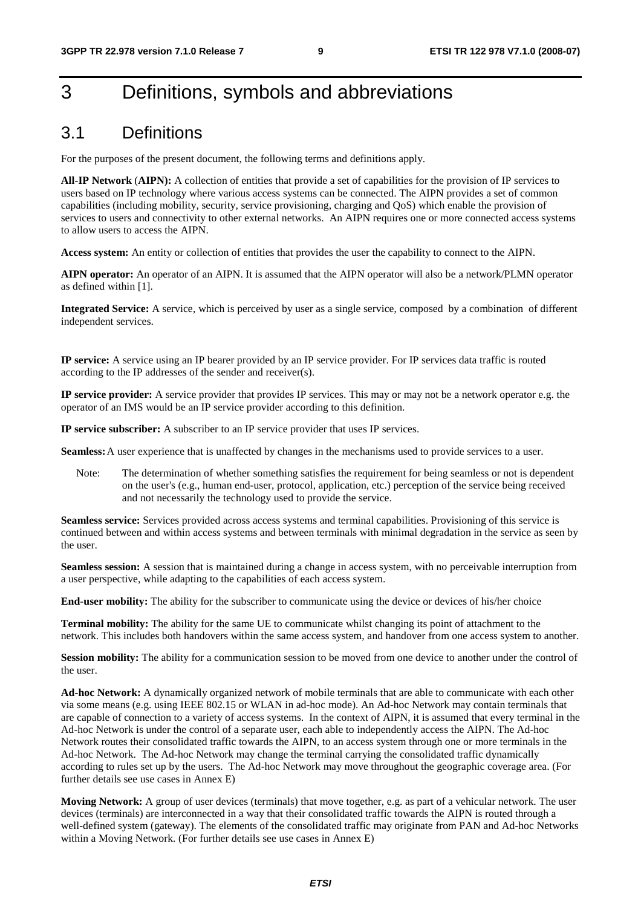# 3 Definitions, symbols and abbreviations

## 3.1 Definitions

For the purposes of the present document, the following terms and definitions apply.

**All-IP Network (AIPN):** A collection of entities that provide a set of capabilities for the provision of IP services to users based on IP technology where various access systems can be connected. The AIPN provides a set of common capabilities (including mobility, security, service provisioning, charging and QoS) which enable the provision of services to users and connectivity to other external networks. An AIPN requires one or more connected access systems to allow users to access the AIPN.

**Access system:** An entity or collection of entities that provides the user the capability to connect to the AIPN.

**AIPN operator:** An operator of an AIPN. It is assumed that the AIPN operator will also be a network/PLMN operator as defined within [1].

**Integrated Service:** A service, which is perceived by user as a single service, composed by a combination of different independent services.

**IP service:** A service using an IP bearer provided by an IP service provider. For IP services data traffic is routed according to the IP addresses of the sender and receiver(s).

**IP service provider:** A service provider that provides IP services. This may or may not be a network operator e.g. the operator of an IMS would be an IP service provider according to this definition.

**IP service subscriber:** A subscriber to an IP service provider that uses IP services.

**Seamless:** A user experience that is unaffected by changes in the mechanisms used to provide services to a user.

> Note: The determination of whether something satisfies the requirement for being seamless or not is dependent on the user's (e.g., human end-user, protocol, application, etc.) perception of the service being received and not necessarily the technology used to provide the service.

**Seamless service:** Services provided across access systems and terminal capabilities. Provisioning of this service is continued between and within access systems and between terminals with minimal degradation in the service as seen by the user.

**Seamless session:** A session that is maintained during a change in access system, with no perceivable interruption from a user perspective, while adapting to the capabilities of each access system.

**End-user mobility:** The ability for the subscriber to communicate using the device or devices of his/her choice

**Terminal mobility:** The ability for the same UE to communicate whilst changing its point of attachment to the network. This includes both handovers within the same access system, and handover from one access system to another.

**Session mobility:** The ability for a communication session to be moved from one device to another under the control of the user.

**Ad-hoc Network:** A dynamically organized network of mobile terminals that are able to communicate with each other via some means (e.g. using IEEE 802.15 or WLAN in ad-hoc mode). An Ad-hoc Network may contain terminals that are capable of connection to a variety of access systems. In the context of AIPN, it is assumed that every terminal in the Ad-hoc Network is under the control of a separate user, each able to independently access the AIPN. The Ad-hoc Network routes their consolidated traffic towards the AIPN, to an access system through one or more terminals in the Ad-hoc Network. The Ad-hoc Network may change the terminal carrying the consolidated traffic dynamically according to rules set up by the users. The Ad-hoc Network may move throughout the geographic coverage area. (For further details see use cases in Annex E)

**Moving Network:** A group of user devices (terminals) that move together, e.g. as part of a vehicular network. The user devices (terminals) are interconnected in a way that their consolidated traffic towards the AIPN is routed through a well-defined system (gateway). The elements of the consolidated traffic may originate from PAN and Ad-hoc Networks within a Moving Network. (For further details see use cases in Annex E)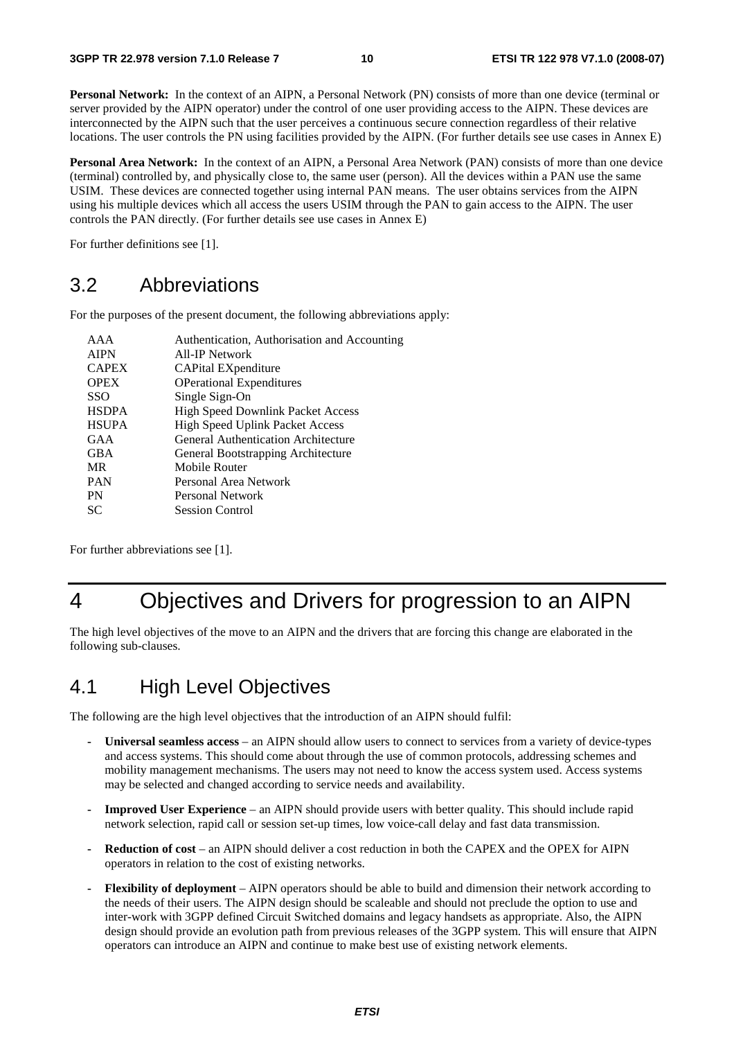**Personal Network:** In the context of an AIPN, a Personal Network (PN) consists of more than one device (terminal or server provided by the AIPN operator) under the control of one user providing access to the AIPN. These devices are interconnected by the AIPN such that the user perceives a continuous secure connection regardless of their relative locations. The user controls the PN using facilities provided by the AIPN. (For further details see use cases in Annex E)

**Personal Area Network:** In the context of an AIPN, a Personal Area Network (PAN) consists of more than one device (terminal) controlled by, and physically close to, the same user (person). All the devices within a PAN use the same USIM. These devices are connected together using internal PAN means. The user obtains services from the AIPN using his multiple devices which all access the users USIM through the PAN to gain access to the AIPN. The user controls the PAN directly. (For further details see use cases in Annex E)

For further definitions see [1].

## 3.2 Abbreviations

For the purposes of the present document, the following abbreviations apply:

| | |
|---|---|
| AAA | Authentication, Authorisation and Accounting |
| AIPN | All-IP Network |
| CAPEX | CAPital EXpenditure |
| OPEX | OPerational Expenditures |
| SSO | Single Sign-On |
| HSDPA | High Speed Downlink Packet Access |
| HSUPA | High Speed Uplink Packet Access |
| GAA | General Authentication Architecture |
| GBA | General Bootstrapping Architecture |
| MR | Mobile Router |
| PAN | Personal Area Network |
| PN | Personal Network |
| SC | Session Control |

For further abbreviations see [1].

# 4 Objectives and Drivers for progression to an AIPN

The high level objectives of the move to an AIPN and the drivers that are forcing this change are elaborated in the following sub-clauses.

## 4.1 High Level Objectives

The following are the high level objectives that the introduction of an AIPN should fulfil:

- **Universal seamless access** – an AIPN should allow users to connect to services from a variety of device-types and access systems. This should come about through the use of common protocols, addressing schemes and mobility management mechanisms. The users may not need to know the access system used. Access systems may be selected and changed according to service needs and availability.
- **Improved User Experience** – an AIPN should provide users with better quality. This should include rapid network selection, rapid call or session set-up times, low voice-call delay and fast data transmission.
- **Reduction of cost** – an AIPN should deliver a cost reduction in both the CAPEX and the OPEX for AIPN operators in relation to the cost of existing networks.
- **Flexibility of deployment** – AIPN operators should be able to build and dimension their network according to the needs of their users. The AIPN design should be scaleable and should not preclude the option to use and inter-work with 3GPP defined Circuit Switched domains and legacy handsets as appropriate. Also, the AIPN design should provide an evolution path from previous releases of the 3GPP system. This will ensure that AIPN operators can introduce an AIPN and continue to make best use of existing network elements.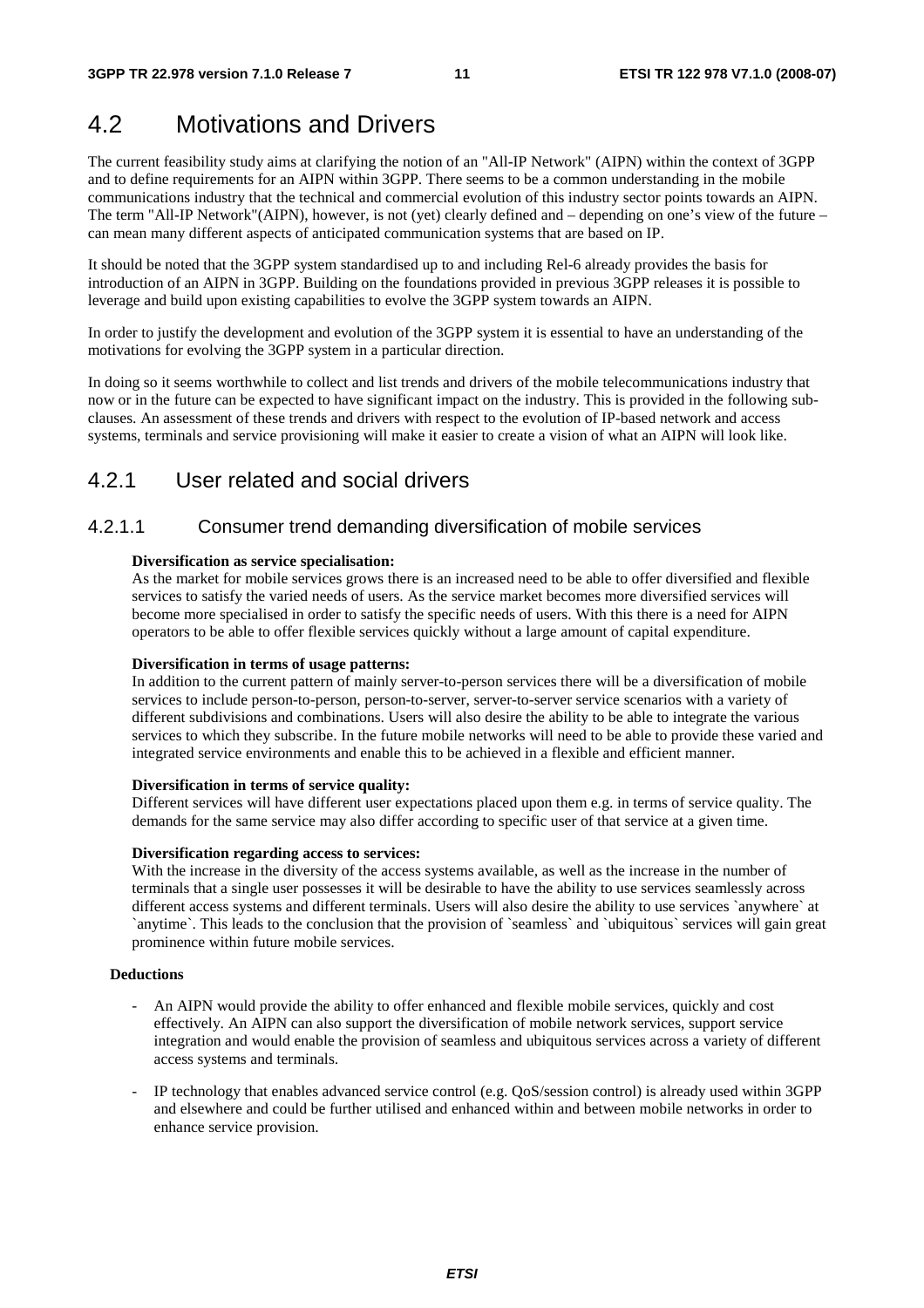## 4.2 Motivations and Drivers

The current feasibility study aims at clarifying the notion of an "All-IP Network" (AIPN) within the context of 3GPP and to define requirements for an AIPN within 3GPP. There seems to be a common understanding in the mobile communications industry that the technical and commercial evolution of this industry sector points towards an AIPN. The term "All-IP Network"(AIPN), however, is not (yet) clearly defined and – depending on one's view of the future – can mean many different aspects of anticipated communication systems that are based on IP.

It should be noted that the 3GPP system standardised up to and including Rel-6 already provides the basis for introduction of an AIPN in 3GPP. Building on the foundations provided in previous 3GPP releases it is possible to leverage and build upon existing capabilities to evolve the 3GPP system towards an AIPN.

In order to justify the development and evolution of the 3GPP system it is essential to have an understanding of the motivations for evolving the 3GPP system in a particular direction.

In doing so it seems worthwhile to collect and list trends and drivers of the mobile telecommunications industry that now or in the future can be expected to have significant impact on the industry. This is provided in the following sub-clauses. An assessment of these trends and drivers with respect to the evolution of IP-based network and access systems, terminals and service provisioning will make it easier to create a vision of what an AIPN will look like.

### 4.2.1 User related and social drivers

#### 4.2.1.1 Consumer trend demanding diversification of mobile services

**Diversification as service specialisation:**
As the market for mobile services grows there is an increased need to be able to offer diversified and flexible services to satisfy the varied needs of users. As the service market becomes more diversified services will become more specialised in order to satisfy the specific needs of users. With this there is a need for AIPN operators to be able to offer flexible services quickly without a large amount of capital expenditure.

**Diversification in terms of usage patterns:**
In addition to the current pattern of mainly server-to-person services there will be a diversification of mobile services to include person-to-person, person-to-server, server-to-server service scenarios with a variety of different subdivisions and combinations. Users will also desire the ability to be able to integrate the various services to which they subscribe. In the future mobile networks will need to be able to provide these varied and integrated service environments and enable this to be achieved in a flexible and efficient manner.

**Diversification in terms of service quality:**
Different services will have different user expectations placed upon them e.g. in terms of service quality. The demands for the same service may also differ according to specific user of that service at a given time.

**Diversification regarding access to services:**
With the increase in the diversity of the access systems available, as well as the increase in the number of terminals that a single user possesses it will be desirable to have the ability to use services seamlessly across different access systems and different terminals. Users will also desire the ability to use services `anywhere` at `anytime`. This leads to the conclusion that the provision of `seamless` and `ubiquitous` services will gain great prominence within future mobile services.

**Deductions**

- An AIPN would provide the ability to offer enhanced and flexible mobile services, quickly and cost effectively. An AIPN can also support the diversification of mobile network services, support service integration and would enable the provision of seamless and ubiquitous services across a variety of different access systems and terminals.

- IP technology that enables advanced service control (e.g. QoS/session control) is already used within 3GPP and elsewhere and could be further utilised and enhanced within and between mobile networks in order to enhance service provision.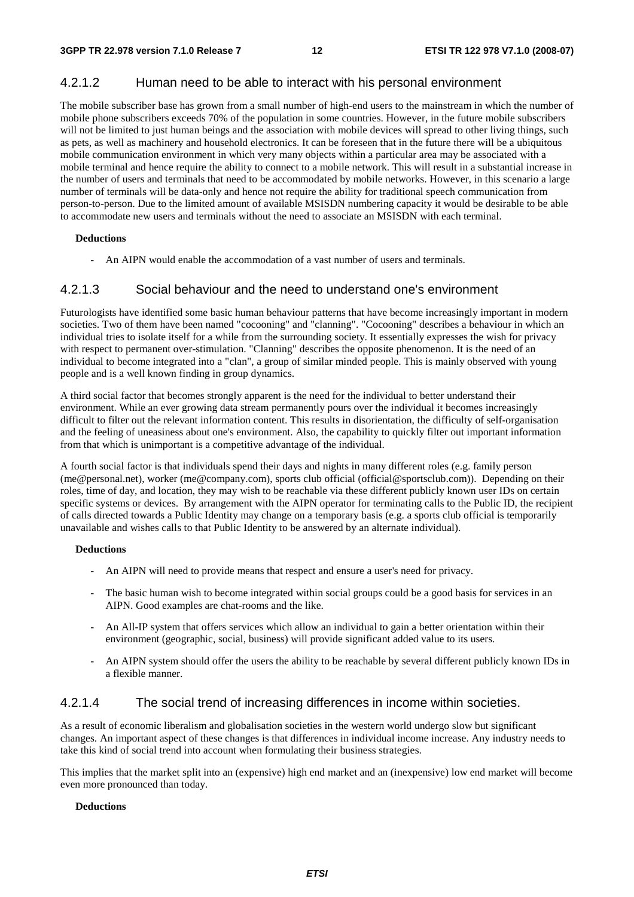#### 4.2.1.2 Human need to be able to interact with his personal environment

The mobile subscriber base has grown from a small number of high-end users to the mainstream in which the number of mobile phone subscribers exceeds 70% of the population in some countries. However, in the future mobile subscribers will not be limited to just human beings and the association with mobile devices will spread to other living things, such as pets, as well as machinery and household electronics. It can be foreseen that in the future there will be a ubiquitous mobile communication environment in which very many objects within a particular area may be associated with a mobile terminal and hence require the ability to connect to a mobile network. This will result in a substantial increase in the number of users and terminals that need to be accommodated by mobile networks. However, in this scenario a large number of terminals will be data-only and hence not require the ability for traditional speech communication from person-to-person. Due to the limited amount of available MSISDN numbering capacity it would be desirable to be able to accommodate new users and terminals without the need to associate an MSISDN with each terminal.

**Deductions**

- An AIPN would enable the accommodation of a vast number of users and terminals.

#### 4.2.1.3 Social behaviour and the need to understand one's environment

Futurologists have identified some basic human behaviour patterns that have become increasingly important in modern societies. Two of them have been named "cocooning" and "clanning". "Cocooning" describes a behaviour in which an individual tries to isolate itself for a while from the surrounding society. It essentially expresses the wish for privacy with respect to permanent over-stimulation. "Clanning" describes the opposite phenomenon. It is the need of an individual to become integrated into a "clan", a group of similar minded people. This is mainly observed with young people and is a well known finding in group dynamics.

A third social factor that becomes strongly apparent is the need for the individual to better understand their environment. While an ever growing data stream permanently pours over the individual it becomes increasingly difficult to filter out the relevant information content. This results in disorientation, the difficulty of self-organisation and the feeling of uneasiness about one's environment. Also, the capability to quickly filter out important information from that which is unimportant is a competitive advantage of the individual.

A fourth social factor is that individuals spend their days and nights in many different roles (e.g. family person (me@personal.net), worker (me@company.com), sports club official (official@sportsclub.com)). Depending on their roles, time of day, and location, they may wish to be reachable via these different publicly known user IDs on certain specific systems or devices. By arrangement with the AIPN operator for terminating calls to the Public ID, the recipient of calls directed towards a Public Identity may change on a temporary basis (e.g. a sports club official is temporarily unavailable and wishes calls to that Public Identity to be answered by an alternate individual).

**Deductions**

- An AIPN will need to provide means that respect and ensure a user's need for privacy.
- The basic human wish to become integrated within social groups could be a good basis for services in an AIPN. Good examples are chat-rooms and the like.
- An All-IP system that offers services which allow an individual to gain a better orientation within their environment (geographic, social, business) will provide significant added value to its users.
- An AIPN system should offer the users the ability to be reachable by several different publicly known IDs in a flexible manner.

#### 4.2.1.4 The social trend of increasing differences in income within societies.

As a result of economic liberalism and globalisation societies in the western world undergo slow but significant changes. An important aspect of these changes is that differences in individual income increase. Any industry needs to take this kind of social trend into account when formulating their business strategies.

This implies that the market split into an (expensive) high end market and an (inexpensive) low end market will become even more pronounced than today.

**Deductions**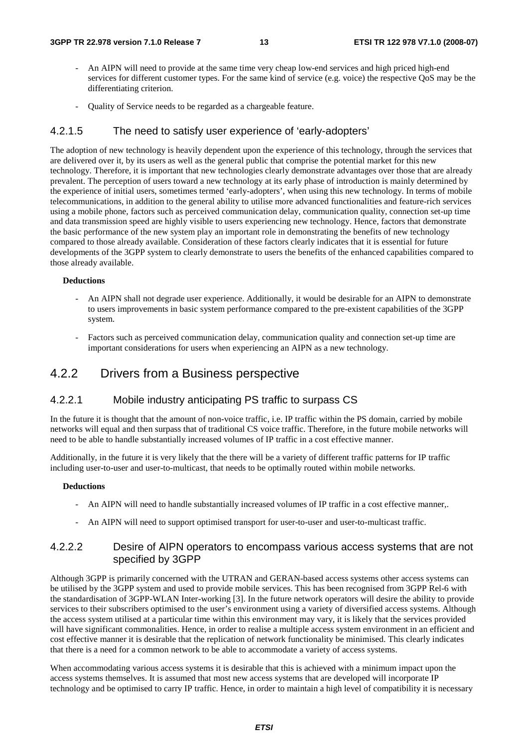- An AIPN will need to provide at the same time very cheap low-end services and high priced high-end services for different customer types. For the same kind of service (e.g. voice) the respective QoS may be the differentiating criterion.

- Quality of Service needs to be regarded as a chargeable feature.

#### 4.2.1.5 The need to satisfy user experience of 'early-adopters'

The adoption of new technology is heavily dependent upon the experience of this technology, through the services that are delivered over it, by its users as well as the general public that comprise the potential market for this new technology. Therefore, it is important that new technologies clearly demonstrate advantages over those that are already prevalent. The perception of users toward a new technology at its early phase of introduction is mainly determined by the experience of initial users, sometimes termed 'early-adopters', when using this new technology. In terms of mobile telecommunications, in addition to the general ability to utilise more advanced functionalities and feature-rich services using a mobile phone, factors such as perceived communication delay, communication quality, connection set-up time and data transmission speed are highly visible to users experiencing new technology. Hence, factors that demonstrate the basic performance of the new system play an important role in demonstrating the benefits of new technology compared to those already available. Consideration of these factors clearly indicates that it is essential for future developments of the 3GPP system to clearly demonstrate to users the benefits of the enhanced capabilities compared to those already available.

**Deductions**

- An AIPN shall not degrade user experience. Additionally, it would be desirable for an AIPN to demonstrate to users improvements in basic system performance compared to the pre-existent capabilities of the 3GPP system.

- Factors such as perceived communication delay, communication quality and connection set-up time are important considerations for users when experiencing an AIPN as a new technology.

### 4.2.2 Drivers from a Business perspective

#### 4.2.2.1 Mobile industry anticipating PS traffic to surpass CS

In the future it is thought that the amount of non-voice traffic, i.e. IP traffic within the PS domain, carried by mobile networks will equal and then surpass that of traditional CS voice traffic. Therefore, in the future mobile networks will need to be able to handle substantially increased volumes of IP traffic in a cost effective manner.

Additionally, in the future it is very likely that the there will be a variety of different traffic patterns for IP traffic including user-to-user and user-to-multicast, that needs to be optimally routed within mobile networks.

**Deductions**

- An AIPN will need to handle substantially increased volumes of IP traffic in a cost effective manner,.

- An AIPN will need to support optimised transport for user-to-user and user-to-multicast traffic.

#### 4.2.2.2 Desire of AIPN operators to encompass various access systems that are not specified by 3GPP

Although 3GPP is primarily concerned with the UTRAN and GERAN-based access systems other access systems can be utilised by the 3GPP system and used to provide mobile services. This has been recognised from 3GPP Rel-6 with the standardisation of 3GPP-WLAN Inter-working [3]. In the future network operators will desire the ability to provide services to their subscribers optimised to the user's environment using a variety of diversified access systems. Although the access system utilised at a particular time within this environment may vary, it is likely that the services provided will have significant commonalities. Hence, in order to realise a multiple access system environment in an efficient and cost effective manner it is desirable that the replication of network functionality be minimised. This clearly indicates that there is a need for a common network to be able to accommodate a variety of access systems.

When accommodating various access systems it is desirable that this is achieved with a minimum impact upon the access systems themselves. It is assumed that most new access systems that are developed will incorporate IP technology and be optimised to carry IP traffic. Hence, in order to maintain a high level of compatibility it is necessary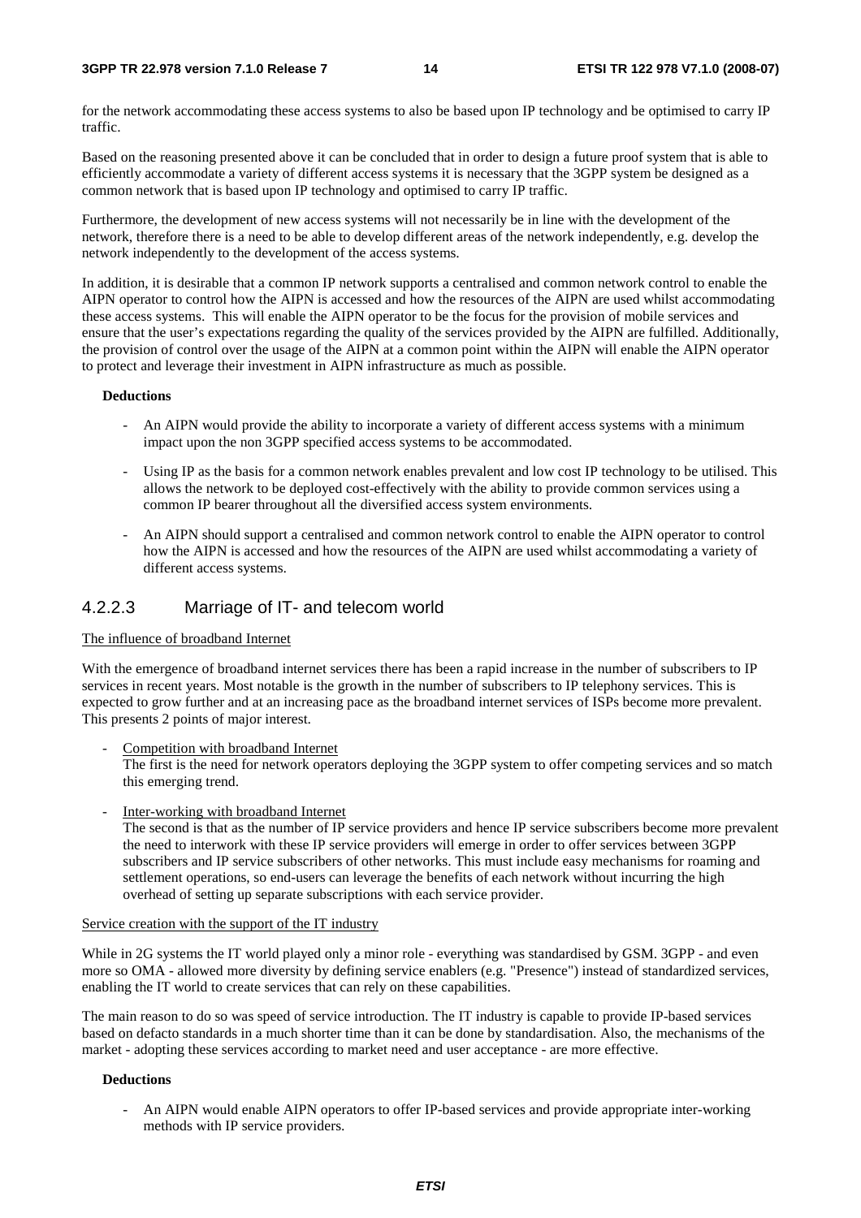for the network accommodating these access systems to also be based upon IP technology and be optimised to carry IP traffic.

Based on the reasoning presented above it can be concluded that in order to design a future proof system that is able to efficiently accommodate a variety of different access systems it is necessary that the 3GPP system be designed as a common network that is based upon IP technology and optimised to carry IP traffic.

Furthermore, the development of new access systems will not necessarily be in line with the development of the network, therefore there is a need to be able to develop different areas of the network independently, e.g. develop the network independently to the development of the access systems.

In addition, it is desirable that a common IP network supports a centralised and common network control to enable the AIPN operator to control how the AIPN is accessed and how the resources of the AIPN are used whilst accommodating these access systems. This will enable the AIPN operator to be the focus for the provision of mobile services and ensure that the user's expectations regarding the quality of the services provided by the AIPN are fulfilled. Additionally, the provision of control over the usage of the AIPN at a common point within the AIPN will enable the AIPN operator to protect and leverage their investment in AIPN infrastructure as much as possible.

**Deductions**

- An AIPN would provide the ability to incorporate a variety of different access systems with a minimum impact upon the non 3GPP specified access systems to be accommodated.
- Using IP as the basis for a common network enables prevalent and low cost IP technology to be utilised. This allows the network to be deployed cost-effectively with the ability to provide common services using a common IP bearer throughout all the diversified access system environments.
- An AIPN should support a centralised and common network control to enable the AIPN operator to control how the AIPN is accessed and how the resources of the AIPN are used whilst accommodating a variety of different access systems.

### 4.2.2.3 Marriage of IT- and telecom world

The influence of broadband Internet

With the emergence of broadband internet services there has been a rapid increase in the number of subscribers to IP services in recent years. Most notable is the growth in the number of subscribers to IP telephony services. This is expected to grow further and at an increasing pace as the broadband internet services of ISPs become more prevalent. This presents 2 points of major interest.

- Competition with broadband Internet
  The first is the need for network operators deploying the 3GPP system to offer competing services and so match this emerging trend.
- Inter-working with broadband Internet
  The second is that as the number of IP service providers and hence IP service subscribers become more prevalent the need to interwork with these IP service providers will emerge in order to offer services between 3GPP subscribers and IP service subscribers of other networks. This must include easy mechanisms for roaming and settlement operations, so end-users can leverage the benefits of each network without incurring the high overhead of setting up separate subscriptions with each service provider.

Service creation with the support of the IT industry

While in 2G systems the IT world played only a minor role - everything was standardised by GSM. 3GPP - and even more so OMA - allowed more diversity by defining service enablers (e.g. "Presence") instead of standardized services, enabling the IT world to create services that can rely on these capabilities.

The main reason to do so was speed of service introduction. The IT industry is capable to provide IP-based services based on defacto standards in a much shorter time than it can be done by standardisation. Also, the mechanisms of the market - adopting these services according to market need and user acceptance - are more effective.

**Deductions**

- An AIPN would enable AIPN operators to offer IP-based services and provide appropriate inter-working methods with IP service providers.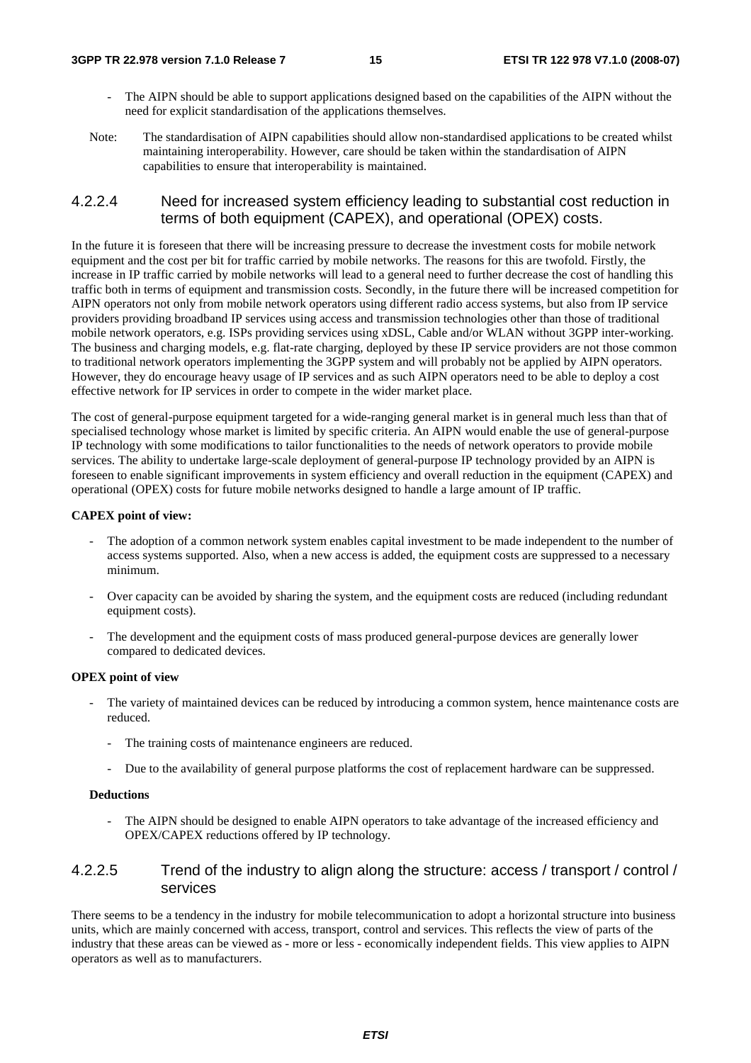- The AIPN should be able to support applications designed based on the capabilities of the AIPN without the need for explicit standardisation of the applications themselves.

Note: The standardisation of AIPN capabilities should allow non-standardised applications to be created whilst maintaining interoperability. However, care should be taken within the standardisation of AIPN capabilities to ensure that interoperability is maintained.

#### 4.2.2.4 Need for increased system efficiency leading to substantial cost reduction in terms of both equipment (CAPEX), and operational (OPEX) costs.

In the future it is foreseen that there will be increasing pressure to decrease the investment costs for mobile network equipment and the cost per bit for traffic carried by mobile networks. The reasons for this are twofold. Firstly, the increase in IP traffic carried by mobile networks will lead to a general need to further decrease the cost of handling this traffic both in terms of equipment and transmission costs. Secondly, in the future there will be increased competition for AIPN operators not only from mobile network operators using different radio access systems, but also from IP service providers providing broadband IP services using access and transmission technologies other than those of traditional mobile network operators, e.g. ISPs providing services using xDSL, Cable and/or WLAN without 3GPP inter-working. The business and charging models, e.g. flat-rate charging, deployed by these IP service providers are not those common to traditional network operators implementing the 3GPP system and will probably not be applied by AIPN operators. However, they do encourage heavy usage of IP services and as such AIPN operators need to be able to deploy a cost effective network for IP services in order to compete in the wider market place.

The cost of general-purpose equipment targeted for a wide-ranging general market is in general much less than that of specialised technology whose market is limited by specific criteria. An AIPN would enable the use of general-purpose IP technology with some modifications to tailor functionalities to the needs of network operators to provide mobile services. The ability to undertake large-scale deployment of general-purpose IP technology provided by an AIPN is foreseen to enable significant improvements in system efficiency and overall reduction in the equipment (CAPEX) and operational (OPEX) costs for future mobile networks designed to handle a large amount of IP traffic.

**CAPEX point of view:**

- The adoption of a common network system enables capital investment to be made independent to the number of access systems supported. Also, when a new access is added, the equipment costs are suppressed to a necessary minimum.
- Over capacity can be avoided by sharing the system, and the equipment costs are reduced (including redundant equipment costs).
- The development and the equipment costs of mass produced general-purpose devices are generally lower compared to dedicated devices.

**OPEX point of view**

- The variety of maintained devices can be reduced by introducing a common system, hence maintenance costs are reduced.
  - The training costs of maintenance engineers are reduced.
  - Due to the availability of general purpose platforms the cost of replacement hardware can be suppressed.

**Deductions**

- The AIPN should be designed to enable AIPN operators to take advantage of the increased efficiency and OPEX/CAPEX reductions offered by IP technology.

#### 4.2.2.5 Trend of the industry to align along the structure: access / transport / control / services

There seems to be a tendency in the industry for mobile telecommunication to adopt a horizontal structure into business units, which are mainly concerned with access, transport, control and services. This reflects the view of parts of the industry that these areas can be viewed as - more or less - economically independent fields. This view applies to AIPN operators as well as to manufacturers.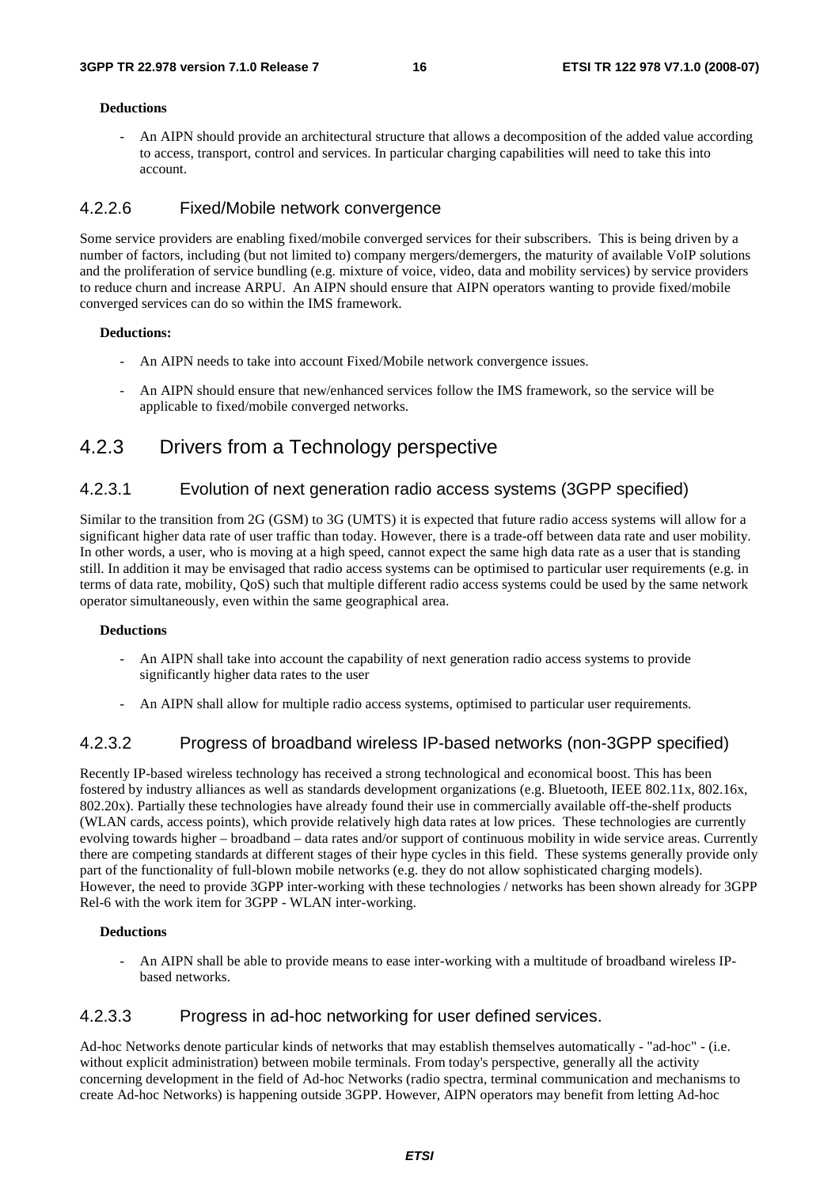**Deductions**

- An AIPN should provide an architectural structure that allows a decomposition of the added value according to access, transport, control and services. In particular charging capabilities will need to take this into account.

#### 4.2.2.6 Fixed/Mobile network convergence

Some service providers are enabling fixed/mobile converged services for their subscribers. This is being driven by a number of factors, including (but not limited to) company mergers/demergers, the maturity of available VoIP solutions and the proliferation of service bundling (e.g. mixture of voice, video, data and mobility services) by service providers to reduce churn and increase ARPU. An AIPN should ensure that AIPN operators wanting to provide fixed/mobile converged services can do so within the IMS framework.

**Deductions:**

- An AIPN needs to take into account Fixed/Mobile network convergence issues.
- An AIPN should ensure that new/enhanced services follow the IMS framework, so the service will be applicable to fixed/mobile converged networks.

### 4.2.3 Drivers from a Technology perspective

#### 4.2.3.1 Evolution of next generation radio access systems (3GPP specified)

Similar to the transition from 2G (GSM) to 3G (UMTS) it is expected that future radio access systems will allow for a significant higher data rate of user traffic than today. However, there is a trade-off between data rate and user mobility. In other words, a user, who is moving at a high speed, cannot expect the same high data rate as a user that is standing still. In addition it may be envisaged that radio access systems can be optimised to particular user requirements (e.g. in terms of data rate, mobility, QoS) such that multiple different radio access systems could be used by the same network operator simultaneously, even within the same geographical area.

**Deductions**

- An AIPN shall take into account the capability of next generation radio access systems to provide significantly higher data rates to the user
- An AIPN shall allow for multiple radio access systems, optimised to particular user requirements.

#### 4.2.3.2 Progress of broadband wireless IP-based networks (non-3GPP specified)

Recently IP-based wireless technology has received a strong technological and economical boost. This has been fostered by industry alliances as well as standards development organizations (e.g. Bluetooth, IEEE 802.11x, 802.16x, 802.20x). Partially these technologies have already found their use in commercially available off-the-shelf products (WLAN cards, access points), which provide relatively high data rates at low prices. These technologies are currently evolving towards higher – broadband – data rates and/or support of continuous mobility in wide service areas. Currently there are competing standards at different stages of their hype cycles in this field. These systems generally provide only part of the functionality of full-blown mobile networks (e.g. they do not allow sophisticated charging models). However, the need to provide 3GPP inter-working with these technologies / networks has been shown already for 3GPP Rel-6 with the work item for 3GPP - WLAN inter-working.

**Deductions**

- An AIPN shall be able to provide means to ease inter-working with a multitude of broadband wireless IP-based networks.

#### 4.2.3.3 Progress in ad-hoc networking for user defined services.

Ad-hoc Networks denote particular kinds of networks that may establish themselves automatically - "ad-hoc" - (i.e. without explicit administration) between mobile terminals. From today's perspective, generally all the activity concerning development in the field of Ad-hoc Networks (radio spectra, terminal communication and mechanisms to create Ad-hoc Networks) is happening outside 3GPP. However, AIPN operators may benefit from letting Ad-hoc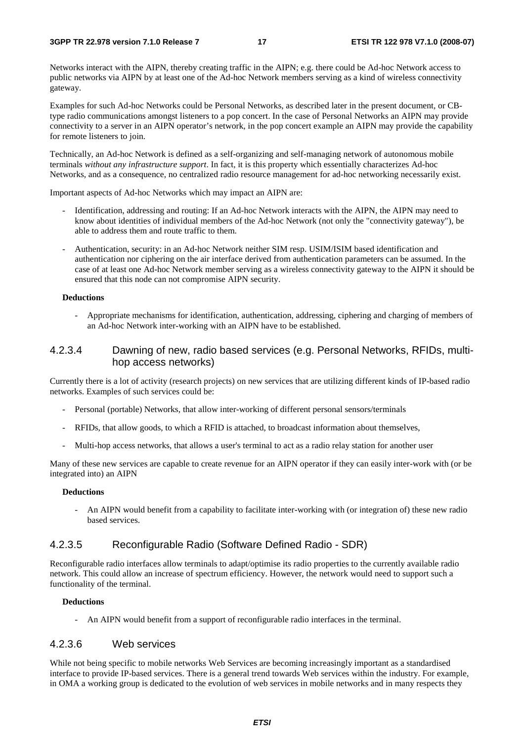Networks interact with the AIPN, thereby creating traffic in the AIPN; e.g. there could be Ad-hoc Network access to public networks via AIPN by at least one of the Ad-hoc Network members serving as a kind of wireless connectivity gateway.

Examples for such Ad-hoc Networks could be Personal Networks, as described later in the present document, or CB-type radio communications amongst listeners to a pop concert. In the case of Personal Networks an AIPN may provide connectivity to a server in an AIPN operator's network, in the pop concert example an AIPN may provide the capability for remote listeners to join.

Technically, an Ad-hoc Network is defined as a self-organizing and self-managing network of autonomous mobile terminals *without any infrastructure support*. In fact, it is this property which essentially characterizes Ad-hoc Networks, and as a consequence, no centralized radio resource management for ad-hoc networking necessarily exist.

Important aspects of Ad-hoc Networks which may impact an AIPN are:

- Identification, addressing and routing: If an Ad-hoc Network interacts with the AIPN, the AIPN may need to know about identities of individual members of the Ad-hoc Network (not only the "connectivity gateway"), be able to address them and route traffic to them.
- Authentication, security: in an Ad-hoc Network neither SIM resp. USIM/ISIM based identification and authentication nor ciphering on the air interface derived from authentication parameters can be assumed. In the case of at least one Ad-hoc Network member serving as a wireless connectivity gateway to the AIPN it should be ensured that this node can not compromise AIPN security.

**Deductions**

- Appropriate mechanisms for identification, authentication, addressing, ciphering and charging of members of an Ad-hoc Network inter-working with an AIPN have to be established.

#### 4.2.3.4 Dawning of new, radio based services (e.g. Personal Networks, RFIDs, multi-hop access networks)

Currently there is a lot of activity (research projects) on new services that are utilizing different kinds of IP-based radio networks. Examples of such services could be:

- Personal (portable) Networks, that allow inter-working of different personal sensors/terminals
- RFIDs, that allow goods, to which a RFID is attached, to broadcast information about themselves,
- Multi-hop access networks, that allows a user's terminal to act as a radio relay station for another user

Many of these new services are capable to create revenue for an AIPN operator if they can easily inter-work with (or be integrated into) an AIPN

**Deductions**

- An AIPN would benefit from a capability to facilitate inter-working with (or integration of) these new radio based services.

#### 4.2.3.5 Reconfigurable Radio (Software Defined Radio - SDR)

Reconfigurable radio interfaces allow terminals to adapt/optimise its radio properties to the currently available radio network. This could allow an increase of spectrum efficiency. However, the network would need to support such a functionality of the terminal.

**Deductions**

- An AIPN would benefit from a support of reconfigurable radio interfaces in the terminal.

#### 4.2.3.6 Web services

While not being specific to mobile networks Web Services are becoming increasingly important as a standardised interface to provide IP-based services. There is a general trend towards Web services within the industry. For example, in OMA a working group is dedicated to the evolution of web services in mobile networks and in many respects they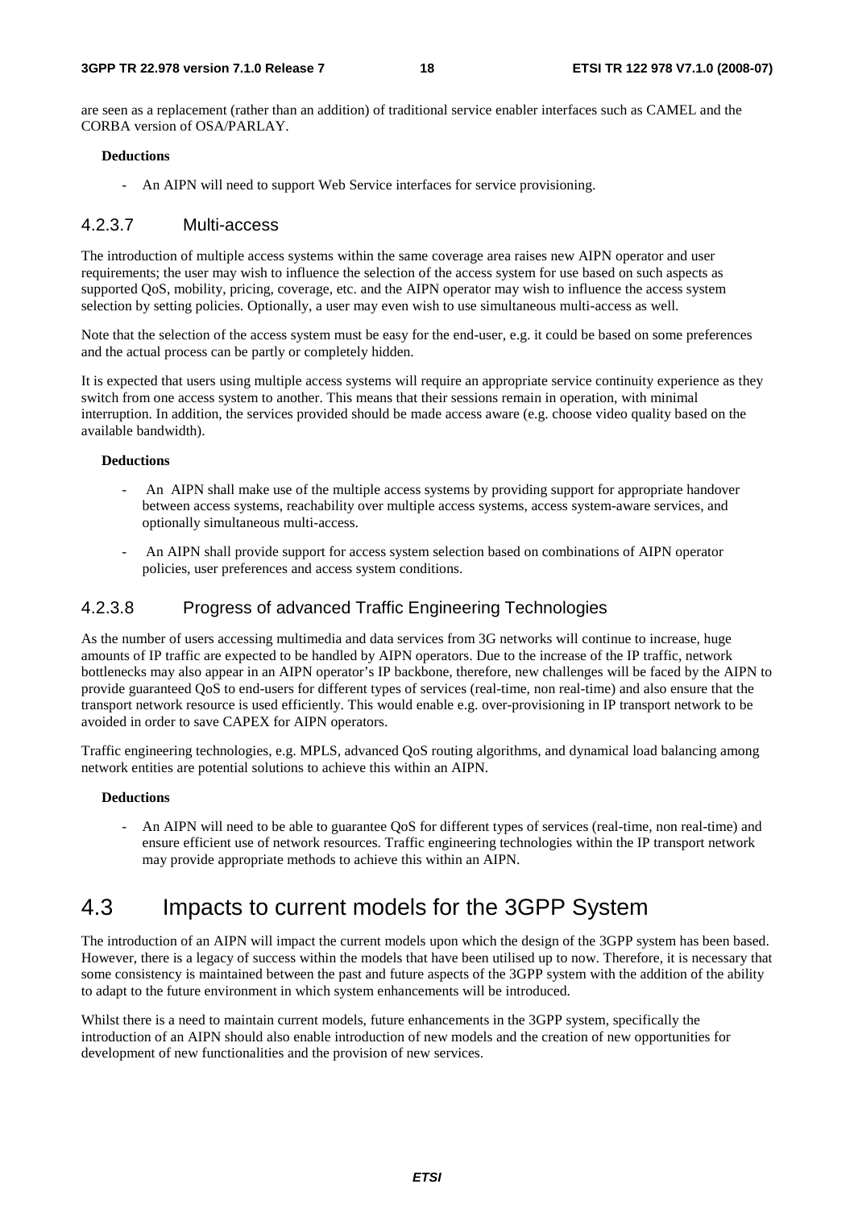are seen as a replacement (rather than an addition) of traditional service enabler interfaces such as CAMEL and the CORBA version of OSA/PARLAY.

**Deductions**

- An AIPN will need to support Web Service interfaces for service provisioning.

#### 4.2.3.7 Multi-access

The introduction of multiple access systems within the same coverage area raises new AIPN operator and user requirements; the user may wish to influence the selection of the access system for use based on such aspects as supported QoS, mobility, pricing, coverage, etc. and the AIPN operator may wish to influence the access system selection by setting policies. Optionally, a user may even wish to use simultaneous multi-access as well.

Note that the selection of the access system must be easy for the end-user, e.g. it could be based on some preferences and the actual process can be partly or completely hidden.

It is expected that users using multiple access systems will require an appropriate service continuity experience as they switch from one access system to another. This means that their sessions remain in operation, with minimal interruption. In addition, the services provided should be made access aware (e.g. choose video quality based on the available bandwidth).

**Deductions**

- An AIPN shall make use of the multiple access systems by providing support for appropriate handover between access systems, reachability over multiple access systems, access system-aware services, and optionally simultaneous multi-access.
- An AIPN shall provide support for access system selection based on combinations of AIPN operator policies, user preferences and access system conditions.

#### 4.2.3.8 Progress of advanced Traffic Engineering Technologies

As the number of users accessing multimedia and data services from 3G networks will continue to increase, huge amounts of IP traffic are expected to be handled by AIPN operators. Due to the increase of the IP traffic, network bottlenecks may also appear in an AIPN operator's IP backbone, therefore, new challenges will be faced by the AIPN to provide guaranteed QoS to end-users for different types of services (real-time, non real-time) and also ensure that the transport network resource is used efficiently. This would enable e.g. over-provisioning in IP transport network to be avoided in order to save CAPEX for AIPN operators.

Traffic engineering technologies, e.g. MPLS, advanced QoS routing algorithms, and dynamical load balancing among network entities are potential solutions to achieve this within an AIPN.

**Deductions**

- An AIPN will need to be able to guarantee QoS for different types of services (real-time, non real-time) and ensure efficient use of network resources. Traffic engineering technologies within the IP transport network may provide appropriate methods to achieve this within an AIPN.

## 4.3 Impacts to current models for the 3GPP System

The introduction of an AIPN will impact the current models upon which the design of the 3GPP system has been based. However, there is a legacy of success within the models that have been utilised up to now. Therefore, it is necessary that some consistency is maintained between the past and future aspects of the 3GPP system with the addition of the ability to adapt to the future environment in which system enhancements will be introduced.

Whilst there is a need to maintain current models, future enhancements in the 3GPP system, specifically the introduction of an AIPN should also enable introduction of new models and the creation of new opportunities for development of new functionalities and the provision of new services.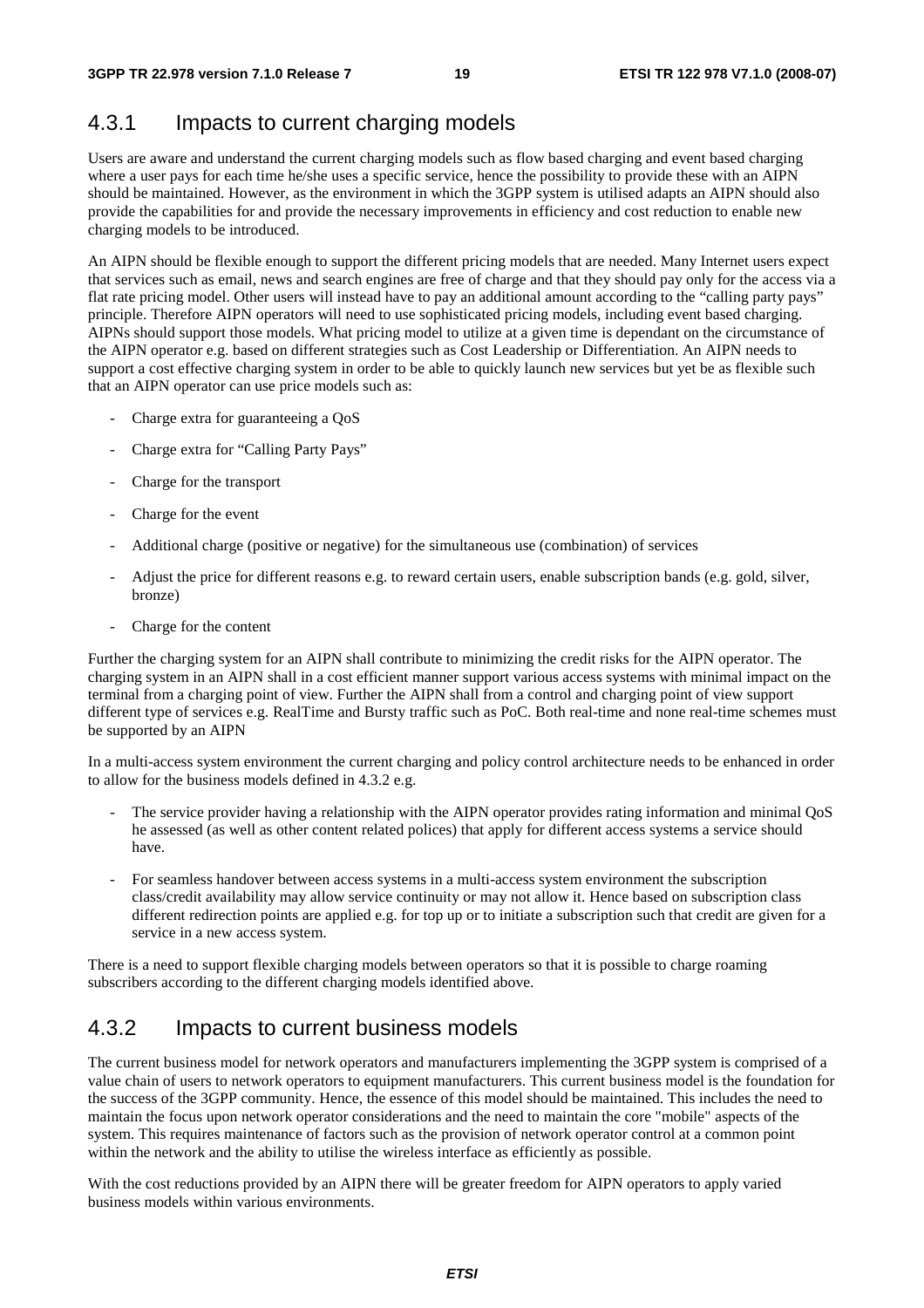### 4.3.1 Impacts to current charging models

Users are aware and understand the current charging models such as flow based charging and event based charging where a user pays for each time he/she uses a specific service, hence the possibility to provide these with an AIPN should be maintained. However, as the environment in which the 3GPP system is utilised adapts an AIPN should also provide the capabilities for and provide the necessary improvements in efficiency and cost reduction to enable new charging models to be introduced.

An AIPN should be flexible enough to support the different pricing models that are needed. Many Internet users expect that services such as email, news and search engines are free of charge and that they should pay only for the access via a flat rate pricing model. Other users will instead have to pay an additional amount according to the "calling party pays" principle. Therefore AIPN operators will need to use sophisticated pricing models, including event based charging. AIPNs should support those models. What pricing model to utilize at a given time is dependant on the circumstance of the AIPN operator e.g. based on different strategies such as Cost Leadership or Differentiation. An AIPN needs to support a cost effective charging system in order to be able to quickly launch new services but yet be as flexible such that an AIPN operator can use price models such as:

- Charge extra for guaranteeing a QoS
- Charge extra for "Calling Party Pays"
- Charge for the transport
- Charge for the event
- Additional charge (positive or negative) for the simultaneous use (combination) of services
- Adjust the price for different reasons e.g. to reward certain users, enable subscription bands (e.g. gold, silver, bronze)
- Charge for the content

Further the charging system for an AIPN shall contribute to minimizing the credit risks for the AIPN operator. The charging system in an AIPN shall in a cost efficient manner support various access systems with minimal impact on the terminal from a charging point of view. Further the AIPN shall from a control and charging point of view support different type of services e.g. RealTime and Bursty traffic such as PoC. Both real-time and none real-time schemes must be supported by an AIPN

In a multi-access system environment the current charging and policy control architecture needs to be enhanced in order to allow for the business models defined in 4.3.2 e.g.

- The service provider having a relationship with the AIPN operator provides rating information and minimal QoS he assessed (as well as other content related polices) that apply for different access systems a service should have.
- For seamless handover between access systems in a multi-access system environment the subscription class/credit availability may allow service continuity or may not allow it. Hence based on subscription class different redirection points are applied e.g. for top up or to initiate a subscription such that credit are given for a service in a new access system.

There is a need to support flexible charging models between operators so that it is possible to charge roaming subscribers according to the different charging models identified above.

### 4.3.2 Impacts to current business models

The current business model for network operators and manufacturers implementing the 3GPP system is comprised of a value chain of users to network operators to equipment manufacturers. This current business model is the foundation for the success of the 3GPP community. Hence, the essence of this model should be maintained. This includes the need to maintain the focus upon network operator considerations and the need to maintain the core "mobile" aspects of the system. This requires maintenance of factors such as the provision of network operator control at a common point within the network and the ability to utilise the wireless interface as efficiently as possible.

With the cost reductions provided by an AIPN there will be greater freedom for AIPN operators to apply varied business models within various environments.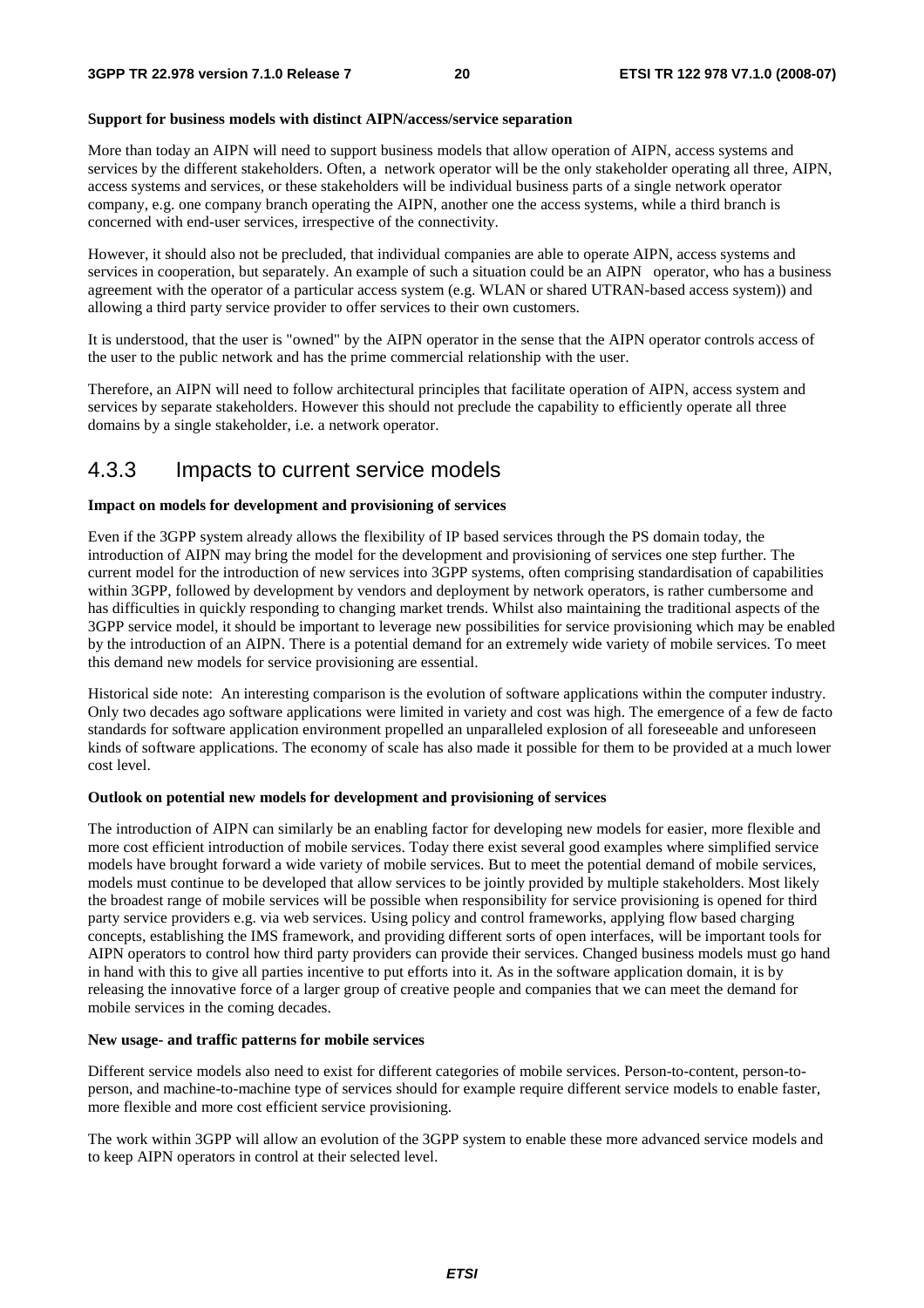**Support for business models with distinct AIPN/access/service separation**

More than today an AIPN will need to support business models that allow operation of AIPN, access systems and services by the different stakeholders. Often, a network operator will be the only stakeholder operating all three, AIPN, access systems and services, or these stakeholders will be individual business parts of a single network operator company, e.g. one company branch operating the AIPN, another one the access systems, while a third branch is concerned with end-user services, irrespective of the connectivity.

However, it should also not be precluded, that individual companies are able to operate AIPN, access systems and services in cooperation, but separately. An example of such a situation could be an AIPN operator, who has a business agreement with the operator of a particular access system (e.g. WLAN or shared UTRAN-based access system)) and allowing a third party service provider to offer services to their own customers.

It is understood, that the user is "owned" by the AIPN operator in the sense that the AIPN operator controls access of the user to the public network and has the prime commercial relationship with the user.

Therefore, an AIPN will need to follow architectural principles that facilitate operation of AIPN, access system and services by separate stakeholders. However this should not preclude the capability to efficiently operate all three domains by a single stakeholder, i.e. a network operator.

## 4.3.3 Impacts to current service models

**Impact on models for development and provisioning of services**

Even if the 3GPP system already allows the flexibility of IP based services through the PS domain today, the introduction of AIPN may bring the model for the development and provisioning of services one step further. The current model for the introduction of new services into 3GPP systems, often comprising standardisation of capabilities within 3GPP, followed by development by vendors and deployment by network operators, is rather cumbersome and has difficulties in quickly responding to changing market trends. Whilst also maintaining the traditional aspects of the 3GPP service model, it should be important to leverage new possibilities for service provisioning which may be enabled by the introduction of an AIPN. There is a potential demand for an extremely wide variety of mobile services. To meet this demand new models for service provisioning are essential.

Historical side note: An interesting comparison is the evolution of software applications within the computer industry. Only two decades ago software applications were limited in variety and cost was high. The emergence of a few de facto standards for software application environment propelled an unparalleled explosion of all foreseeable and unforeseen kinds of software applications. The economy of scale has also made it possible for them to be provided at a much lower cost level.

**Outlook on potential new models for development and provisioning of services**

The introduction of AIPN can similarly be an enabling factor for developing new models for easier, more flexible and more cost efficient introduction of mobile services. Today there exist several good examples where simplified service models have brought forward a wide variety of mobile services. But to meet the potential demand of mobile services, models must continue to be developed that allow services to be jointly provided by multiple stakeholders. Most likely the broadest range of mobile services will be possible when responsibility for service provisioning is opened for third party service providers e.g. via web services. Using policy and control frameworks, applying flow based charging concepts, establishing the IMS framework, and providing different sorts of open interfaces, will be important tools for AIPN operators to control how third party providers can provide their services. Changed business models must go hand in hand with this to give all parties incentive to put efforts into it. As in the software application domain, it is by releasing the innovative force of a larger group of creative people and companies that we can meet the demand for mobile services in the coming decades.

**New usage- and traffic patterns for mobile services**

Different service models also need to exist for different categories of mobile services. Person-to-content, person-to-person, and machine-to-machine type of services should for example require different service models to enable faster, more flexible and more cost efficient service provisioning.

The work within 3GPP will allow an evolution of the 3GPP system to enable these more advanced service models and to keep AIPN operators in control at their selected level.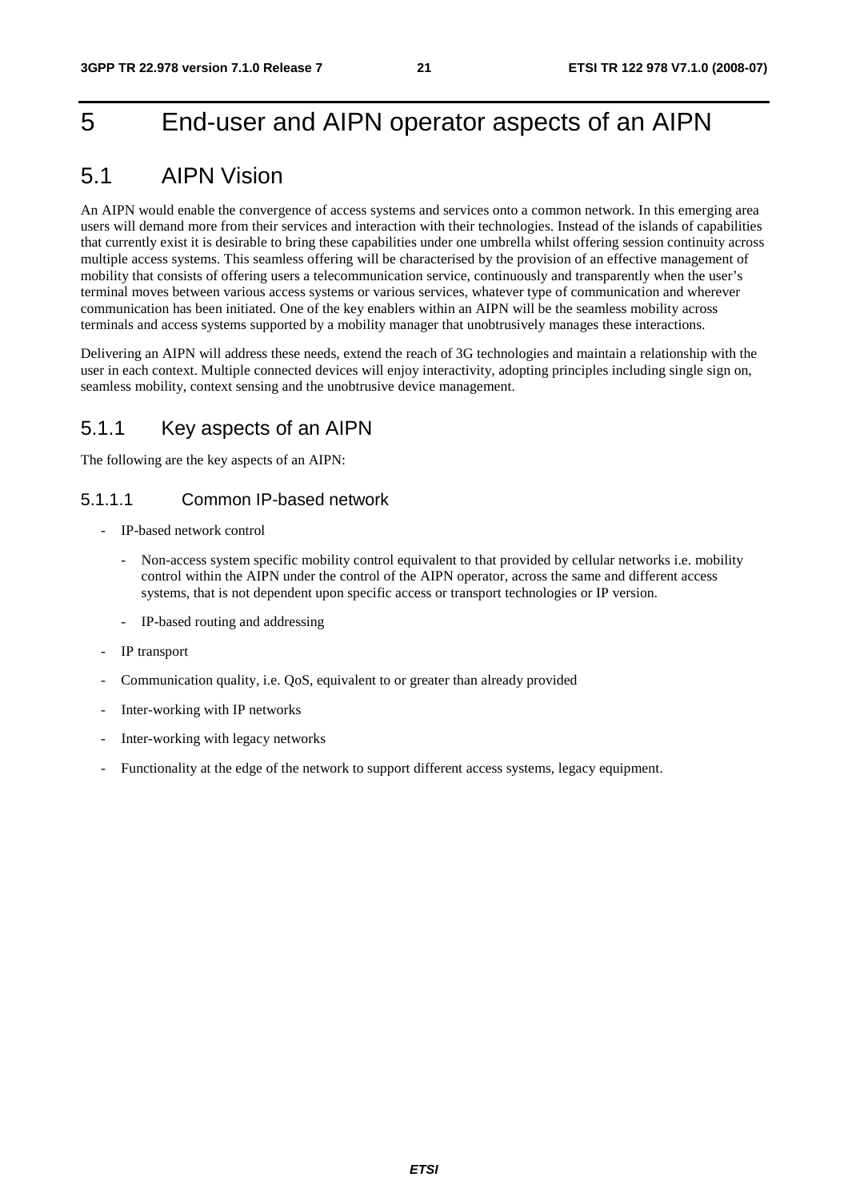# 5 End-user and AIPN operator aspects of an AIPN

## 5.1 AIPN Vision

An AIPN would enable the convergence of access systems and services onto a common network. In this emerging area users will demand more from their services and interaction with their technologies. Instead of the islands of capabilities that currently exist it is desirable to bring these capabilities under one umbrella whilst offering session continuity across multiple access systems. This seamless offering will be characterised by the provision of an effective management of mobility that consists of offering users a telecommunication service, continuously and transparently when the user's terminal moves between various access systems or various services, whatever type of communication and wherever communication has been initiated. One of the key enablers within an AIPN will be the seamless mobility across terminals and access systems supported by a mobility manager that unobtrusively manages these interactions.

Delivering an AIPN will address these needs, extend the reach of 3G technologies and maintain a relationship with the user in each context. Multiple connected devices will enjoy interactivity, adopting principles including single sign on, seamless mobility, context sensing and the unobtrusive device management.

### 5.1.1 Key aspects of an AIPN

The following are the key aspects of an AIPN:

#### 5.1.1.1 Common IP-based network

- IP-based network control
  - Non-access system specific mobility control equivalent to that provided by cellular networks i.e. mobility control within the AIPN under the control of the AIPN operator, across the same and different access systems, that is not dependent upon specific access or transport technologies or IP version.
  - IP-based routing and addressing
- IP transport
- Communication quality, i.e. QoS, equivalent to or greater than already provided
- Inter-working with IP networks
- Inter-working with legacy networks
- Functionality at the edge of the network to support different access systems, legacy equipment.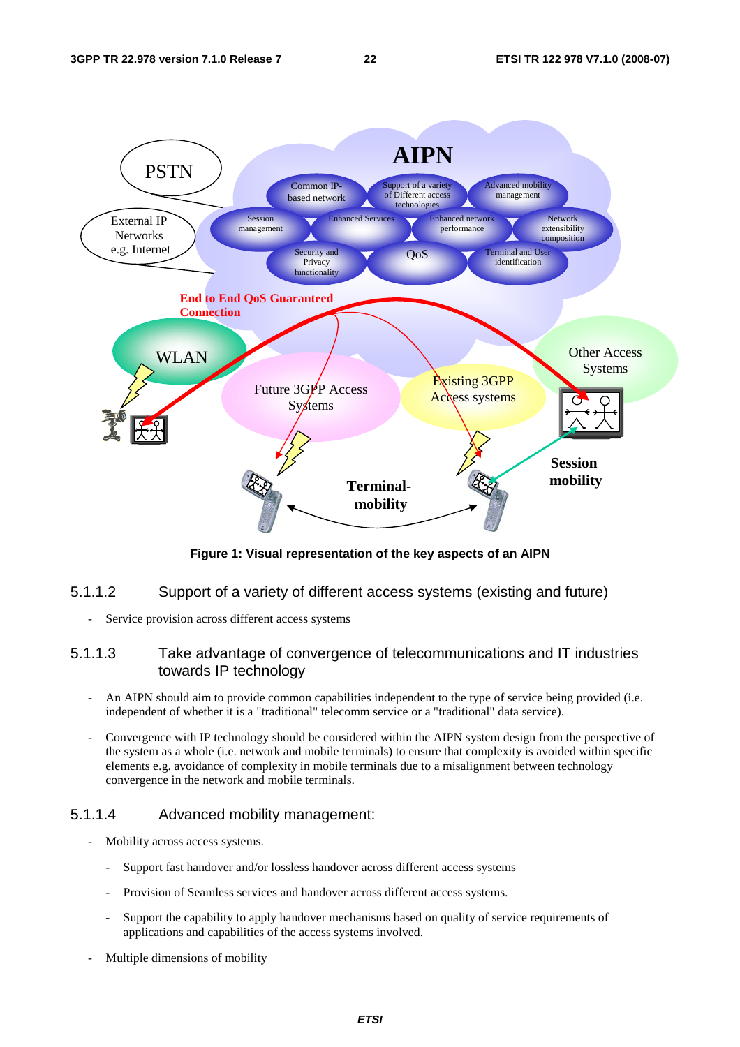Figure 1: Visual representation of the key aspects of an AIPN

#### 5.1.1.2 Support of a variety of different access systems (existing and future)

- Service provision across different access systems

#### 5.1.1.3 Take advantage of convergence of telecommunications and IT industries towards IP technology

- An AIPN should aim to provide common capabilities independent to the type of service being provided (i.e. independent of whether it is a "traditional" telecomm service or a "traditional" data service).
- Convergence with IP technology should be considered within the AIPN system design from the perspective of the system as a whole (i.e. network and mobile terminals) to ensure that complexity is avoided within specific elements e.g. avoidance of complexity in mobile terminals due to a misalignment between technology convergence in the network and mobile terminals.

#### 5.1.1.4 Advanced mobility management:

- Mobility across access systems.
  - Support fast handover and/or lossless handover across different access systems
  - Provision of Seamless services and handover across different access systems.
  - Support the capability to apply handover mechanisms based on quality of service requirements of applications and capabilities of the access systems involved.
- Multiple dimensions of mobility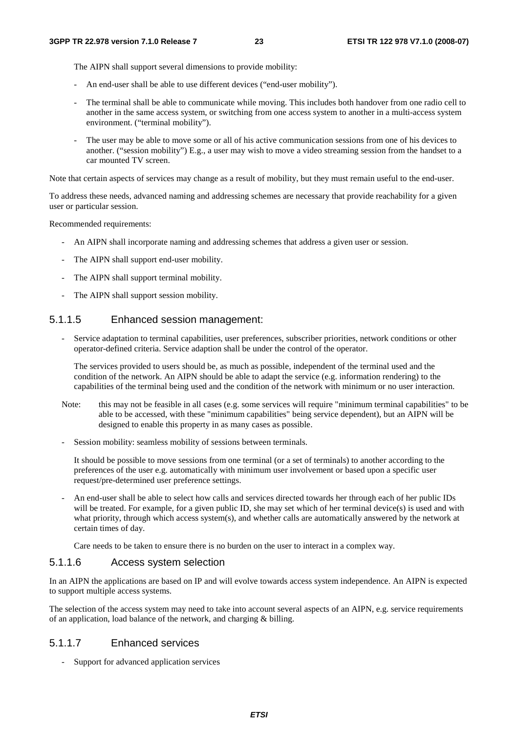The AIPN shall support several dimensions to provide mobility:

- An end-user shall be able to use different devices ("end-user mobility").
- The terminal shall be able to communicate while moving. This includes both handover from one radio cell to another in the same access system, or switching from one access system to another in a multi-access system environment. ("terminal mobility").
- The user may be able to move some or all of his active communication sessions from one of his devices to another. ("session mobility") E.g., a user may wish to move a video streaming session from the handset to a car mounted TV screen.

Note that certain aspects of services may change as a result of mobility, but they must remain useful to the end-user.

To address these needs, advanced naming and addressing schemes are necessary that provide reachability for a given user or particular session.

Recommended requirements:

- An AIPN shall incorporate naming and addressing schemes that address a given user or session.
- The AIPN shall support end-user mobility.
- The AIPN shall support terminal mobility.
- The AIPN shall support session mobility.

#### 5.1.1.5 Enhanced session management:

- Service adaptation to terminal capabilities, user preferences, subscriber priorities, network conditions or other operator-defined criteria. Service adaption shall be under the control of the operator.

  The services provided to users should be, as much as possible, independent of the terminal used and the condition of the network. An AIPN should be able to adapt the service (e.g. information rendering) to the capabilities of the terminal being used and the condition of the network with minimum or no user interaction.

  Note: this may not be feasible in all cases (e.g. some services will require "minimum terminal capabilities" to be able to be accessed, with these "minimum capabilities" being service dependent), but an AIPN will be designed to enable this property in as many cases as possible.

- Session mobility: seamless mobility of sessions between terminals.

  It should be possible to move sessions from one terminal (or a set of terminals) to another according to the preferences of the user e.g. automatically with minimum user involvement or based upon a specific user request/pre-determined user preference settings.

- An end-user shall be able to select how calls and services directed towards her through each of her public IDs will be treated. For example, for a given public ID, she may set which of her terminal device(s) is used and with what priority, through which access system(s), and whether calls are automatically answered by the network at certain times of day.

  Care needs to be taken to ensure there is no burden on the user to interact in a complex way.

#### 5.1.1.6 Access system selection

In an AIPN the applications are based on IP and will evolve towards access system independence. An AIPN is expected to support multiple access systems.

The selection of the access system may need to take into account several aspects of an AIPN, e.g. service requirements of an application, load balance of the network, and charging & billing.

#### 5.1.1.7 Enhanced services

- Support for advanced application services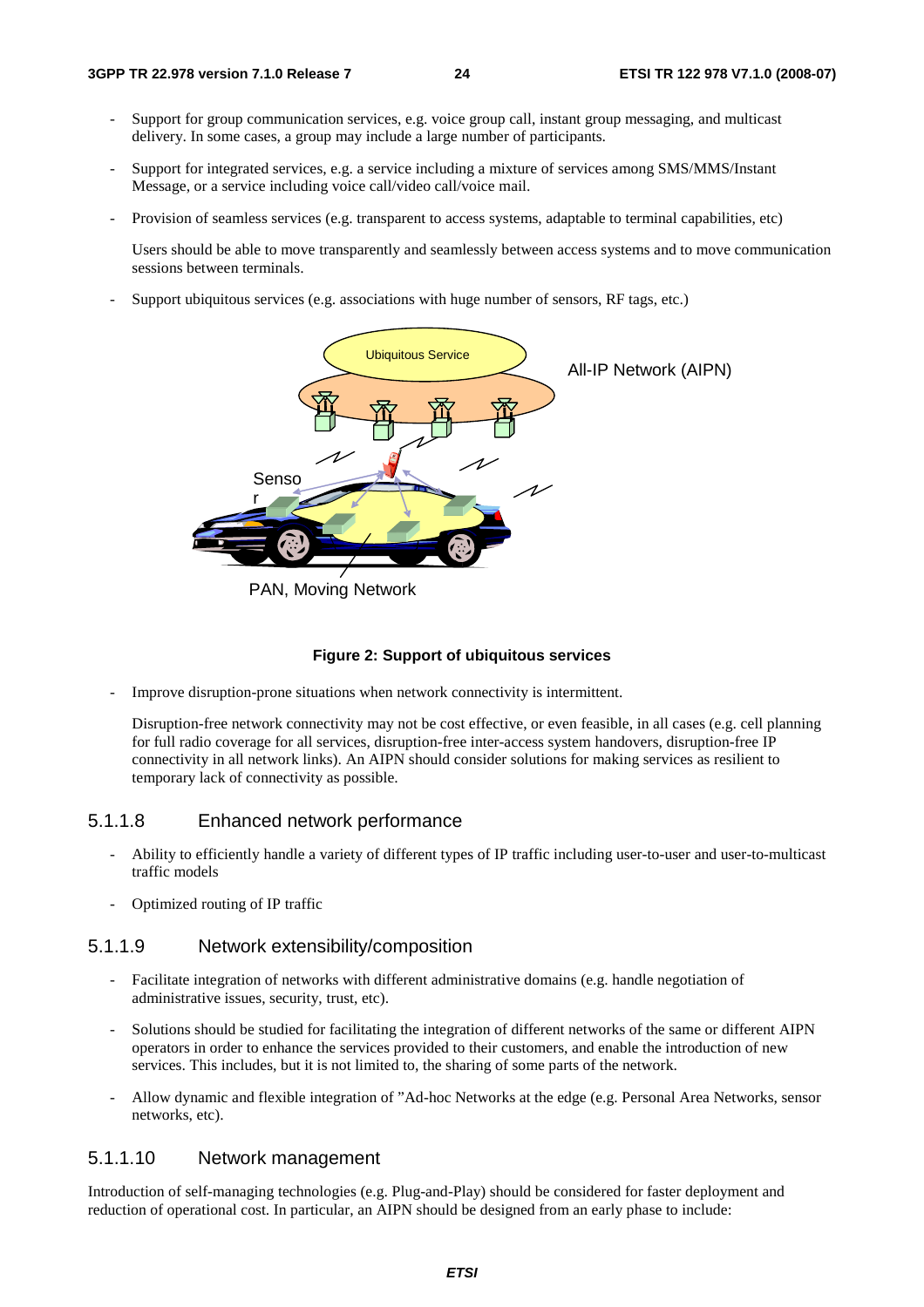- Support for group communication services, e.g. voice group call, instant group messaging, and multicast delivery. In some cases, a group may include a large number of participants.

- Support for integrated services, e.g. a service including a mixture of services among SMS/MMS/Instant Message, or a service including voice call/video call/voice mail.

- Provision of seamless services (e.g. transparent to access systems, adaptable to terminal capabilities, etc)

  Users should be able to move transparently and seamlessly between access systems and to move communication sessions between terminals.

- Support ubiquitous services (e.g. associations with huge number of sensors, RF tags, etc.)

**Figure 2: Support of ubiquitous services**

- Improve disruption-prone situations when network connectivity is intermittent.

  Disruption-free network connectivity may not be cost effective, or even feasible, in all cases (e.g. cell planning for full radio coverage for all services, disruption-free inter-access system handovers, disruption-free IP connectivity in all network links). An AIPN should consider solutions for making services as resilient to temporary lack of connectivity as possible.

### 5.1.1.8 Enhanced network performance

- Ability to efficiently handle a variety of different types of IP traffic including user-to-user and user-to-multicast traffic models

- Optimized routing of IP traffic

### 5.1.1.9 Network extensibility/composition

- Facilitate integration of networks with different administrative domains (e.g. handle negotiation of administrative issues, security, trust, etc).

- Solutions should be studied for facilitating the integration of different networks of the same or different AIPN operators in order to enhance the services provided to their customers, and enable the introduction of new services. This includes, but it is not limited to, the sharing of some parts of the network.

- Allow dynamic and flexible integration of "Ad-hoc Networks at the edge (e.g. Personal Area Networks, sensor networks, etc).

### 5.1.1.10 Network management

Introduction of self-managing technologies (e.g. Plug-and-Play) should be considered for faster deployment and reduction of operational cost. In particular, an AIPN should be designed from an early phase to include: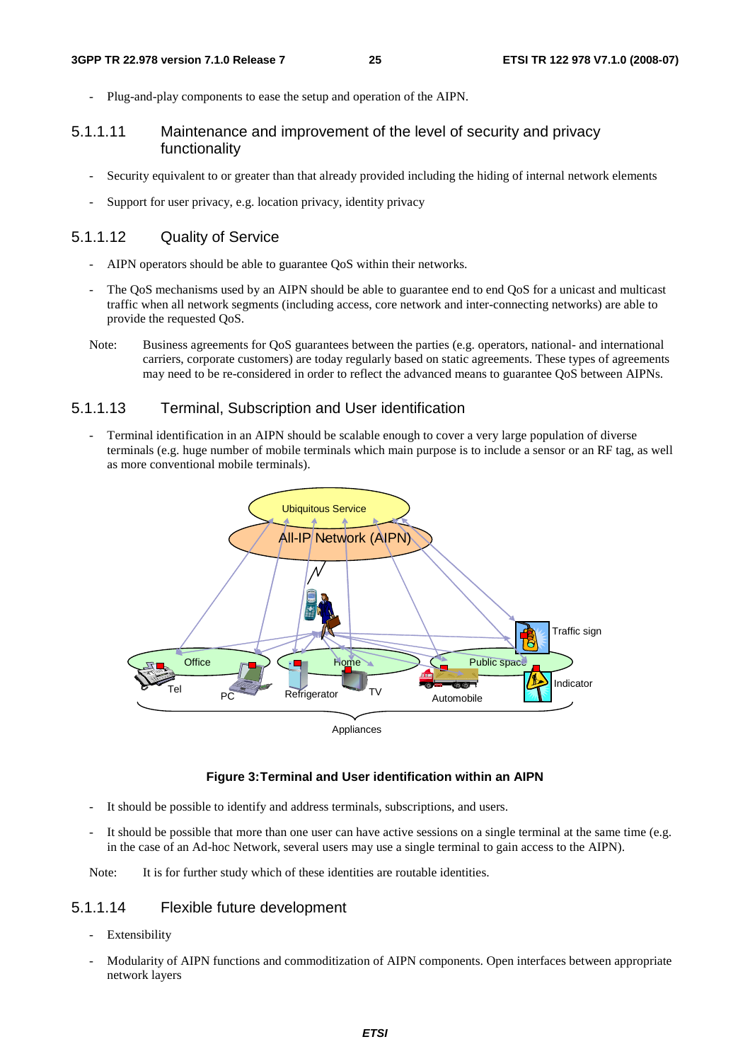- Plug-and-play components to ease the setup and operation of the AIPN.

#### 5.1.1.11 Maintenance and improvement of the level of security and privacy functionality

- Security equivalent to or greater than that already provided including the hiding of internal network elements
- Support for user privacy, e.g. location privacy, identity privacy

#### 5.1.1.12 Quality of Service

- AIPN operators should be able to guarantee QoS within their networks.
- The QoS mechanisms used by an AIPN should be able to guarantee end to end QoS for a unicast and multicast traffic when all network segments (including access, core network and inter-connecting networks) are able to provide the requested QoS.

Note: Business agreements for QoS guarantees between the parties (e.g. operators, national- and international carriers, corporate customers) are today regularly based on static agreements. These types of agreements may need to be re-considered in order to reflect the advanced means to guarantee QoS between AIPNs.

#### 5.1.1.13 Terminal, Subscription and User identification

- Terminal identification in an AIPN should be scalable enough to cover a very large population of diverse terminals (e.g. huge number of mobile terminals which main purpose is to include a sensor or an RF tag, as well as more conventional mobile terminals).

**Figure 3:Terminal and User identification within an AIPN**

- It should be possible to identify and address terminals, subscriptions, and users.
- It should be possible that more than one user can have active sessions on a single terminal at the same time (e.g. in the case of an Ad-hoc Network, several users may use a single terminal to gain access to the AIPN).

Note: It is for further study which of these identities are routable identities.

#### 5.1.1.14 Flexible future development

- Extensibility
- Modularity of AIPN functions and commoditization of AIPN components. Open interfaces between appropriate network layers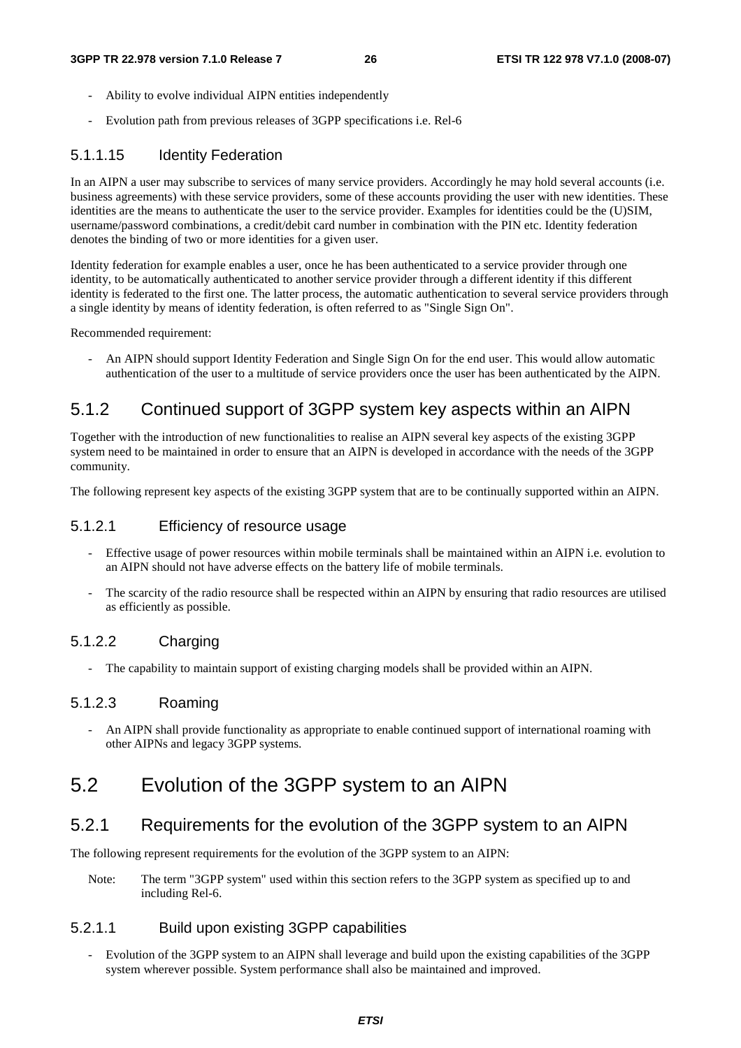- Ability to evolve individual AIPN entities independently
- Evolution path from previous releases of 3GPP specifications i.e. Rel-6

#### 5.1.1.15 Identity Federation

In an AIPN a user may subscribe to services of many service providers. Accordingly he may hold several accounts (i.e. business agreements) with these service providers, some of these accounts providing the user with new identities. These identities are the means to authenticate the user to the service provider. Examples for identities could be the (U)SIM, username/password combinations, a credit/debit card number in combination with the PIN etc. Identity federation denotes the binding of two or more identities for a given user.

Identity federation for example enables a user, once he has been authenticated to a service provider through one identity, to be automatically authenticated to another service provider through a different identity if this different identity is federated to the first one. The latter process, the automatic authentication to several service providers through a single identity by means of identity federation, is often referred to as "Single Sign On".

Recommended requirement:

- An AIPN should support Identity Federation and Single Sign On for the end user. This would allow automatic authentication of the user to a multitude of service providers once the user has been authenticated by the AIPN.

### 5.1.2 Continued support of 3GPP system key aspects within an AIPN

Together with the introduction of new functionalities to realise an AIPN several key aspects of the existing 3GPP system need to be maintained in order to ensure that an AIPN is developed in accordance with the needs of the 3GPP community.

The following represent key aspects of the existing 3GPP system that are to be continually supported within an AIPN.

#### 5.1.2.1 Efficiency of resource usage

- Effective usage of power resources within mobile terminals shall be maintained within an AIPN i.e. evolution to an AIPN should not have adverse effects on the battery life of mobile terminals.
- The scarcity of the radio resource shall be respected within an AIPN by ensuring that radio resources are utilised as efficiently as possible.

#### 5.1.2.2 Charging

- The capability to maintain support of existing charging models shall be provided within an AIPN.

#### 5.1.2.3 Roaming

- An AIPN shall provide functionality as appropriate to enable continued support of international roaming with other AIPNs and legacy 3GPP systems.

## 5.2 Evolution of the 3GPP system to an AIPN

### 5.2.1 Requirements for the evolution of the 3GPP system to an AIPN

The following represent requirements for the evolution of the 3GPP system to an AIPN:

Note: The term "3GPP system" used within this section refers to the 3GPP system as specified up to and including Rel-6.

#### 5.2.1.1 Build upon existing 3GPP capabilities

- Evolution of the 3GPP system to an AIPN shall leverage and build upon the existing capabilities of the 3GPP system wherever possible. System performance shall also be maintained and improved.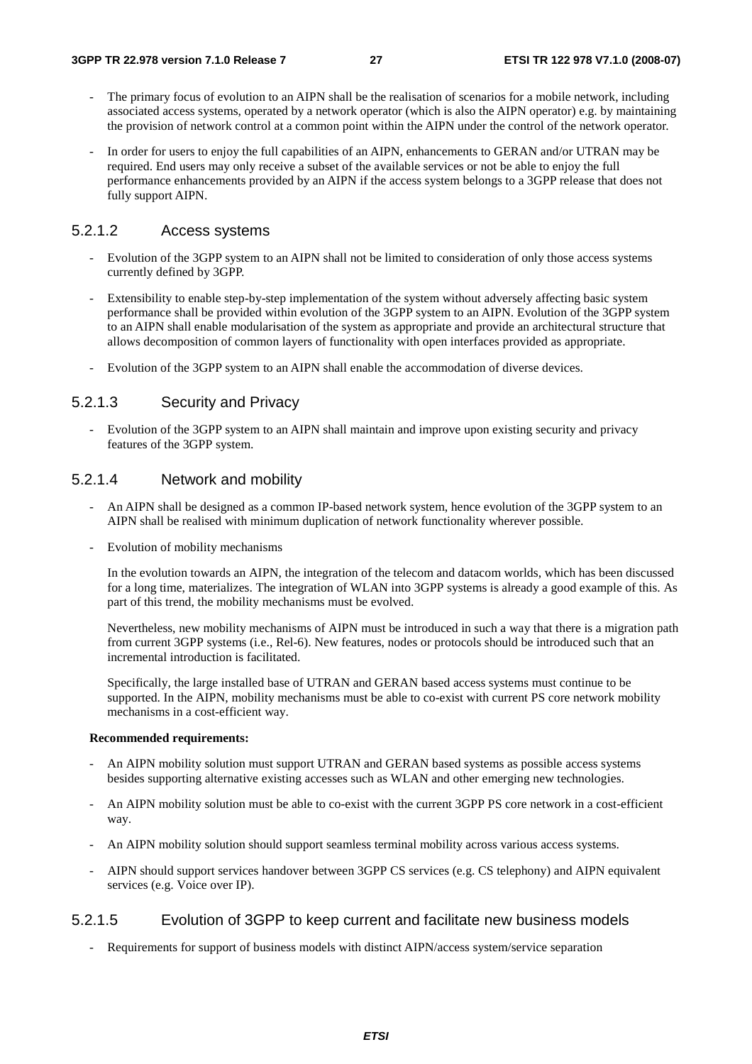- The primary focus of evolution to an AIPN shall be the realisation of scenarios for a mobile network, including associated access systems, operated by a network operator (which is also the AIPN operator) e.g. by maintaining the provision of network control at a common point within the AIPN under the control of the network operator.

- In order for users to enjoy the full capabilities of an AIPN, enhancements to GERAN and/or UTRAN may be required. End users may only receive a subset of the available services or not be able to enjoy the full performance enhancements provided by an AIPN if the access system belongs to a 3GPP release that does not fully support AIPN.

#### 5.2.1.2 Access systems

- Evolution of the 3GPP system to an AIPN shall not be limited to consideration of only those access systems currently defined by 3GPP.

- Extensibility to enable step-by-step implementation of the system without adversely affecting basic system performance shall be provided within evolution of the 3GPP system to an AIPN. Evolution of the 3GPP system to an AIPN shall enable modularisation of the system as appropriate and provide an architectural structure that allows decomposition of common layers of functionality with open interfaces provided as appropriate.

- Evolution of the 3GPP system to an AIPN shall enable the accommodation of diverse devices.

#### 5.2.1.3 Security and Privacy

- Evolution of the 3GPP system to an AIPN shall maintain and improve upon existing security and privacy features of the 3GPP system.

#### 5.2.1.4 Network and mobility

- An AIPN shall be designed as a common IP-based network system, hence evolution of the 3GPP system to an AIPN shall be realised with minimum duplication of network functionality wherever possible.

- Evolution of mobility mechanisms

  In the evolution towards an AIPN, the integration of the telecom and datacom worlds, which has been discussed for a long time, materializes. The integration of WLAN into 3GPP systems is already a good example of this. As part of this trend, the mobility mechanisms must be evolved.

  Nevertheless, new mobility mechanisms of AIPN must be introduced in such a way that there is a migration path from current 3GPP systems (i.e., Rel-6). New features, nodes or protocols should be introduced such that an incremental introduction is facilitated.

  Specifically, the large installed base of UTRAN and GERAN based access systems must continue to be supported. In the AIPN, mobility mechanisms must be able to co-exist with current PS core network mobility mechanisms in a cost-efficient way.

**Recommended requirements:**

- An AIPN mobility solution must support UTRAN and GERAN based systems as possible access systems besides supporting alternative existing accesses such as WLAN and other emerging new technologies.

- An AIPN mobility solution must be able to co-exist with the current 3GPP PS core network in a cost-efficient way.

- An AIPN mobility solution should support seamless terminal mobility across various access systems.

- AIPN should support services handover between 3GPP CS services (e.g. CS telephony) and AIPN equivalent services (e.g. Voice over IP).

#### 5.2.1.5 Evolution of 3GPP to keep current and facilitate new business models

- Requirements for support of business models with distinct AIPN/access system/service separation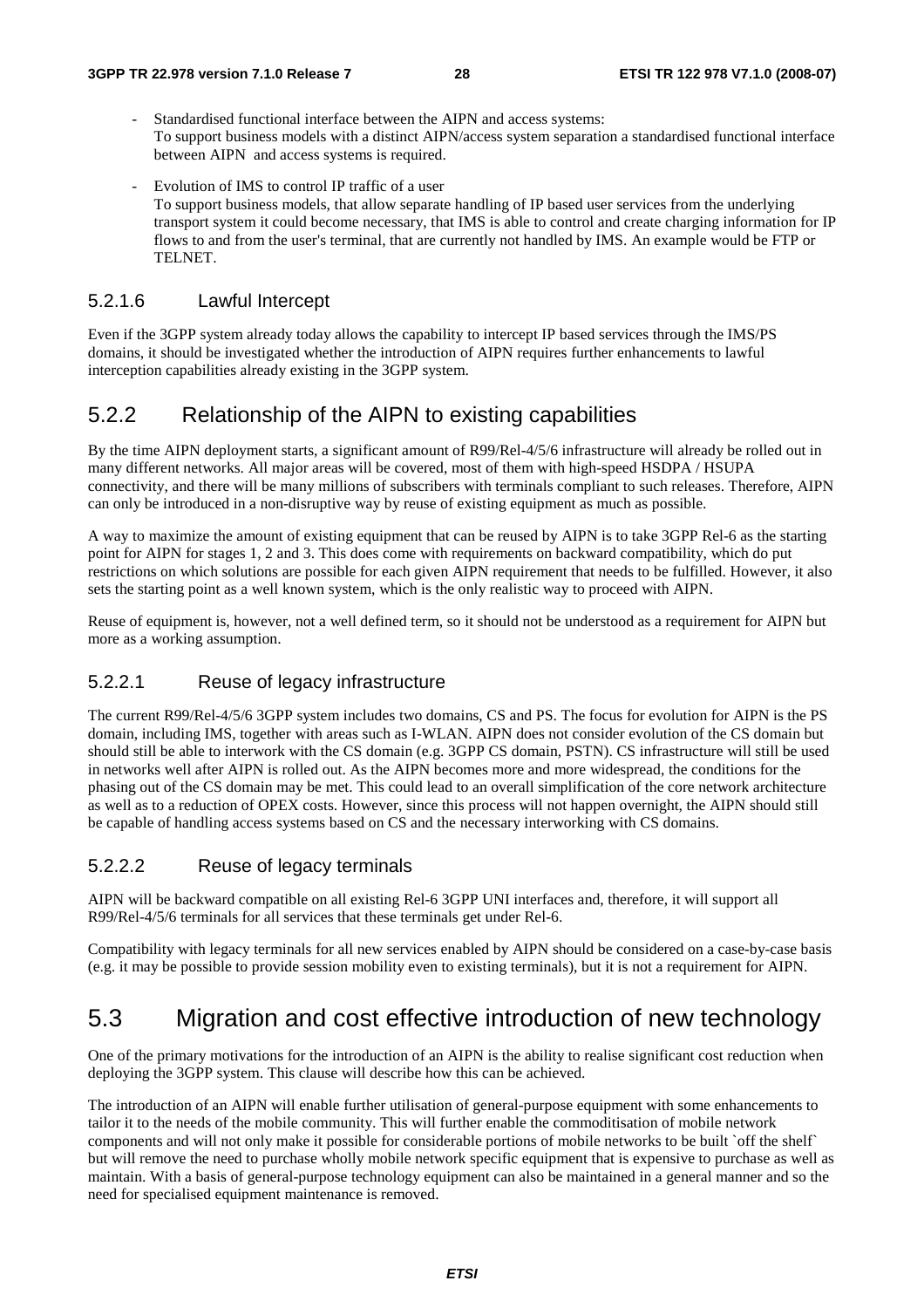- Standardised functional interface between the AIPN and access systems:
  To support business models with a distinct AIPN/access system separation a standardised functional interface between AIPN and access systems is required.

- Evolution of IMS to control IP traffic of a user
  To support business models, that allow separate handling of IP based user services from the underlying transport system it could become necessary, that IMS is able to control and create charging information for IP flows to and from the user's terminal, that are currently not handled by IMS. An example would be FTP or TELNET.

#### 5.2.1.6 Lawful Intercept

Even if the 3GPP system already today allows the capability to intercept IP based services through the IMS/PS domains, it should be investigated whether the introduction of AIPN requires further enhancements to lawful interception capabilities already existing in the 3GPP system.

### 5.2.2 Relationship of the AIPN to existing capabilities

By the time AIPN deployment starts, a significant amount of R99/Rel-4/5/6 infrastructure will already be rolled out in many different networks. All major areas will be covered, most of them with high-speed HSDPA / HSUPA connectivity, and there will be many millions of subscribers with terminals compliant to such releases. Therefore, AIPN can only be introduced in a non-disruptive way by reuse of existing equipment as much as possible.

A way to maximize the amount of existing equipment that can be reused by AIPN is to take 3GPP Rel-6 as the starting point for AIPN for stages 1, 2 and 3. This does come with requirements on backward compatibility, which do put restrictions on which solutions are possible for each given AIPN requirement that needs to be fulfilled. However, it also sets the starting point as a well known system, which is the only realistic way to proceed with AIPN.

Reuse of equipment is, however, not a well defined term, so it should not be understood as a requirement for AIPN but more as a working assumption.

#### 5.2.2.1 Reuse of legacy infrastructure

The current R99/Rel-4/5/6 3GPP system includes two domains, CS and PS. The focus for evolution for AIPN is the PS domain, including IMS, together with areas such as I-WLAN. AIPN does not consider evolution of the CS domain but should still be able to interwork with the CS domain (e.g. 3GPP CS domain, PSTN). CS infrastructure will still be used in networks well after AIPN is rolled out. As the AIPN becomes more and more widespread, the conditions for the phasing out of the CS domain may be met. This could lead to an overall simplification of the core network architecture as well as to a reduction of OPEX costs. However, since this process will not happen overnight, the AIPN should still be capable of handling access systems based on CS and the necessary interworking with CS domains.

#### 5.2.2.2 Reuse of legacy terminals

AIPN will be backward compatible on all existing Rel-6 3GPP UNI interfaces and, therefore, it will support all R99/Rel-4/5/6 terminals for all services that these terminals get under Rel-6.

Compatibility with legacy terminals for all new services enabled by AIPN should be considered on a case-by-case basis (e.g. it may be possible to provide session mobility even to existing terminals), but it is not a requirement for AIPN.

## 5.3 Migration and cost effective introduction of new technology

One of the primary motivations for the introduction of an AIPN is the ability to realise significant cost reduction when deploying the 3GPP system. This clause will describe how this can be achieved.

The introduction of an AIPN will enable further utilisation of general-purpose equipment with some enhancements to tailor it to the needs of the mobile community. This will further enable the commoditisation of mobile network components and will not only make it possible for considerable portions of mobile networks to be built `off the shelf` but will remove the need to purchase wholly mobile network specific equipment that is expensive to purchase as well as maintain. With a basis of general-purpose technology equipment can also be maintained in a general manner and so the need for specialised equipment maintenance is removed.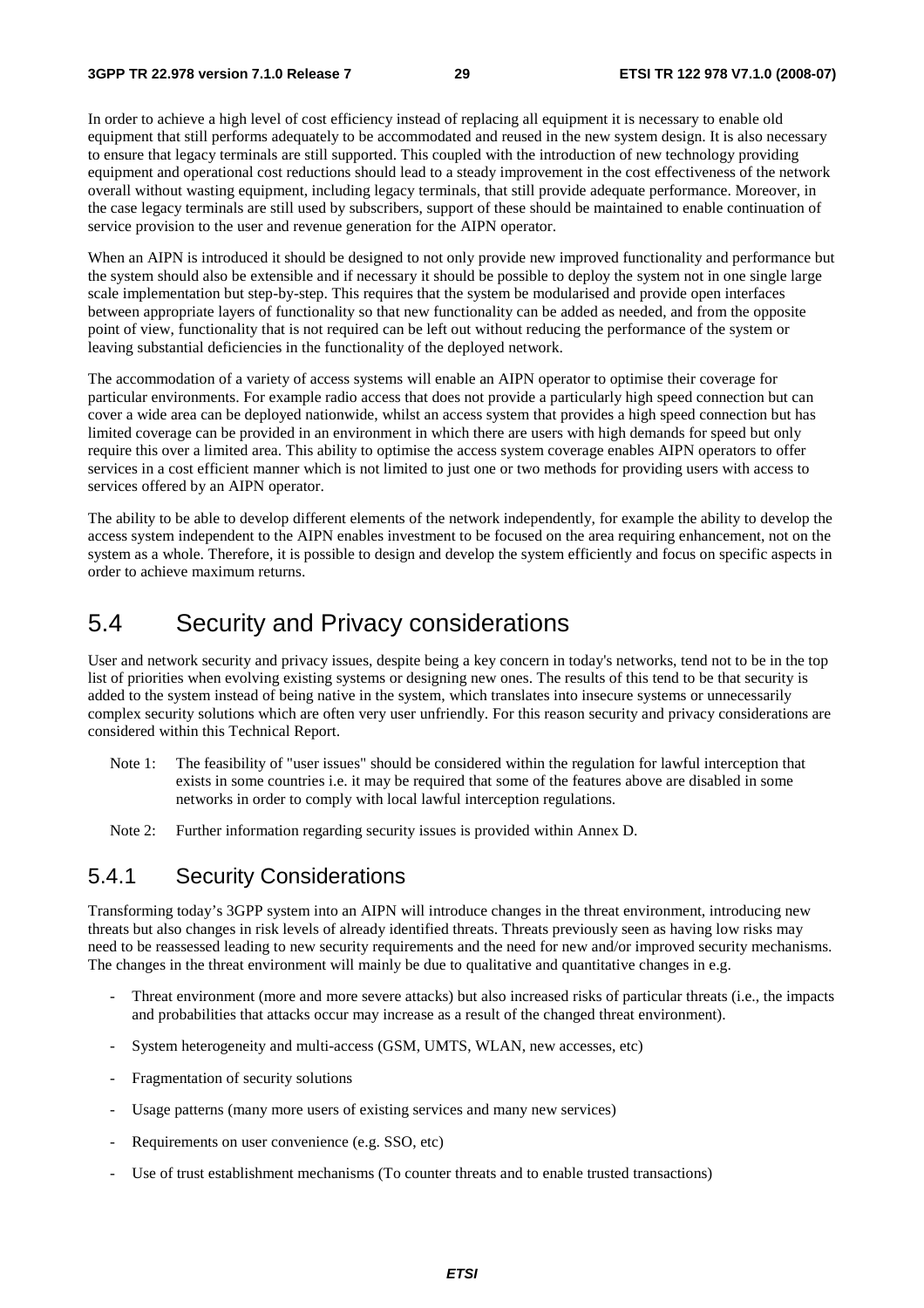In order to achieve a high level of cost efficiency instead of replacing all equipment it is necessary to enable old equipment that still performs adequately to be accommodated and reused in the new system design. It is also necessary to ensure that legacy terminals are still supported. This coupled with the introduction of new technology providing equipment and operational cost reductions should lead to a steady improvement in the cost effectiveness of the network overall without wasting equipment, including legacy terminals, that still provide adequate performance. Moreover, in the case legacy terminals are still used by subscribers, support of these should be maintained to enable continuation of service provision to the user and revenue generation for the AIPN operator.

When an AIPN is introduced it should be designed to not only provide new improved functionality and performance but the system should also be extensible and if necessary it should be possible to deploy the system not in one single large scale implementation but step-by-step. This requires that the system be modularised and provide open interfaces between appropriate layers of functionality so that new functionality can be added as needed, and from the opposite point of view, functionality that is not required can be left out without reducing the performance of the system or leaving substantial deficiencies in the functionality of the deployed network.

The accommodation of a variety of access systems will enable an AIPN operator to optimise their coverage for particular environments. For example radio access that does not provide a particularly high speed connection but can cover a wide area can be deployed nationwide, whilst an access system that provides a high speed connection but has limited coverage can be provided in an environment in which there are users with high demands for speed but only require this over a limited area. This ability to optimise the access system coverage enables AIPN operators to offer services in a cost efficient manner which is not limited to just one or two methods for providing users with access to services offered by an AIPN operator.

The ability to be able to develop different elements of the network independently, for example the ability to develop the access system independent to the AIPN enables investment to be focused on the area requiring enhancement, not on the system as a whole. Therefore, it is possible to design and develop the system efficiently and focus on specific aspects in order to achieve maximum returns.

## 5.4 Security and Privacy considerations

User and network security and privacy issues, despite being a key concern in today's networks, tend not to be in the top list of priorities when evolving existing systems or designing new ones. The results of this tend to be that security is added to the system instead of being native in the system, which translates into insecure systems or unnecessarily complex security solutions which are often very user unfriendly. For this reason security and privacy considerations are considered within this Technical Report.

Note 1: The feasibility of "user issues" should be considered within the regulation for lawful interception that exists in some countries i.e. it may be required that some of the features above are disabled in some networks in order to comply with local lawful interception regulations.

Note 2: Further information regarding security issues is provided within Annex D.

### 5.4.1 Security Considerations

Transforming today's 3GPP system into an AIPN will introduce changes in the threat environment, introducing new threats but also changes in risk levels of already identified threats. Threats previously seen as having low risks may need to be reassessed leading to new security requirements and the need for new and/or improved security mechanisms. The changes in the threat environment will mainly be due to qualitative and quantitative changes in e.g.

- Threat environment (more and more severe attacks) but also increased risks of particular threats (i.e., the impacts and probabilities that attacks occur may increase as a result of the changed threat environment).
- System heterogeneity and multi-access (GSM, UMTS, WLAN, new accesses, etc)
- Fragmentation of security solutions
- Usage patterns (many more users of existing services and many new services)
- Requirements on user convenience (e.g. SSO, etc)
- Use of trust establishment mechanisms (To counter threats and to enable trusted transactions)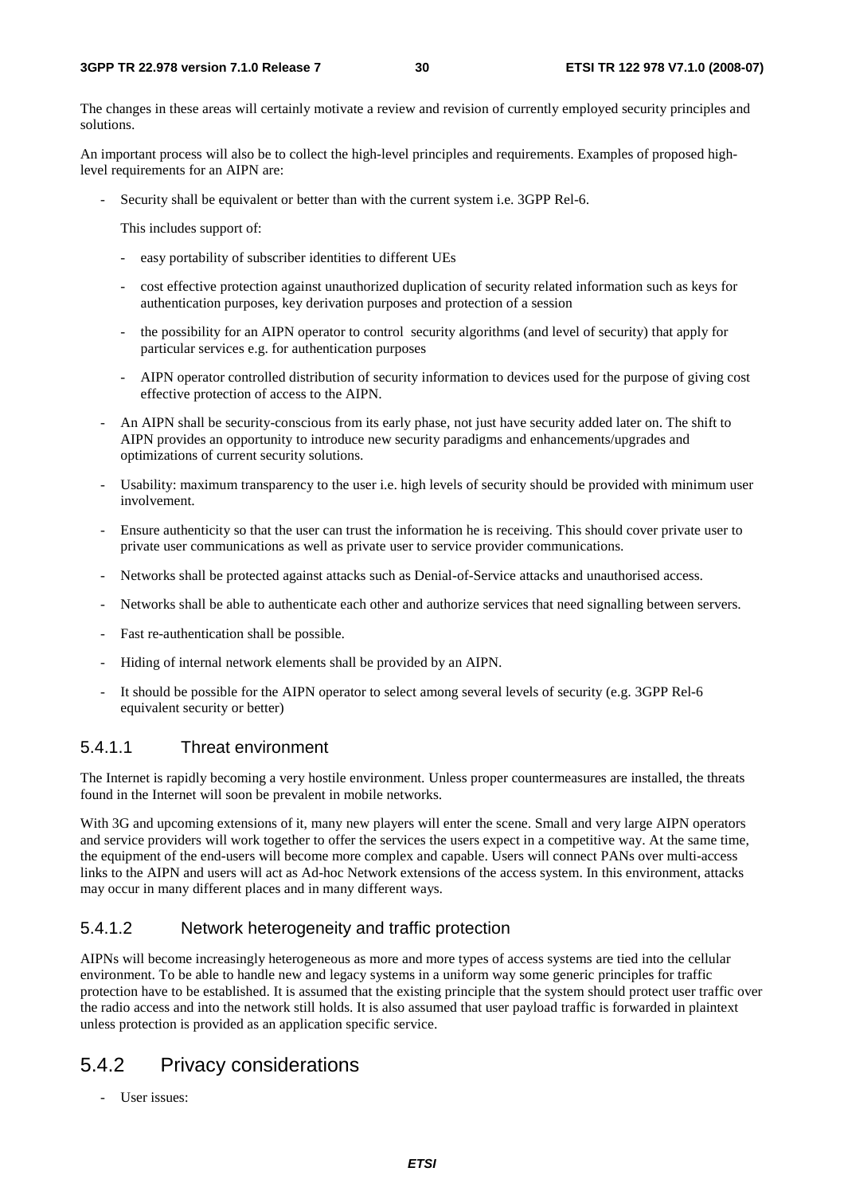The changes in these areas will certainly motivate a review and revision of currently employed security principles and solutions.

An important process will also be to collect the high-level principles and requirements. Examples of proposed high-level requirements for an AIPN are:

- Security shall be equivalent or better than with the current system i.e. 3GPP Rel-6.

  This includes support of:

  - easy portability of subscriber identities to different UEs
  - cost effective protection against unauthorized duplication of security related information such as keys for authentication purposes, key derivation purposes and protection of a session
  - the possibility for an AIPN operator to control security algorithms (and level of security) that apply for particular services e.g. for authentication purposes
  - AIPN operator controlled distribution of security information to devices used for the purpose of giving cost effective protection of access to the AIPN.

- An AIPN shall be security-conscious from its early phase, not just have security added later on. The shift to AIPN provides an opportunity to introduce new security paradigms and enhancements/upgrades and optimizations of current security solutions.
- Usability: maximum transparency to the user i.e. high levels of security should be provided with minimum user involvement.
- Ensure authenticity so that the user can trust the information he is receiving. This should cover private user to private user communications as well as private user to service provider communications.
- Networks shall be protected against attacks such as Denial-of-Service attacks and unauthorised access.
- Networks shall be able to authenticate each other and authorize services that need signalling between servers.
- Fast re-authentication shall be possible.
- Hiding of internal network elements shall be provided by an AIPN.
- It should be possible for the AIPN operator to select among several levels of security (e.g. 3GPP Rel-6 equivalent security or better)

#### 5.4.1.1 Threat environment

The Internet is rapidly becoming a very hostile environment. Unless proper countermeasures are installed, the threats found in the Internet will soon be prevalent in mobile networks.

With 3G and upcoming extensions of it, many new players will enter the scene. Small and very large AIPN operators and service providers will work together to offer the services the users expect in a competitive way. At the same time, the equipment of the end-users will become more complex and capable. Users will connect PANs over multi-access links to the AIPN and users will act as Ad-hoc Network extensions of the access system. In this environment, attacks may occur in many different places and in many different ways.

#### 5.4.1.2 Network heterogeneity and traffic protection

AIPNs will become increasingly heterogeneous as more and more types of access systems are tied into the cellular environment. To be able to handle new and legacy systems in a uniform way some generic principles for traffic protection have to be established. It is assumed that the existing principle that the system should protect user traffic over the radio access and into the network still holds. It is also assumed that user payload traffic is forwarded in plaintext unless protection is provided as an application specific service.

### 5.4.2 Privacy considerations

- User issues: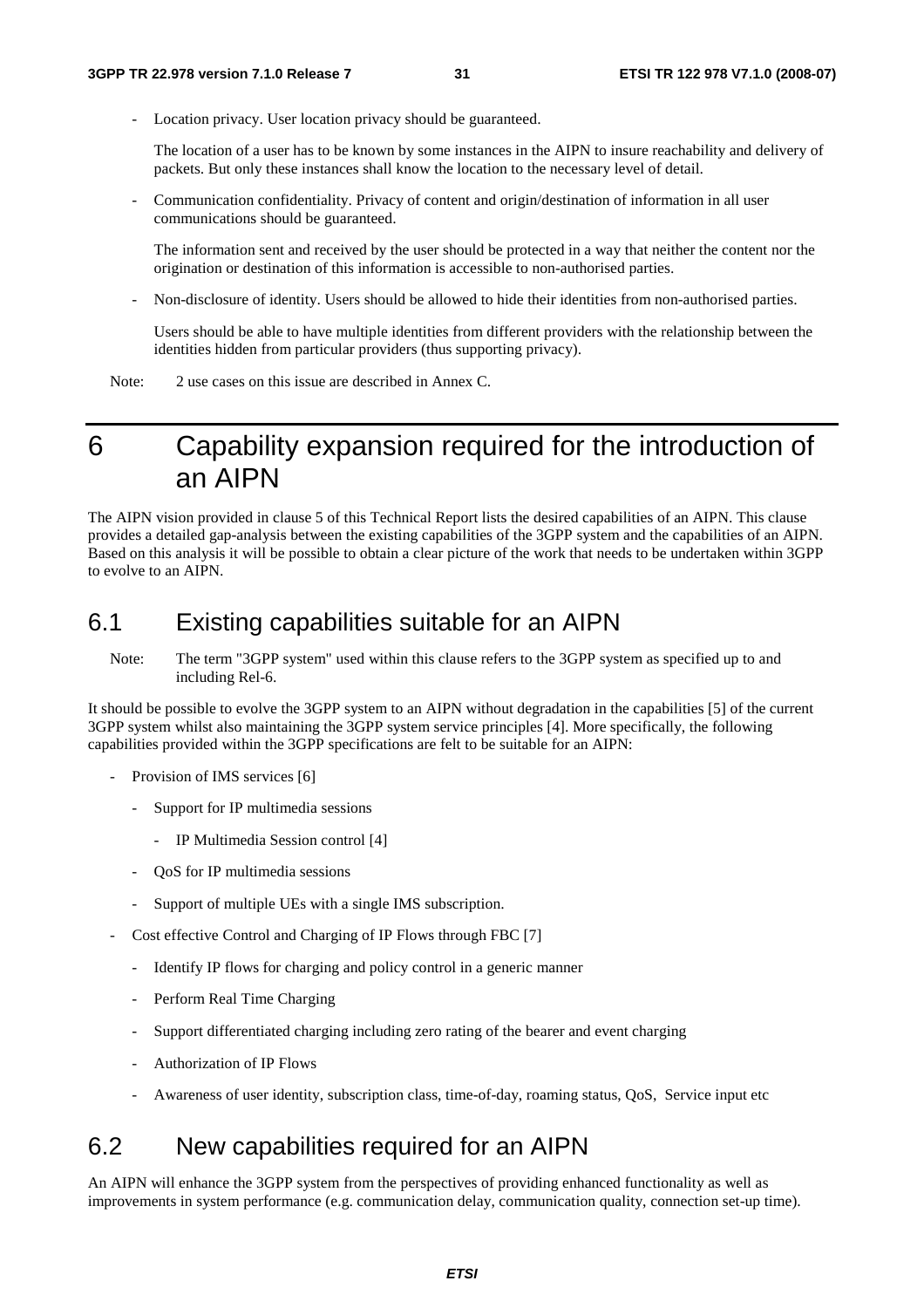- Location privacy. User location privacy should be guaranteed.

  The location of a user has to be known by some instances in the AIPN to insure reachability and delivery of packets. But only these instances shall know the location to the necessary level of detail.

- Communication confidentiality. Privacy of content and origin/destination of information in all user communications should be guaranteed.

  The information sent and received by the user should be protected in a way that neither the content nor the origination or destination of this information is accessible to non-authorised parties.

- Non-disclosure of identity. Users should be allowed to hide their identities from non-authorised parties.

  Users should be able to have multiple identities from different providers with the relationship between the identities hidden from particular providers (thus supporting privacy).

Note: 2 use cases on this issue are described in Annex C.

# 6 Capability expansion required for the introduction of an AIPN

The AIPN vision provided in clause 5 of this Technical Report lists the desired capabilities of an AIPN. This clause provides a detailed gap-analysis between the existing capabilities of the 3GPP system and the capabilities of an AIPN. Based on this analysis it will be possible to obtain a clear picture of the work that needs to be undertaken within 3GPP to evolve to an AIPN.

## 6.1 Existing capabilities suitable for an AIPN

Note: The term "3GPP system" used within this clause refers to the 3GPP system as specified up to and including Rel-6.

It should be possible to evolve the 3GPP system to an AIPN without degradation in the capabilities [5] of the current 3GPP system whilst also maintaining the 3GPP system service principles [4]. More specifically, the following capabilities provided within the 3GPP specifications are felt to be suitable for an AIPN:

- Provision of IMS services [6]
  - Support for IP multimedia sessions
    - IP Multimedia Session control [4]
  - QoS for IP multimedia sessions
  - Support of multiple UEs with a single IMS subscription.
- Cost effective Control and Charging of IP Flows through FBC [7]
  - Identify IP flows for charging and policy control in a generic manner
  - Perform Real Time Charging
  - Support differentiated charging including zero rating of the bearer and event charging
  - Authorization of IP Flows
  - Awareness of user identity, subscription class, time-of-day, roaming status, QoS, Service input etc

## 6.2 New capabilities required for an AIPN

An AIPN will enhance the 3GPP system from the perspectives of providing enhanced functionality as well as improvements in system performance (e.g. communication delay, communication quality, connection set-up time).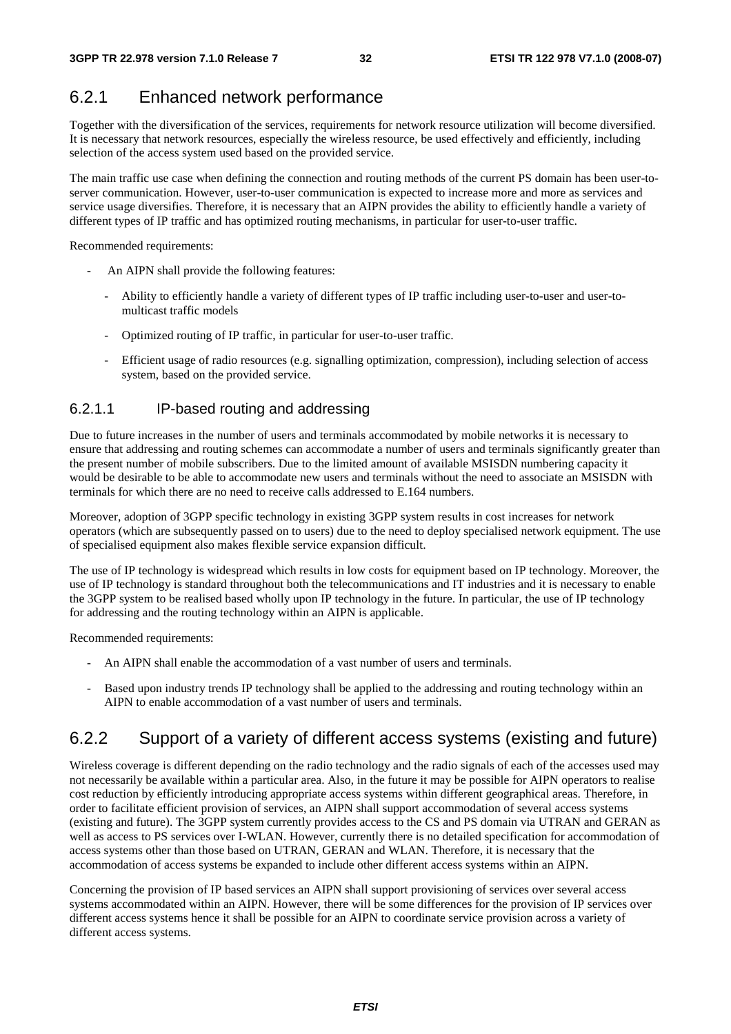## 6.2.1 Enhanced network performance

Together with the diversification of the services, requirements for network resource utilization will become diversified. It is necessary that network resources, especially the wireless resource, be used effectively and efficiently, including selection of the access system used based on the provided service.

The main traffic use case when defining the connection and routing methods of the current PS domain has been user-to-server communication. However, user-to-user communication is expected to increase more and more as services and service usage diversifies. Therefore, it is necessary that an AIPN provides the ability to efficiently handle a variety of different types of IP traffic and has optimized routing mechanisms, in particular for user-to-user traffic.

Recommended requirements:

- An AIPN shall provide the following features:
  - Ability to efficiently handle a variety of different types of IP traffic including user-to-user and user-to-multicast traffic models
  - Optimized routing of IP traffic, in particular for user-to-user traffic.
  - Efficient usage of radio resources (e.g. signalling optimization, compression), including selection of access system, based on the provided service.

### 6.2.1.1 IP-based routing and addressing

Due to future increases in the number of users and terminals accommodated by mobile networks it is necessary to ensure that addressing and routing schemes can accommodate a number of users and terminals significantly greater than the present number of mobile subscribers. Due to the limited amount of available MSISDN numbering capacity it would be desirable to be able to accommodate new users and terminals without the need to associate an MSISDN with terminals for which there are no need to receive calls addressed to E.164 numbers.

Moreover, adoption of 3GPP specific technology in existing 3GPP system results in cost increases for network operators (which are subsequently passed on to users) due to the need to deploy specialised network equipment. The use of specialised equipment also makes flexible service expansion difficult.

The use of IP technology is widespread which results in low costs for equipment based on IP technology. Moreover, the use of IP technology is standard throughout both the telecommunications and IT industries and it is necessary to enable the 3GPP system to be realised based wholly upon IP technology in the future. In particular, the use of IP technology for addressing and the routing technology within an AIPN is applicable.

Recommended requirements:

- An AIPN shall enable the accommodation of a vast number of users and terminals.
- Based upon industry trends IP technology shall be applied to the addressing and routing technology within an AIPN to enable accommodation of a vast number of users and terminals.

## 6.2.2 Support of a variety of different access systems (existing and future)

Wireless coverage is different depending on the radio technology and the radio signals of each of the accesses used may not necessarily be available within a particular area. Also, in the future it may be possible for AIPN operators to realise cost reduction by efficiently introducing appropriate access systems within different geographical areas. Therefore, in order to facilitate efficient provision of services, an AIPN shall support accommodation of several access systems (existing and future). The 3GPP system currently provides access to the CS and PS domain via UTRAN and GERAN as well as access to PS services over I-WLAN. However, currently there is no detailed specification for accommodation of access systems other than those based on UTRAN, GERAN and WLAN. Therefore, it is necessary that the accommodation of access systems be expanded to include other different access systems within an AIPN.

Concerning the provision of IP based services an AIPN shall support provisioning of services over several access systems accommodated within an AIPN. However, there will be some differences for the provision of IP services over different access systems hence it shall be possible for an AIPN to coordinate service provision across a variety of different access systems.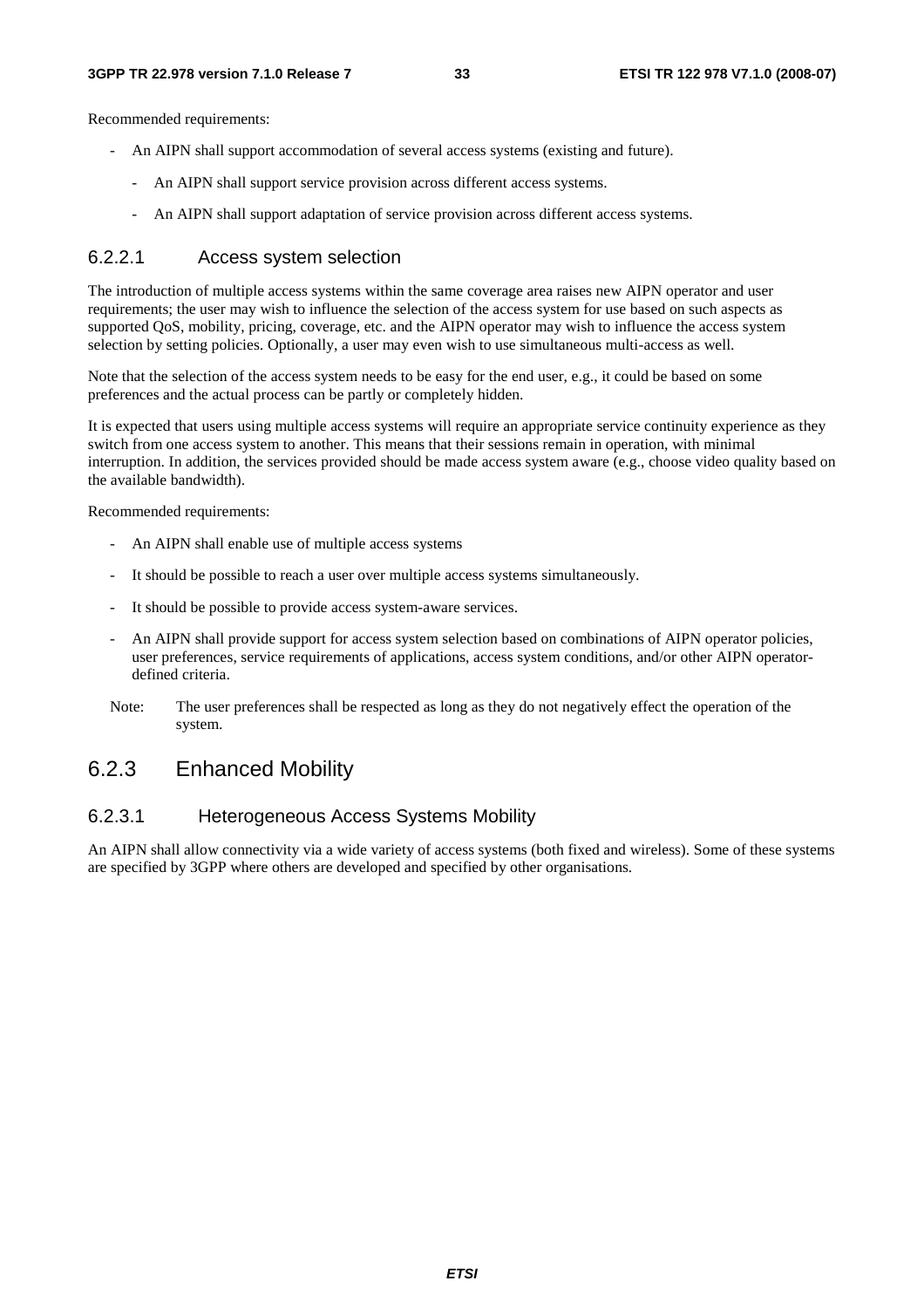Recommended requirements:

- An AIPN shall support accommodation of several access systems (existing and future).
  - An AIPN shall support service provision across different access systems.
  - An AIPN shall support adaptation of service provision across different access systems.

### 6.2.2.1 Access system selection

The introduction of multiple access systems within the same coverage area raises new AIPN operator and user requirements; the user may wish to influence the selection of the access system for use based on such aspects as supported QoS, mobility, pricing, coverage, etc. and the AIPN operator may wish to influence the access system selection by setting policies. Optionally, a user may even wish to use simultaneous multi-access as well.

Note that the selection of the access system needs to be easy for the end user, e.g., it could be based on some preferences and the actual process can be partly or completely hidden.

It is expected that users using multiple access systems will require an appropriate service continuity experience as they switch from one access system to another. This means that their sessions remain in operation, with minimal interruption. In addition, the services provided should be made access system aware (e.g., choose video quality based on the available bandwidth).

Recommended requirements:

- An AIPN shall enable use of multiple access systems
- It should be possible to reach a user over multiple access systems simultaneously.
- It should be possible to provide access system-aware services.
- An AIPN shall provide support for access system selection based on combinations of AIPN operator policies, user preferences, service requirements of applications, access system conditions, and/or other AIPN operator-defined criteria.

Note: The user preferences shall be respected as long as they do not negatively effect the operation of the system.

## 6.2.3 Enhanced Mobility

### 6.2.3.1 Heterogeneous Access Systems Mobility

An AIPN shall allow connectivity via a wide variety of access systems (both fixed and wireless). Some of these systems are specified by 3GPP where others are developed and specified by other organisations.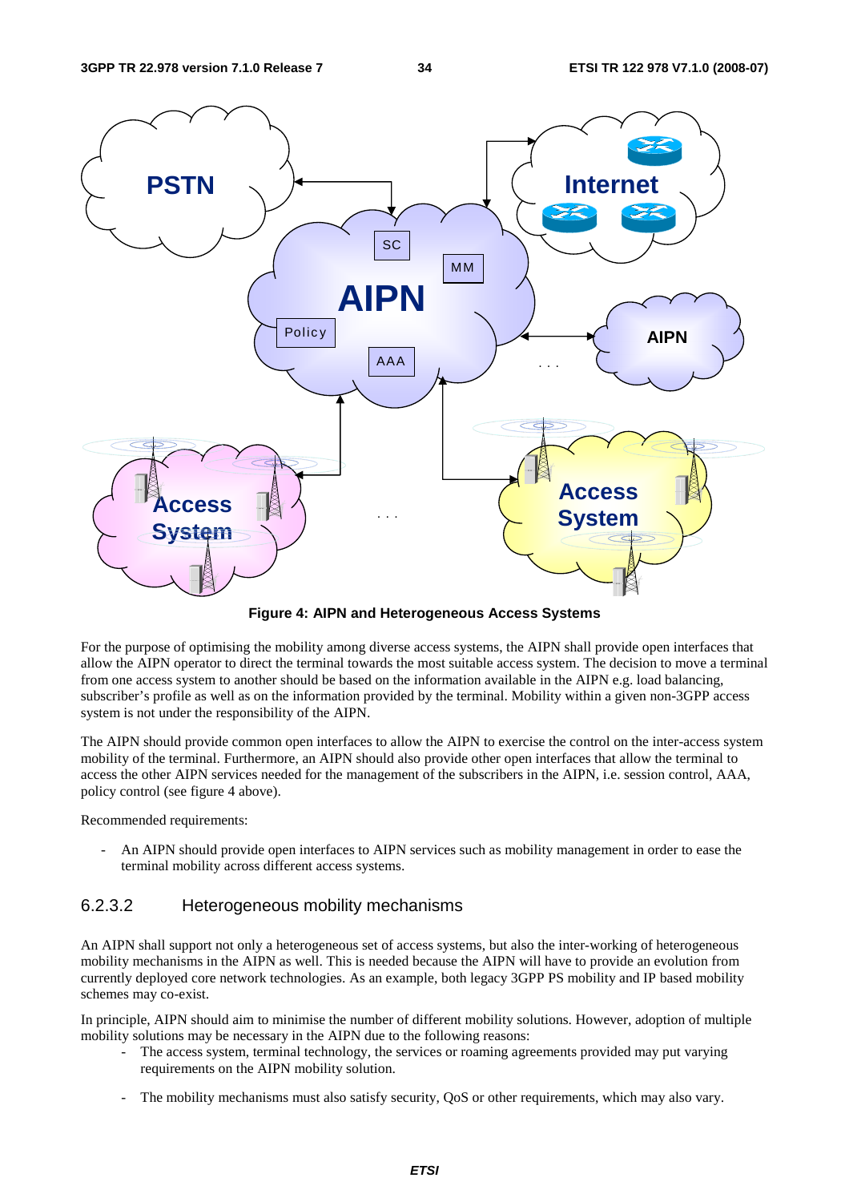**Figure 4: AIPN and Heterogeneous Access Systems**

For the purpose of optimising the mobility among diverse access systems, the AIPN shall provide open interfaces that allow the AIPN operator to direct the terminal towards the most suitable access system. The decision to move a terminal from one access system to another should be based on the information available in the AIPN e.g. load balancing, subscriber's profile as well as on the information provided by the terminal. Mobility within a given non-3GPP access system is not under the responsibility of the AIPN.

The AIPN should provide common open interfaces to allow the AIPN to exercise the control on the inter-access system mobility of the terminal. Furthermore, an AIPN should also provide other open interfaces that allow the terminal to access the other AIPN services needed for the management of the subscribers in the AIPN, i.e. session control, AAA, policy control (see figure 4 above).

Recommended requirements:

- An AIPN should provide open interfaces to AIPN services such as mobility management in order to ease the terminal mobility across different access systems.

### 6.2.3.2 Heterogeneous mobility mechanisms

An AIPN shall support not only a heterogeneous set of access systems, but also the inter-working of heterogeneous mobility mechanisms in the AIPN as well. This is needed because the AIPN will have to provide an evolution from currently deployed core network technologies. As an example, both legacy 3GPP PS mobility and IP based mobility schemes may co-exist.

In principle, AIPN should aim to minimise the number of different mobility solutions. However, adoption of multiple mobility solutions may be necessary in the AIPN due to the following reasons:

- The access system, terminal technology, the services or roaming agreements provided may put varying requirements on the AIPN mobility solution.
- The mobility mechanisms must also satisfy security, QoS or other requirements, which may also vary.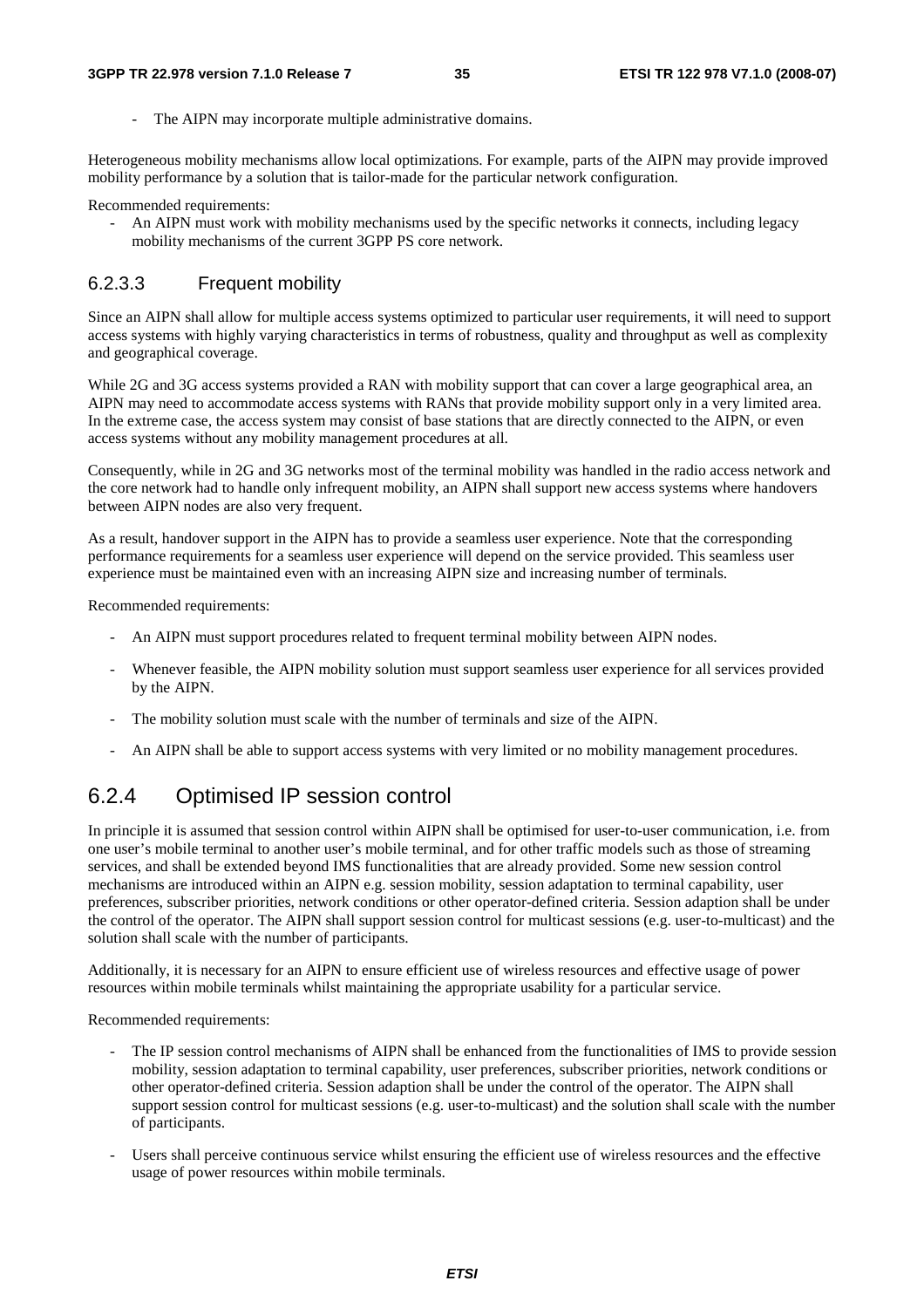- The AIPN may incorporate multiple administrative domains.

Heterogeneous mobility mechanisms allow local optimizations. For example, parts of the AIPN may provide improved mobility performance by a solution that is tailor-made for the particular network configuration.

Recommended requirements:

- An AIPN must work with mobility mechanisms used by the specific networks it connects, including legacy mobility mechanisms of the current 3GPP PS core network.

#### 6.2.3.3 Frequent mobility

Since an AIPN shall allow for multiple access systems optimized to particular user requirements, it will need to support access systems with highly varying characteristics in terms of robustness, quality and throughput as well as complexity and geographical coverage.

While 2G and 3G access systems provided a RAN with mobility support that can cover a large geographical area, an AIPN may need to accommodate access systems with RANs that provide mobility support only in a very limited area. In the extreme case, the access system may consist of base stations that are directly connected to the AIPN, or even access systems without any mobility management procedures at all.

Consequently, while in 2G and 3G networks most of the terminal mobility was handled in the radio access network and the core network had to handle only infrequent mobility, an AIPN shall support new access systems where handovers between AIPN nodes are also very frequent.

As a result, handover support in the AIPN has to provide a seamless user experience. Note that the corresponding performance requirements for a seamless user experience will depend on the service provided. This seamless user experience must be maintained even with an increasing AIPN size and increasing number of terminals.

Recommended requirements:

- An AIPN must support procedures related to frequent terminal mobility between AIPN nodes.
- Whenever feasible, the AIPN mobility solution must support seamless user experience for all services provided by the AIPN.
- The mobility solution must scale with the number of terminals and size of the AIPN.
- An AIPN shall be able to support access systems with very limited or no mobility management procedures.

### 6.2.4 Optimised IP session control

In principle it is assumed that session control within AIPN shall be optimised for user-to-user communication, i.e. from one user's mobile terminal to another user's mobile terminal, and for other traffic models such as those of streaming services, and shall be extended beyond IMS functionalities that are already provided. Some new session control mechanisms are introduced within an AIPN e.g. session mobility, session adaptation to terminal capability, user preferences, subscriber priorities, network conditions or other operator-defined criteria. Session adaption shall be under the control of the operator. The AIPN shall support session control for multicast sessions (e.g. user-to-multicast) and the solution shall scale with the number of participants.

Additionally, it is necessary for an AIPN to ensure efficient use of wireless resources and effective usage of power resources within mobile terminals whilst maintaining the appropriate usability for a particular service.

Recommended requirements:

- The IP session control mechanisms of AIPN shall be enhanced from the functionalities of IMS to provide session mobility, session adaptation to terminal capability, user preferences, subscriber priorities, network conditions or other operator-defined criteria. Session adaption shall be under the control of the operator. The AIPN shall support session control for multicast sessions (e.g. user-to-multicast) and the solution shall scale with the number of participants.
- Users shall perceive continuous service whilst ensuring the efficient use of wireless resources and the effective usage of power resources within mobile terminals.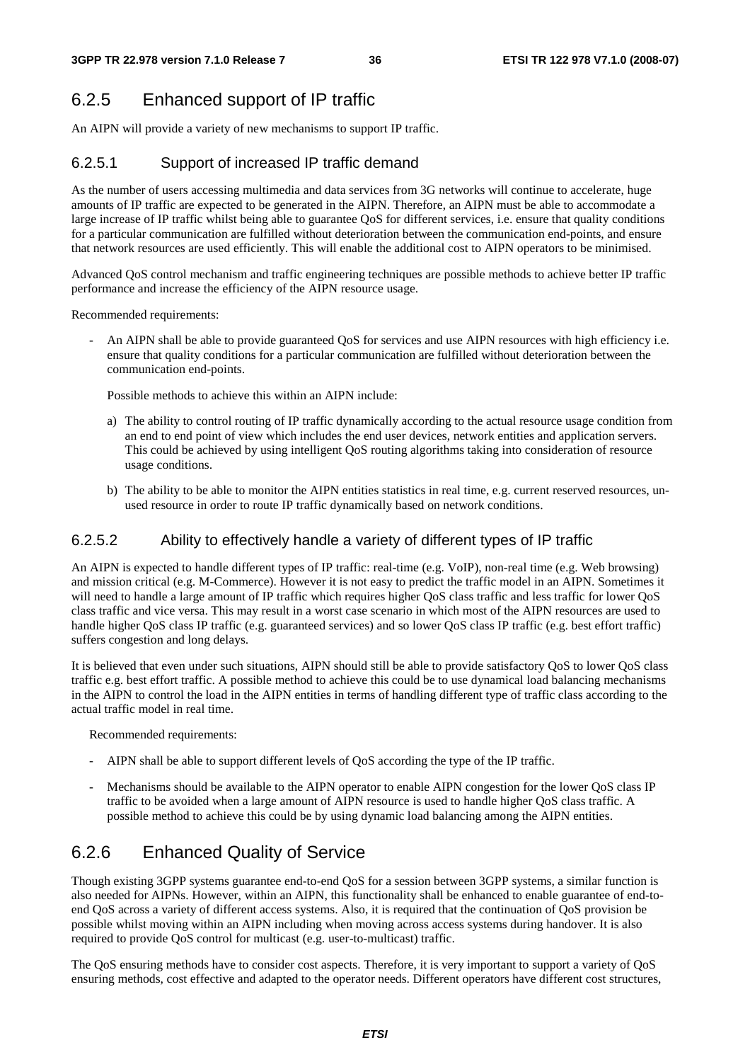## 6.2.5 Enhanced support of IP traffic

An AIPN will provide a variety of new mechanisms to support IP traffic.

### 6.2.5.1 Support of increased IP traffic demand

As the number of users accessing multimedia and data services from 3G networks will continue to accelerate, huge amounts of IP traffic are expected to be generated in the AIPN. Therefore, an AIPN must be able to accommodate a large increase of IP traffic whilst being able to guarantee QoS for different services, i.e. ensure that quality conditions for a particular communication are fulfilled without deterioration between the communication end-points, and ensure that network resources are used efficiently. This will enable the additional cost to AIPN operators to be minimised.

Advanced QoS control mechanism and traffic engineering techniques are possible methods to achieve better IP traffic performance and increase the efficiency of the AIPN resource usage.

Recommended requirements:

- An AIPN shall be able to provide guaranteed QoS for services and use AIPN resources with high efficiency i.e. ensure that quality conditions for a particular communication are fulfilled without deterioration between the communication end-points.

  Possible methods to achieve this within an AIPN include:

  a) The ability to control routing of IP traffic dynamically according to the actual resource usage condition from an end to end point of view which includes the end user devices, network entities and application servers. This could be achieved by using intelligent QoS routing algorithms taking into consideration of resource usage conditions.

  b) The ability to be able to monitor the AIPN entities statistics in real time, e.g. current reserved resources, un-used resource in order to route IP traffic dynamically based on network conditions.

### 6.2.5.2 Ability to effectively handle a variety of different types of IP traffic

An AIPN is expected to handle different types of IP traffic: real-time (e.g. VoIP), non-real time (e.g. Web browsing) and mission critical (e.g. M-Commerce). However it is not easy to predict the traffic model in an AIPN. Sometimes it will need to handle a large amount of IP traffic which requires higher QoS class traffic and less traffic for lower QoS class traffic and vice versa. This may result in a worst case scenario in which most of the AIPN resources are used to handle higher QoS class IP traffic (e.g. guaranteed services) and so lower QoS class IP traffic (e.g. best effort traffic) suffers congestion and long delays.

It is believed that even under such situations, AIPN should still be able to provide satisfactory QoS to lower QoS class traffic e.g. best effort traffic. A possible method to achieve this could be to use dynamical load balancing mechanisms in the AIPN to control the load in the AIPN entities in terms of handling different type of traffic class according to the actual traffic model in real time.

Recommended requirements:

- AIPN shall be able to support different levels of QoS according the type of the IP traffic.
- Mechanisms should be available to the AIPN operator to enable AIPN congestion for the lower QoS class IP traffic to be avoided when a large amount of AIPN resource is used to handle higher QoS class traffic. A possible method to achieve this could be by using dynamic load balancing among the AIPN entities.

## 6.2.6 Enhanced Quality of Service

Though existing 3GPP systems guarantee end-to-end QoS for a session between 3GPP systems, a similar function is also needed for AIPNs. However, within an AIPN, this functionality shall be enhanced to enable guarantee of end-to-end QoS across a variety of different access systems. Also, it is required that the continuation of QoS provision be possible whilst moving within an AIPN including when moving across access systems during handover. It is also required to provide QoS control for multicast (e.g. user-to-multicast) traffic.

The QoS ensuring methods have to consider cost aspects. Therefore, it is very important to support a variety of QoS ensuring methods, cost effective and adapted to the operator needs. Different operators have different cost structures,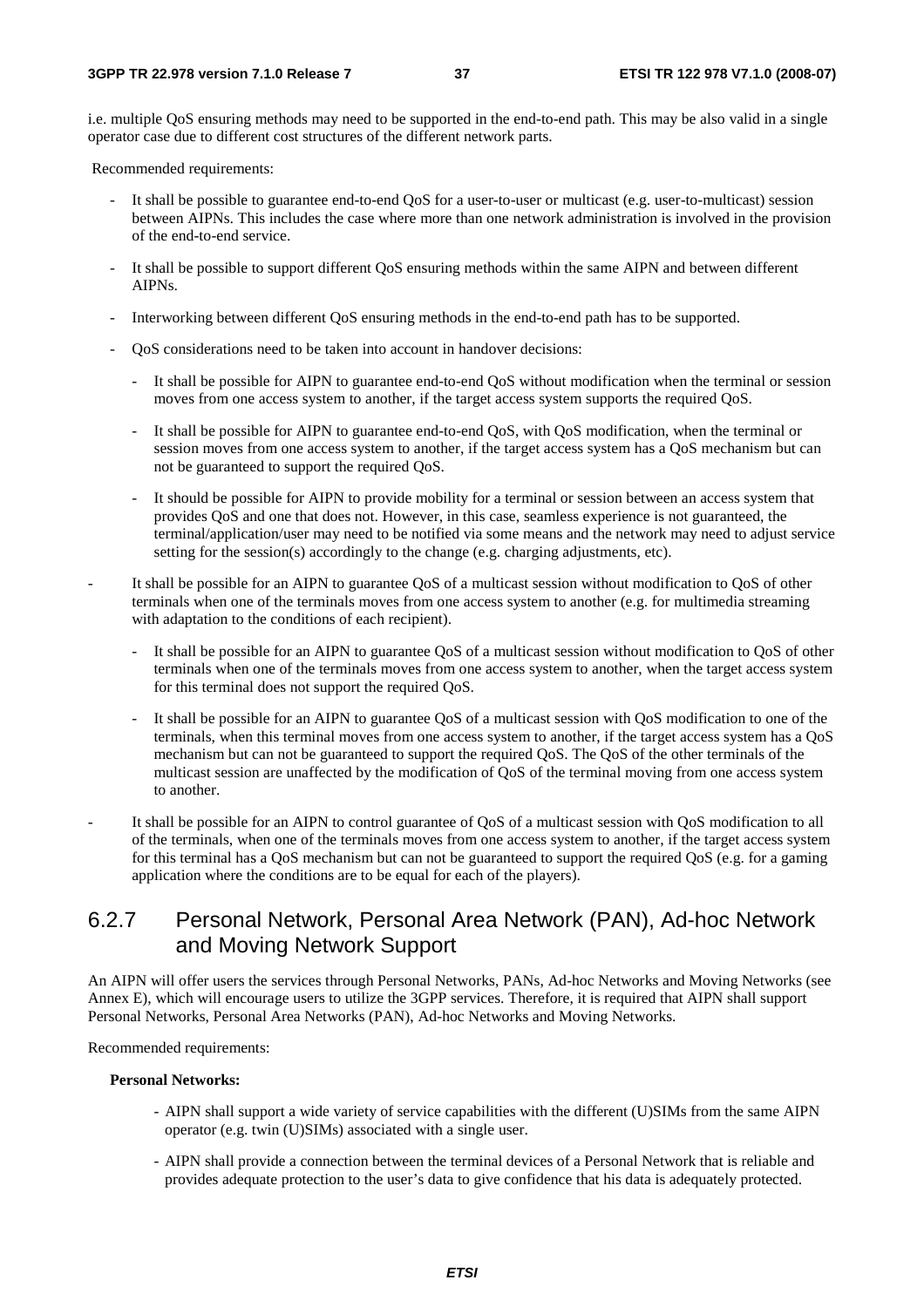i.e. multiple QoS ensuring methods may need to be supported in the end-to-end path. This may be also valid in a single operator case due to different cost structures of the different network parts.

Recommended requirements:

- It shall be possible to guarantee end-to-end QoS for a user-to-user or multicast (e.g. user-to-multicast) session between AIPNs. This includes the case where more than one network administration is involved in the provision of the end-to-end service.
- It shall be possible to support different QoS ensuring methods within the same AIPN and between different AIPNs.
- Interworking between different QoS ensuring methods in the end-to-end path has to be supported.
- QoS considerations need to be taken into account in handover decisions:
  - It shall be possible for AIPN to guarantee end-to-end QoS without modification when the terminal or session moves from one access system to another, if the target access system supports the required QoS.
  - It shall be possible for AIPN to guarantee end-to-end QoS, with QoS modification, when the terminal or session moves from one access system to another, if the target access system has a QoS mechanism but can not be guaranteed to support the required QoS.
  - It should be possible for AIPN to provide mobility for a terminal or session between an access system that provides QoS and one that does not. However, in this case, seamless experience is not guaranteed, the terminal/application/user may need to be notified via some means and the network may need to adjust service setting for the session(s) accordingly to the change (e.g. charging adjustments, etc).
- It shall be possible for an AIPN to guarantee QoS of a multicast session without modification to QoS of other terminals when one of the terminals moves from one access system to another (e.g. for multimedia streaming with adaptation to the conditions of each recipient).
  - It shall be possible for an AIPN to guarantee QoS of a multicast session without modification to QoS of other terminals when one of the terminals moves from one access system to another, when the target access system for this terminal does not support the required QoS.
  - It shall be possible for an AIPN to guarantee QoS of a multicast session with QoS modification to one of the terminals, when this terminal moves from one access system to another, if the target access system has a QoS mechanism but can not be guaranteed to support the required QoS. The QoS of the other terminals of the multicast session are unaffected by the modification of QoS of the terminal moving from one access system to another.
- It shall be possible for an AIPN to control guarantee of QoS of a multicast session with QoS modification to all of the terminals, when one of the terminals moves from one access system to another, if the target access system for this terminal has a QoS mechanism but can not be guaranteed to support the required QoS (e.g. for a gaming application where the conditions are to be equal for each of the players).

### 6.2.7 Personal Network, Personal Area Network (PAN), Ad-hoc Network and Moving Network Support

An AIPN will offer users the services through Personal Networks, PANs, Ad-hoc Networks and Moving Networks (see Annex E), which will encourage users to utilize the 3GPP services. Therefore, it is required that AIPN shall support Personal Networks, Personal Area Networks (PAN), Ad-hoc Networks and Moving Networks.

Recommended requirements:

**Personal Networks:**

- AIPN shall support a wide variety of service capabilities with the different (U)SIMs from the same AIPN operator (e.g. twin (U)SIMs) associated with a single user.
- AIPN shall provide a connection between the terminal devices of a Personal Network that is reliable and provides adequate protection to the user's data to give confidence that his data is adequately protected.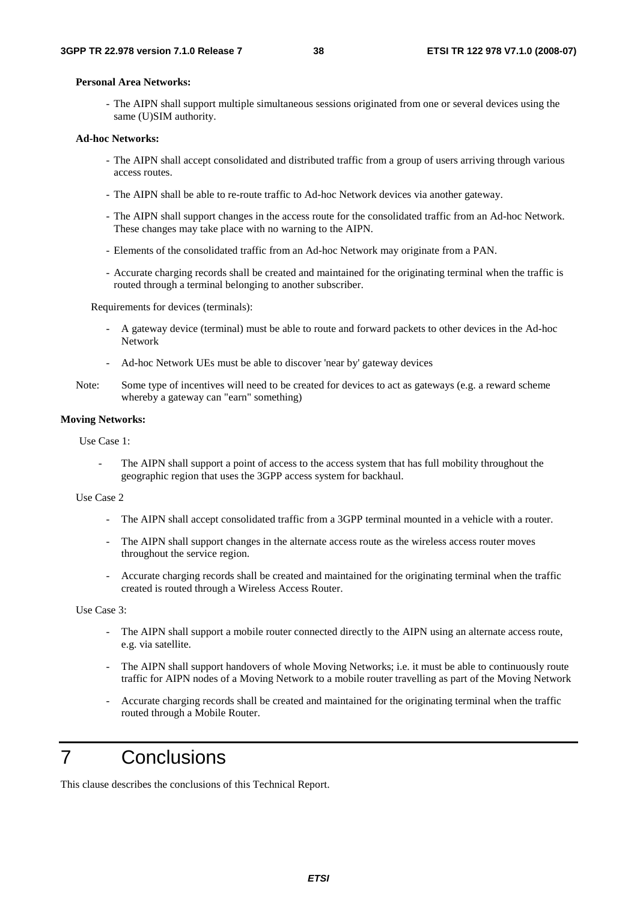**Personal Area Networks:**

- The AIPN shall support multiple simultaneous sessions originated from one or several devices using the same (U)SIM authority.

**Ad-hoc Networks:**

- The AIPN shall accept consolidated and distributed traffic from a group of users arriving through various access routes.
- The AIPN shall be able to re-route traffic to Ad-hoc Network devices via another gateway.
- The AIPN shall support changes in the access route for the consolidated traffic from an Ad-hoc Network. These changes may take place with no warning to the AIPN.
- Elements of the consolidated traffic from an Ad-hoc Network may originate from a PAN.
- Accurate charging records shall be created and maintained for the originating terminal when the traffic is routed through a terminal belonging to another subscriber.

Requirements for devices (terminals):

- A gateway device (terminal) must be able to route and forward packets to other devices in the Ad-hoc Network
- Ad-hoc Network UEs must be able to discover 'near by' gateway devices

Note: Some type of incentives will need to be created for devices to act as gateways (e.g. a reward scheme whereby a gateway can "earn" something)

**Moving Networks:**

Use Case 1:

- The AIPN shall support a point of access to the access system that has full mobility throughout the geographic region that uses the 3GPP access system for backhaul.

Use Case 2

- The AIPN shall accept consolidated traffic from a 3GPP terminal mounted in a vehicle with a router.
- The AIPN shall support changes in the alternate access route as the wireless access router moves throughout the service region.
- Accurate charging records shall be created and maintained for the originating terminal when the traffic created is routed through a Wireless Access Router.

Use Case 3:

- The AIPN shall support a mobile router connected directly to the AIPN using an alternate access route, e.g. via satellite.
- The AIPN shall support handovers of whole Moving Networks; i.e. it must be able to continuously route traffic for AIPN nodes of a Moving Network to a mobile router travelling as part of the Moving Network
- Accurate charging records shall be created and maintained for the originating terminal when the traffic routed through a Mobile Router.

# 7 Conclusions

This clause describes the conclusions of this Technical Report.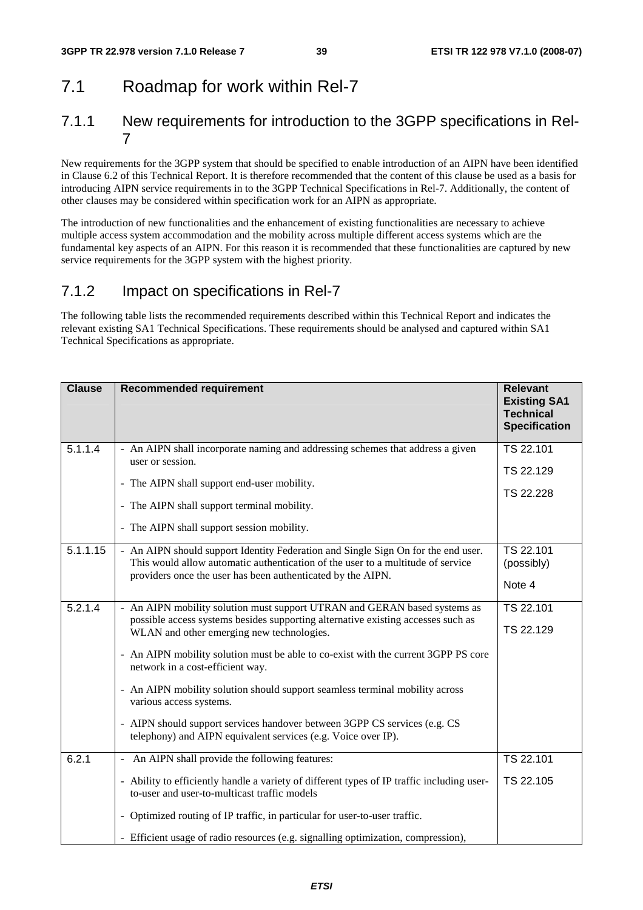## 7.1 Roadmap for work within Rel-7

### 7.1.1 New requirements for introduction to the 3GPP specifications in Rel-7

New requirements for the 3GPP system that should be specified to enable introduction of an AIPN have been identified in Clause 6.2 of this Technical Report. It is therefore recommended that the content of this clause be used as a basis for introducing AIPN service requirements in to the 3GPP Technical Specifications in Rel-7. Additionally, the content of other clauses may be considered within specification work for an AIPN as appropriate.

The introduction of new functionalities and the enhancement of existing functionalities are necessary to achieve multiple access system accommodation and the mobility across multiple different access systems which are the fundamental key aspects of an AIPN. For this reason it is recommended that these functionalities are captured by new service requirements for the 3GPP system with the highest priority.

### 7.1.2 Impact on specifications in Rel-7

The following table lists the recommended requirements described within this Technical Report and indicates the relevant existing SA1 Technical Specifications. These requirements should be analysed and captured within SA1 Technical Specifications as appropriate.

| Clause | Recommended requirement | Relevant Existing SA1 Technical Specification |
|---|---|---|
| 5.1.1.4 | - An AIPN shall incorporate naming and addressing schemes that address a given user or session.<br><br>- The AIPN shall support end-user mobility.<br><br>- The AIPN shall support terminal mobility.<br><br>- The AIPN shall support session mobility. | TS 22.101<br><br>TS 22.129<br><br>TS 22.228 |
| 5.1.1.15 | - An AIPN should support Identity Federation and Single Sign On for the end user. This would allow automatic authentication of the user to a multitude of service providers once the user has been authenticated by the AIPN. | TS 22.101 (possibly)<br><br>Note 4 |
| 5.2.1.4 | - An AIPN mobility solution must support UTRAN and GERAN based systems as possible access systems besides supporting alternative existing accesses such as WLAN and other emerging new technologies.<br><br>- An AIPN mobility solution must be able to co-exist with the current 3GPP PS core network in a cost-efficient way.<br><br>- An AIPN mobility solution should support seamless terminal mobility across various access systems.<br><br>- AIPN should support services handover between 3GPP CS services (e.g. CS telephony) and AIPN equivalent services (e.g. Voice over IP). | TS 22.101<br><br>TS 22.129 |
| 6.2.1 | - An AIPN shall provide the following features:<br><br>- Ability to efficiently handle a variety of different types of IP traffic including user-to-user and user-to-multicast traffic models<br><br>- Optimized routing of IP traffic, in particular for user-to-user traffic.<br><br>- Efficient usage of radio resources (e.g. signalling optimization, compression), | TS 22.101<br><br>TS 22.105 |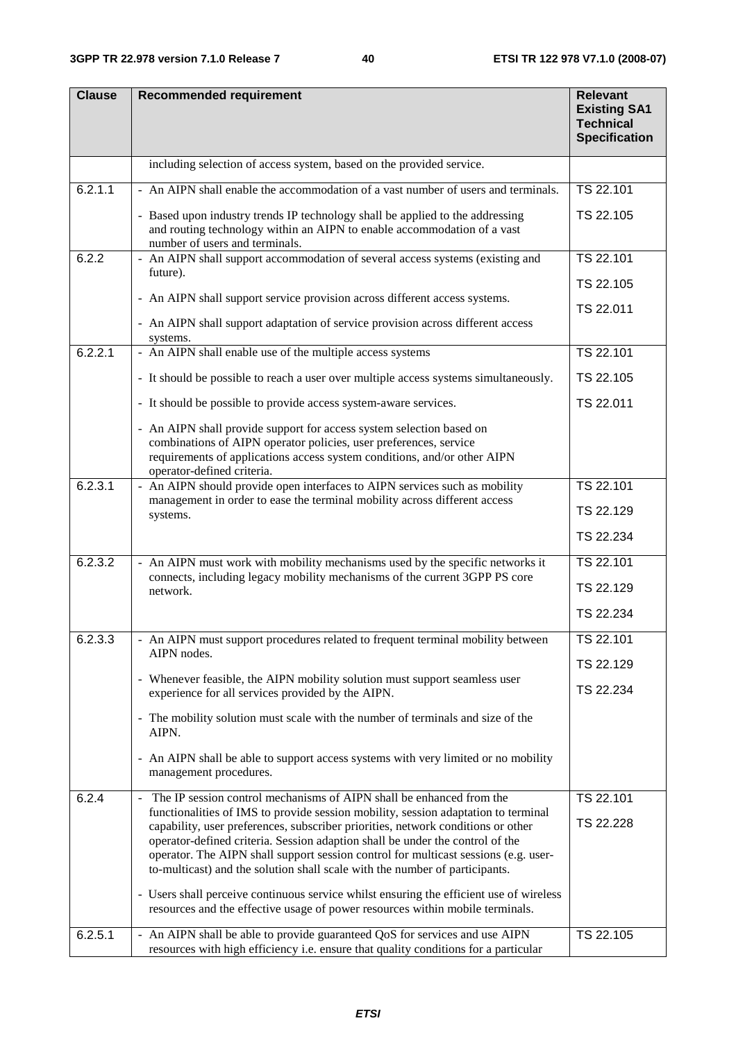| Clause | Recommended requirement | Relevant Existing SA1 Technical Specification |
|---|---|---|
| | including selection of access system, based on the provided service. | |
| 6.2.1.1 | - An AIPN shall enable the accommodation of a vast number of users and terminals.<br><br>- Based upon industry trends IP technology shall be applied to the addressing and routing technology within an AIPN to enable accommodation of a vast number of users and terminals. | TS 22.101<br><br>TS 22.105 |
| 6.2.2 | - An AIPN shall support accommodation of several access systems (existing and future).<br><br>- An AIPN shall support service provision across different access systems.<br><br>- An AIPN shall support adaptation of service provision across different access systems. | TS 22.101<br><br>TS 22.105<br><br>TS 22.011 |
| 6.2.2.1 | - An AIPN shall enable use of the multiple access systems<br><br>- It should be possible to reach a user over multiple access systems simultaneously.<br><br>- It should be possible to provide access system-aware services.<br><br>- An AIPN shall provide support for access system selection based on combinations of AIPN operator policies, user preferences, service requirements of applications access system conditions, and/or other AIPN operator-defined criteria. | TS 22.101<br><br>TS 22.105<br><br>TS 22.011 |
| 6.2.3.1 | - An AIPN should provide open interfaces to AIPN services such as mobility management in order to ease the terminal mobility across different access systems. | TS 22.101<br><br>TS 22.129<br><br>TS 22.234 |
| 6.2.3.2 | - An AIPN must work with mobility mechanisms used by the specific networks it connects, including legacy mobility mechanisms of the current 3GPP PS core network. | TS 22.101<br><br>TS 22.129<br><br>TS 22.234 |
| 6.2.3.3 | - An AIPN must support procedures related to frequent terminal mobility between AIPN nodes.<br><br>- Whenever feasible, the AIPN mobility solution must support seamless user experience for all services provided by the AIPN.<br><br>- The mobility solution must scale with the number of terminals and size of the AIPN.<br><br>- An AIPN shall be able to support access systems with very limited or no mobility management procedures. | TS 22.101<br><br>TS 22.129<br><br>TS 22.234 |
| 6.2.4 | - The IP session control mechanisms of AIPN shall be enhanced from the functionalities of IMS to provide session mobility, session adaptation to terminal capability, user preferences, subscriber priorities, network conditions or other operator-defined criteria. Session adaption shall be under the control of the operator. The AIPN shall support session control for multicast sessions (e.g. user-to-multicast) and the solution shall scale with the number of participants.<br><br>- Users shall perceive continuous service whilst ensuring the efficient use of wireless resources and the effective usage of power resources within mobile terminals. | TS 22.101<br><br>TS 22.228 |
| 6.2.5.1 | - An AIPN shall be able to provide guaranteed QoS for services and use AIPN resources with high efficiency i.e. ensure that quality conditions for a particular | TS 22.105 |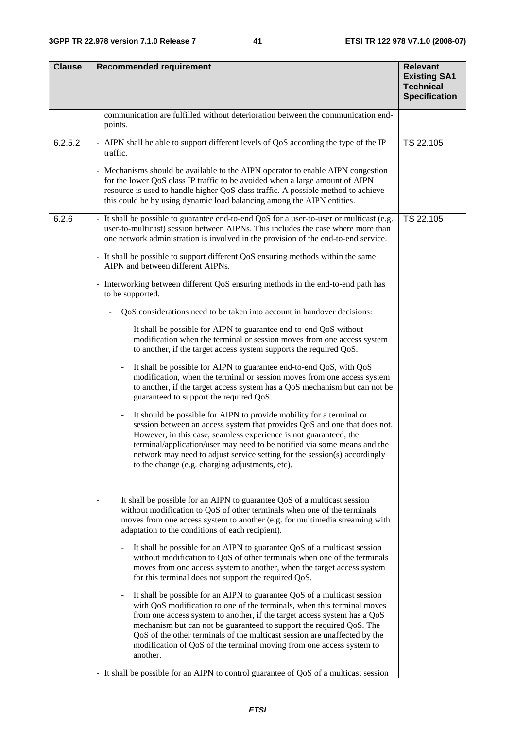| Clause | Recommended requirement | Relevant Existing SA1 Technical Specification |
|---|---|---|
| | communication are fulfilled without deterioration between the communication end-points. | |
| 6.2.5.2 | - AIPN shall be able to support different levels of QoS according the type of the IP traffic.<br><br>- Mechanisms should be available to the AIPN operator to enable AIPN congestion for the lower QoS class IP traffic to be avoided when a large amount of AIPN resource is used to handle higher QoS class traffic. A possible method to achieve this could be by using dynamic load balancing among the AIPN entities. | TS 22.105 |
| 6.2.6 | - It shall be possible to guarantee end-to-end QoS for a user-to-user or multicast (e.g. user-to-multicast) session between AIPNs. This includes the case where more than one network administration is involved in the provision of the end-to-end service.<br><br>- It shall be possible to support different QoS ensuring methods within the same AIPN and between different AIPNs.<br><br>- Interworking between different QoS ensuring methods in the end-to-end path has to be supported.<br><br>- QoS considerations need to be taken into account in handover decisions:<br><br>- It shall be possible for AIPN to guarantee end-to-end QoS without modification when the terminal or session moves from one access system to another, if the target access system supports the required QoS.<br><br>- It shall be possible for AIPN to guarantee end-to-end QoS, with QoS modification, when the terminal or session moves from one access system to another, if the target access system has a QoS mechanism but can not be guaranteed to support the required QoS.<br><br>- It should be possible for AIPN to provide mobility for a terminal or session between an access system that provides QoS and one that does not. However, in this case, seamless experience is not guaranteed, the terminal/application/user may need to be notified via some means and the network may need to adjust service setting for the session(s) accordingly to the change (e.g. charging adjustments, etc).<br><br>- It shall be possible for an AIPN to guarantee QoS of a multicast session without modification to QoS of other terminals when one of the terminals moves from one access system to another (e.g. for multimedia streaming with adaptation to the conditions of each recipient).<br><br>- It shall be possible for an AIPN to guarantee QoS of a multicast session without modification to QoS of other terminals when one of the terminals moves from one access system to another, when the target access system for this terminal does not support the required QoS.<br><br>- It shall be possible for an AIPN to guarantee QoS of a multicast session with QoS modification to one of the terminals, when this terminal moves from one access system to another, if the target access system has a QoS mechanism but can not be guaranteed to support the required QoS. The QoS of the other terminals of the multicast session are unaffected by the modification of QoS of the terminal moving from one access system to another.<br><br>- It shall be possible for an AIPN to control guarantee of QoS of a multicast session | TS 22.105 |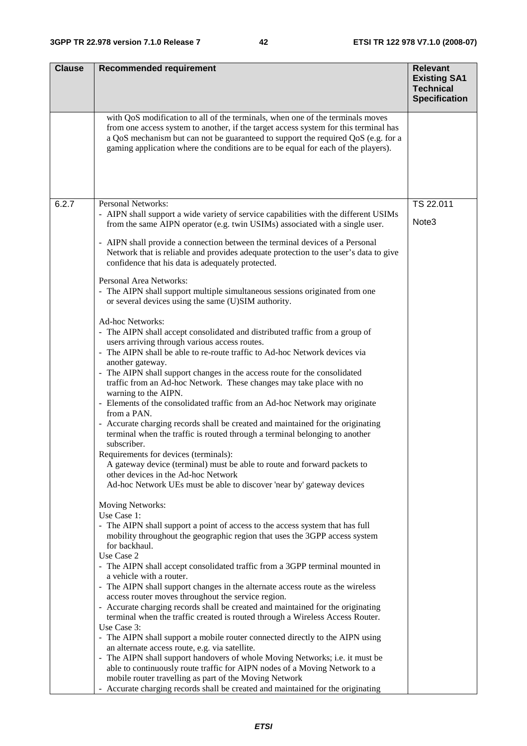| Clause | Recommended requirement | Relevant Existing SA1 Technical Specification |
|---|---|---|
| | with QoS modification to all of the terminals, when one of the terminals moves from one access system to another, if the target access system for this terminal has a QoS mechanism but can not be guaranteed to support the required QoS (e.g. for a gaming application where the conditions are to be equal for each of the players). | |
| 6.2.7 | Personal Networks:<br>- AIPN shall support a wide variety of service capabilities with the different USIMs from the same AIPN operator (e.g. twin USIMs) associated with a single user.<br>- AIPN shall provide a connection between the terminal devices of a Personal Network that is reliable and provides adequate protection to the user's data to give confidence that his data is adequately protected.<br><br>Personal Area Networks:<br>- The AIPN shall support multiple simultaneous sessions originated from one or several devices using the same (U)SIM authority.<br><br>Ad-hoc Networks:<br>- The AIPN shall accept consolidated and distributed traffic from a group of users arriving through various access routes.<br>- The AIPN shall be able to re-route traffic to Ad-hoc Network devices via another gateway.<br>- The AIPN shall support changes in the access route for the consolidated traffic from an Ad-hoc Network. These changes may take place with no warning to the AIPN.<br>- Elements of the consolidated traffic from an Ad-hoc Network may originate from a PAN.<br>- Accurate charging records shall be created and maintained for the originating terminal when the traffic is routed through a terminal belonging to another subscriber.<br>Requirements for devices (terminals):<br>A gateway device (terminal) must be able to route and forward packets to other devices in the Ad-hoc Network<br>Ad-hoc Network UEs must be able to discover 'near by' gateway devices<br><br>Moving Networks:<br>Use Case 1:<br>- The AIPN shall support a point of access to the access system that has full mobility throughout the geographic region that uses the 3GPP access system for backhaul.<br>Use Case 2<br>- The AIPN shall accept consolidated traffic from a 3GPP terminal mounted in a vehicle with a router.<br>- The AIPN shall support changes in the alternate access route as the wireless access router moves throughout the service region.<br>- Accurate charging records shall be created and maintained for the originating terminal when the traffic created is routed through a Wireless Access Router.<br>Use Case 3:<br>- The AIPN shall support a mobile router connected directly to the AIPN using an alternate access route, e.g. via satellite.<br>- The AIPN shall support handovers of whole Moving Networks; i.e. it must be able to continuously route traffic for AIPN nodes of a Moving Network to a mobile router travelling as part of the Moving Network<br>- Accurate charging records shall be created and maintained for the originating | TS 22.011<br><br>Note3 |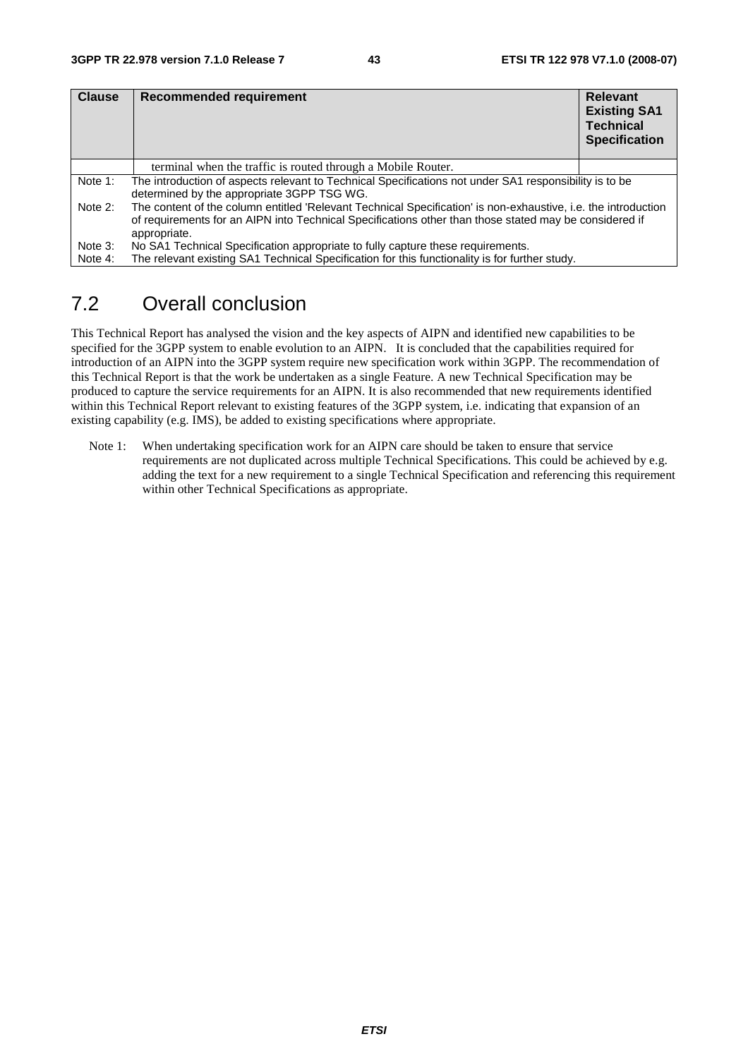| Clause | Recommended requirement | Relevant Existing SA1 Technical Specification |
|---|---|---|
| | terminal when the traffic is routed through a Mobile Router. | |

Note 1: The introduction of aspects relevant to Technical Specifications not under SA1 responsibility is to be determined by the appropriate 3GPP TSG WG.

Note 2: The content of the column entitled 'Relevant Technical Specification' is non-exhaustive, i.e. the introduction of requirements for an AIPN into Technical Specifications other than those stated may be considered if appropriate.

Note 3: No SA1 Technical Specification appropriate to fully capture these requirements.

Note 4: The relevant existing SA1 Technical Specification for this functionality is for further study.

## 7.2 Overall conclusion

This Technical Report has analysed the vision and the key aspects of AIPN and identified new capabilities to be specified for the 3GPP system to enable evolution to an AIPN. It is concluded that the capabilities required for introduction of an AIPN into the 3GPP system require new specification work within 3GPP. The recommendation of this Technical Report is that the work be undertaken as a single Feature. A new Technical Specification may be produced to capture the service requirements for an AIPN. It is also recommended that new requirements identified within this Technical Report relevant to existing features of the 3GPP system, i.e. indicating that expansion of an existing capability (e.g. IMS), be added to existing specifications where appropriate.

Note 1: When undertaking specification work for an AIPN care should be taken to ensure that service requirements are not duplicated across multiple Technical Specifications. This could be achieved by e.g. adding the text for a new requirement to a single Technical Specification and referencing this requirement within other Technical Specifications as appropriate.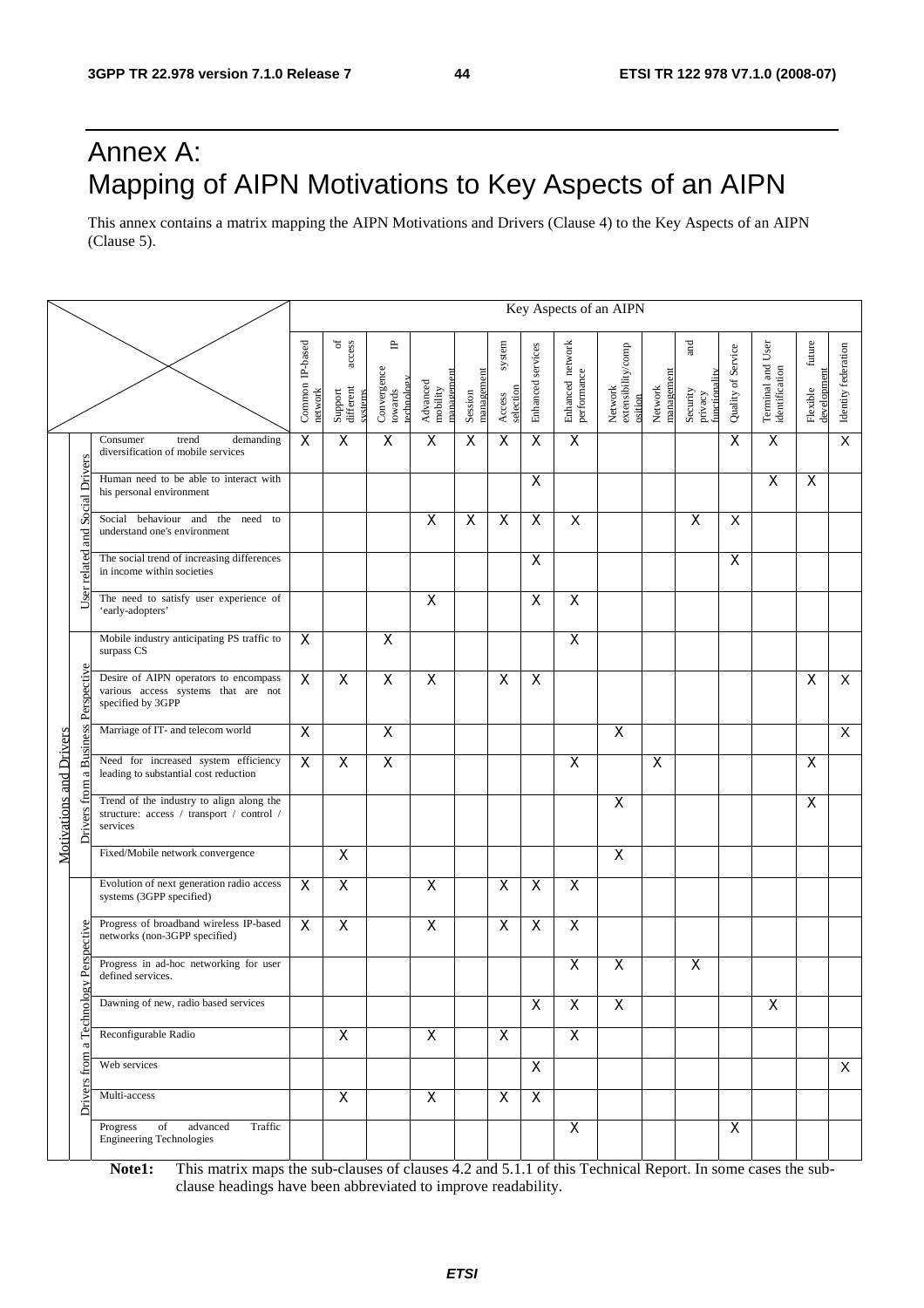# Annex A: Mapping of AIPN Motivations to Key Aspects of an AIPN

This annex contains a matrix mapping the AIPN Motivations and Drivers (Clause 4) to the Key Aspects of an AIPN (Clause 5).

| | | | Key Aspects of an AIPN | | | | | | | | | | | | | | |
|---|---|---|---|---|---|---|---|---|---|---|---|---|---|---|---|---|---|
| | | | Common IP-based network | Support of different access systems | Convergence towards IP technology | Advanced mobility management | Session management | Access system selection | Enhanced services | Enhanced network performance | Network extensibility/composition | Network management | Security and privacy functionality | Quality of Service | Terminal and User identification | Flexible future development | Identity federation |
| Motivations and Drivers | User related and Social Drivers | Consumer trend demanding diversification of mobile services | X | X | X | X | X | X | X | X | | | | X | X | | X |
| | | Human need to be able to interact with his personal environment | | | | | | | X | | | | | | X | X | |
| | | Social behaviour and the need to understand one's environment | | | | X | X | X | X | X | | | X | X | | | |
| | | The social trend of increasing differences in income within societies | | | | | | | X | | | | | X | | | |
| | | The need to satisfy user experience of 'early-adopters' | | | | X | | | X | X | | | | | | | |
| | Drivers from a Business Perspective | Mobile industry anticipating PS traffic to surpass CS | X | | X | | | | | X | | | | | | | |
| | | Desire of AIPN operators to encompass various access systems that are not specified by 3GPP | X | X | X | X | | X | X | | | | | | | X | X |
| | | Marriage of IT- and telecom world | X | | X | | | | | | X | | | | | | X |
| | | Need for increased system efficiency leading to substantial cost reduction | X | X | X | | | | | X | | X | | | | X | |
| | | Trend of the industry to align along the structure: access / transport / control / services | | | | | | | | | X | | | | | X | |
| | | Fixed/Mobile network convergence | | X | | | | | | | X | | | | | | |
| | Drivers from a Technology Perspective | Evolution of next generation radio access systems (3GPP specified) | X | X | | X | | X | X | X | | | | | | | |
| | | Progress of broadband wireless IP-based networks (non-3GPP specified) | X | X | | X | | X | X | X | | | | | | | |
| | | Progress in ad-hoc networking for user defined services. | | | | | | | | X | X | | X | | | | |
| | | Dawning of new, radio based services | | | | | | | X | X | X | | | | X | | |
| | | Reconfigurable Radio | | X | | X | | X | | X | | | | | | | |
| | | Web services | | | | | | | X | | | | | | | | X |
| | | Multi-access | | X | | X | | X | X | | | | | | | | |
| | | Progress of advanced Traffic Engineering Technologies | | | | | | | | X | | | | X | | | |

**Note1:** This matrix maps the sub-clauses of clauses 4.2 and 5.1.1 of this Technical Report. In some cases the sub-clause headings have been abbreviated to improve readability.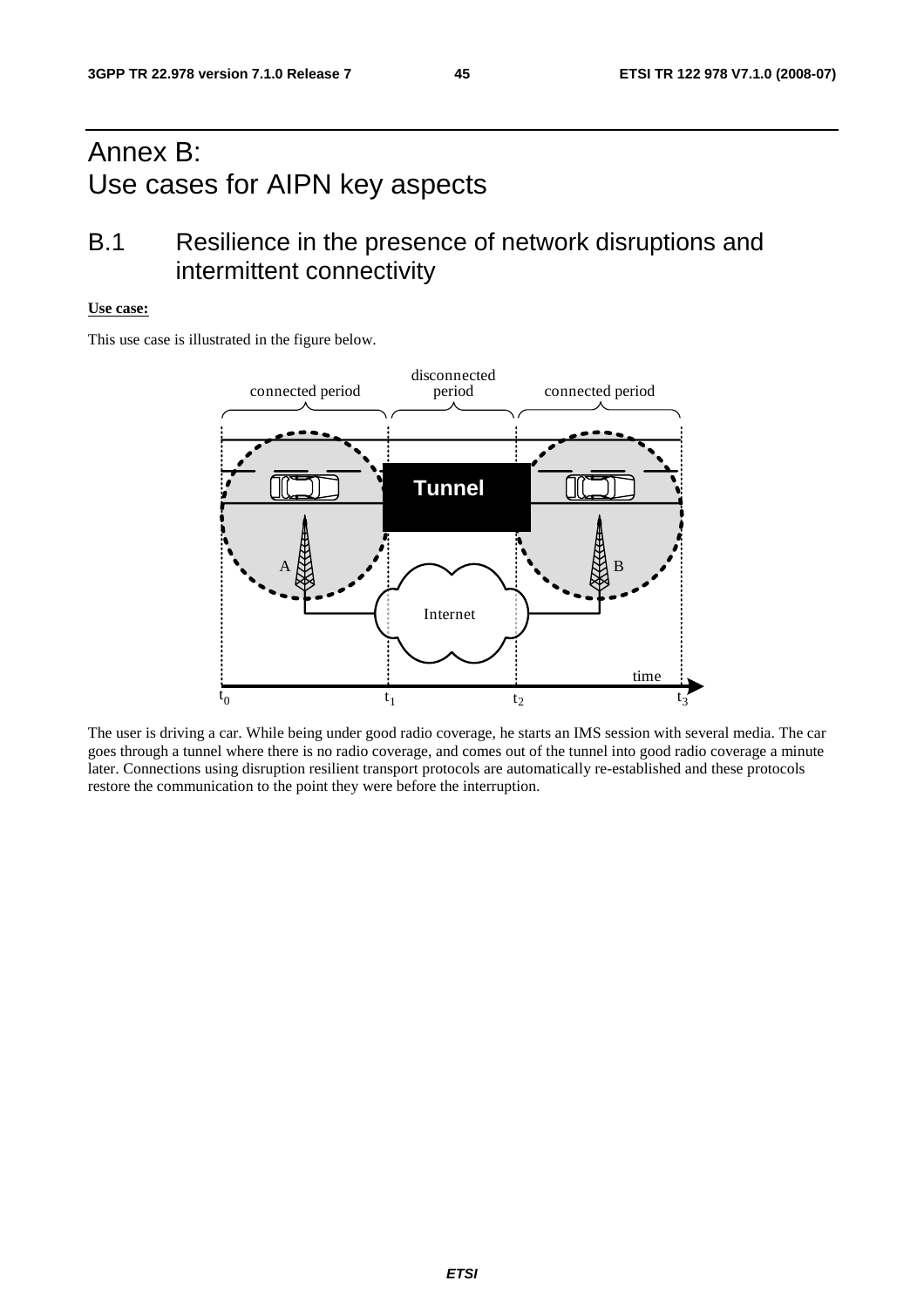# Annex B: Use cases for AIPN key aspects

## B.1 Resilience in the presence of network disruptions and intermittent connectivity

**Use case:**

This use case is illustrated in the figure below.

The user is driving a car. While being under good radio coverage, he starts an IMS session with several media. The car goes through a tunnel where there is no radio coverage, and comes out of the tunnel into good radio coverage a minute later. Connections using disruption resilient transport protocols are automatically re-established and these protocols restore the communication to the point they were before the interruption.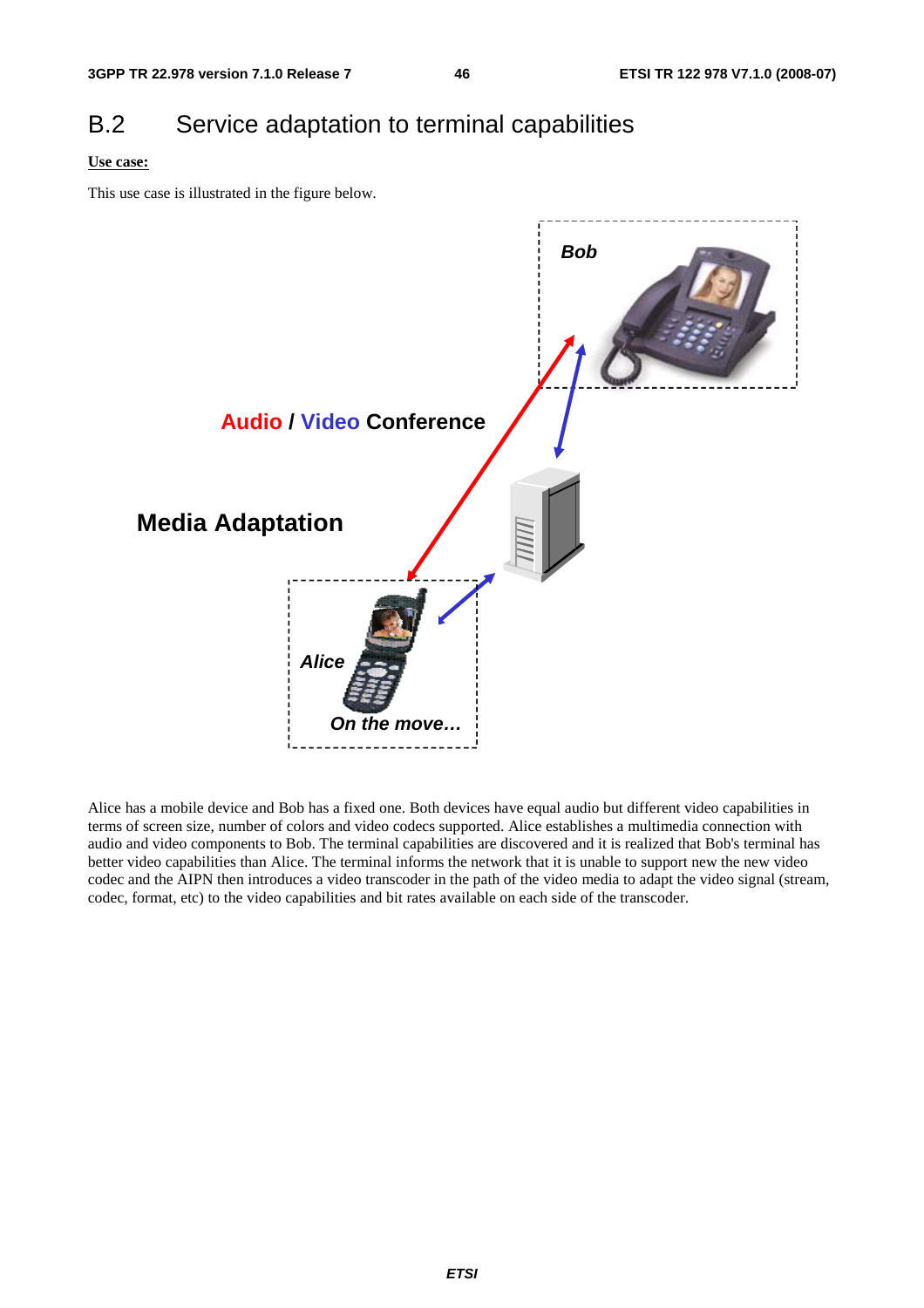## B.2 Service adaptation to terminal capabilities

**Use case:**

This use case is illustrated in the figure below.

Alice has a mobile device and Bob has a fixed one. Both devices have equal audio but different video capabilities in terms of screen size, number of colors and video codecs supported. Alice establishes a multimedia connection with audio and video components to Bob. The terminal capabilities are discovered and it is realized that Bob's terminal has better video capabilities than Alice. The terminal informs the network that it is unable to support new the new video codec and the AIPN then introduces a video transcoder in the path of the video media to adapt the video signal (stream, codec, format, etc) to the video capabilities and bit rates available on each side of the transcoder.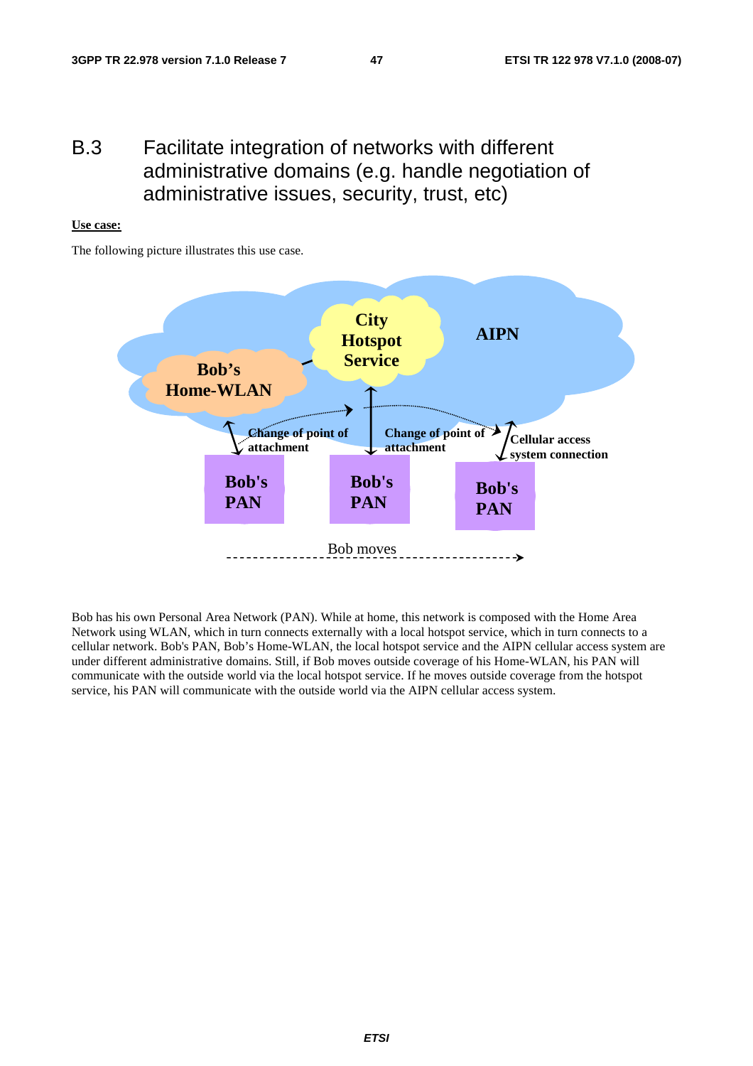# B.3 Facilitate integration of networks with different administrative domains (e.g. handle negotiation of administrative issues, security, trust, etc)

**Use case:**

The following picture illustrates this use case.

Bob has his own Personal Area Network (PAN). While at home, this network is composed with the Home Area Network using WLAN, which in turn connects externally with a local hotspot service, which in turn connects to a cellular network. Bob's PAN, Bob's Home-WLAN, the local hotspot service and the AIPN cellular access system are under different administrative domains. Still, if Bob moves outside coverage of his Home-WLAN, his PAN will communicate with the outside world via the local hotspot service. If he moves outside coverage from the hotspot service, his PAN will communicate with the outside world via the AIPN cellular access system.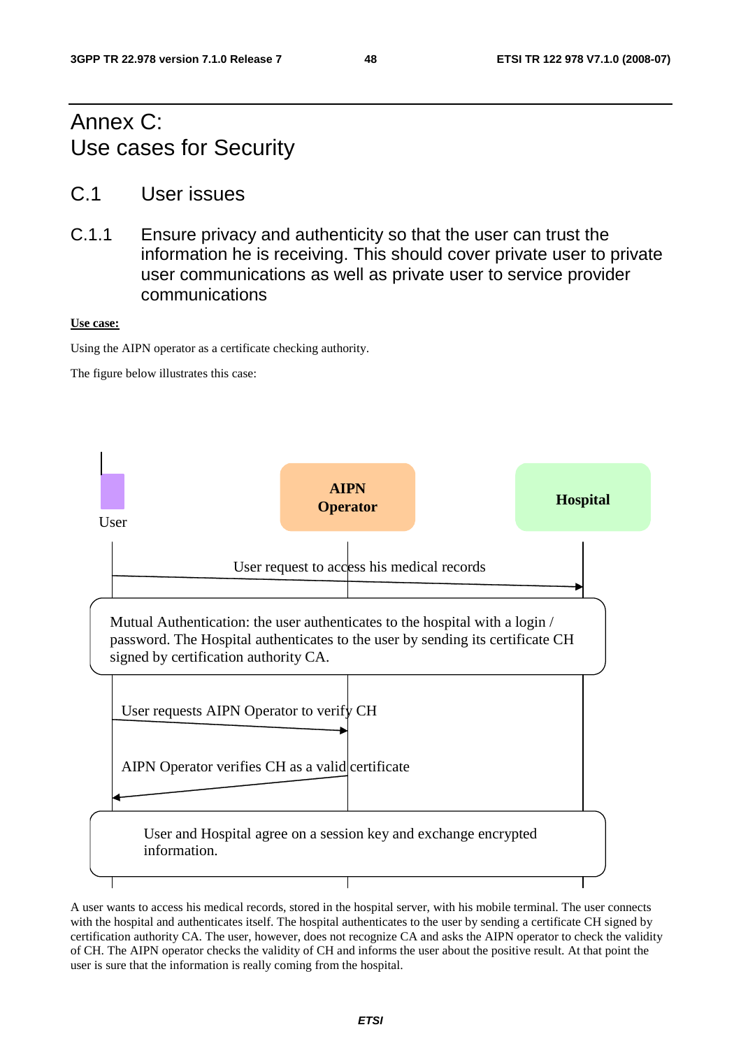# Annex C: Use cases for Security

## C.1 User issues

### C.1.1 Ensure privacy and authenticity so that the user can trust the information he is receiving. This should cover private user to private user communications as well as private user to service provider communications

**Use case:**

Using the AIPN operator as a certificate checking authority.

The figure below illustrates this case:

User | AIPN Operator | Hospital

User request to access his medical records

Mutual Authentication: the user authenticates to the hospital with a login / password. The Hospital authenticates to the user by sending its certificate CH signed by certification authority CA.

User requests AIPN Operator to verify CH

AIPN Operator verifies CH as a valid certificate

User and Hospital agree on a session key and exchange encrypted information.

A user wants to access his medical records, stored in the hospital server, with his mobile terminal. The user connects with the hospital and authenticates itself. The hospital authenticates to the user by sending a certificate CH signed by certification authority CA. The user, however, does not recognize CA and asks the AIPN operator to check the validity of CH. The AIPN operator checks the validity of CH and informs the user about the positive result. At that point the user is sure that the information is really coming from the hospital.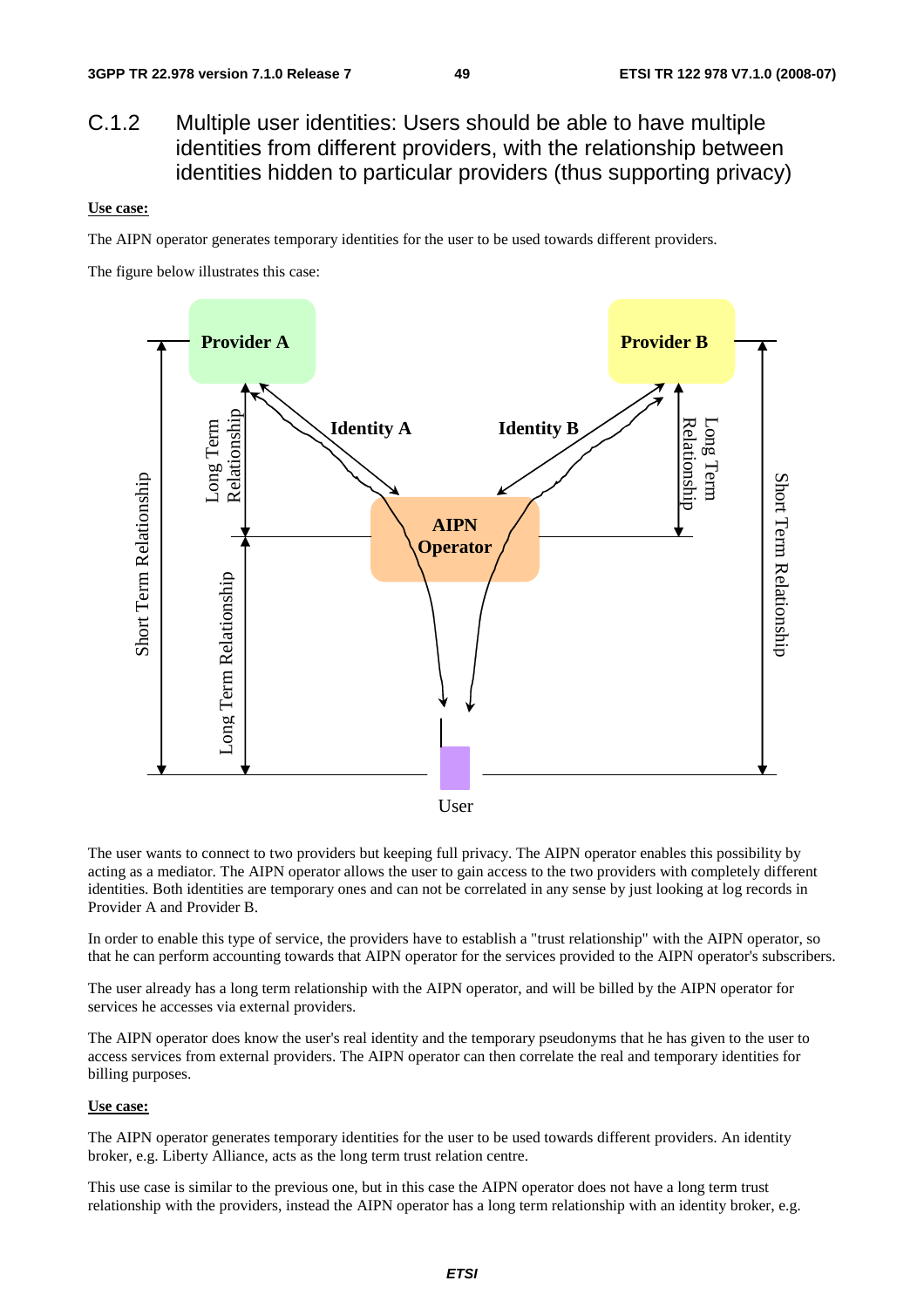## C.1.2 Multiple user identities: Users should be able to have multiple identities from different providers, with the relationship between identities hidden to particular providers (thus supporting privacy)

**Use case:**

The AIPN operator generates temporary identities for the user to be used towards different providers.

The figure below illustrates this case:

The user wants to connect to two providers but keeping full privacy. The AIPN operator enables this possibility by acting as a mediator. The AIPN operator allows the user to gain access to the two providers with completely different identities. Both identities are temporary ones and can not be correlated in any sense by just looking at log records in Provider A and Provider B.

In order to enable this type of service, the providers have to establish a "trust relationship" with the AIPN operator, so that he can perform accounting towards that AIPN operator for the services provided to the AIPN operator's subscribers.

The user already has a long term relationship with the AIPN operator, and will be billed by the AIPN operator for services he accesses via external providers.

The AIPN operator does know the user's real identity and the temporary pseudonyms that he has given to the user to access services from external providers. The AIPN operator can then correlate the real and temporary identities for billing purposes.

**Use case:**

The AIPN operator generates temporary identities for the user to be used towards different providers. An identity broker, e.g. Liberty Alliance, acts as the long term trust relation centre.

This use case is similar to the previous one, but in this case the AIPN operator does not have a long term trust relationship with the providers, instead the AIPN operator has a long term relationship with an identity broker, e.g.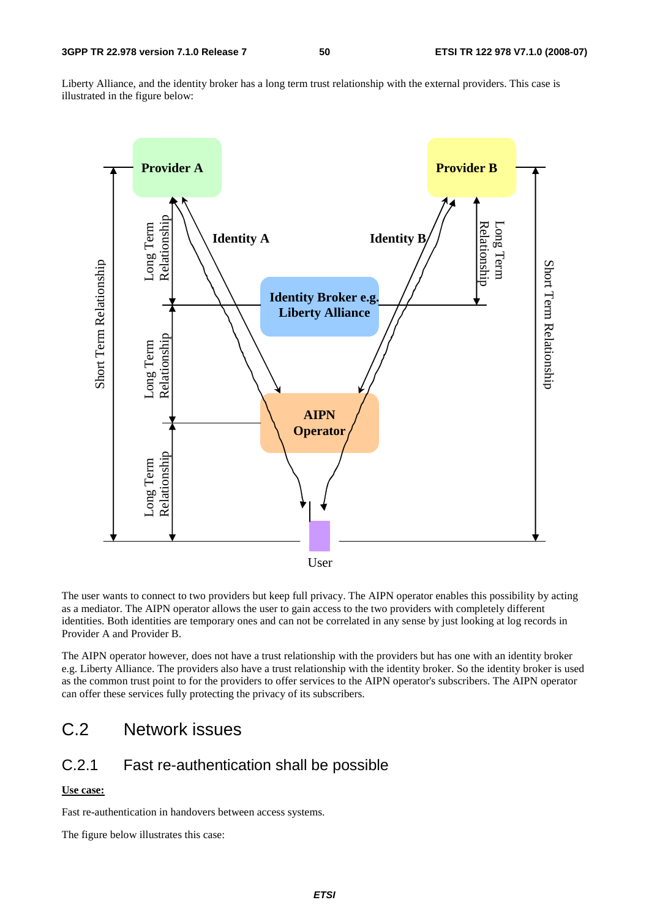Liberty Alliance, and the identity broker has a long term trust relationship with the external providers. This case is illustrated in the figure below:

The user wants to connect to two providers but keep full privacy. The AIPN operator enables this possibility by acting as a mediator. The AIPN operator allows the user to gain access to the two providers with completely different identities. Both identities are temporary ones and can not be correlated in any sense by just looking at log records in Provider A and Provider B.

The AIPN operator however, does not have a trust relationship with the providers but has one with an identity broker e.g. Liberty Alliance. The providers also have a trust relationship with the identity broker. So the identity broker is used as the common trust point to for the providers to offer services to the AIPN operator's subscribers. The AIPN operator can offer these services fully protecting the privacy of its subscribers.

## C.2 Network issues

### C.2.1 Fast re-authentication shall be possible

**Use case:**

Fast re-authentication in handovers between access systems.

The figure below illustrates this case: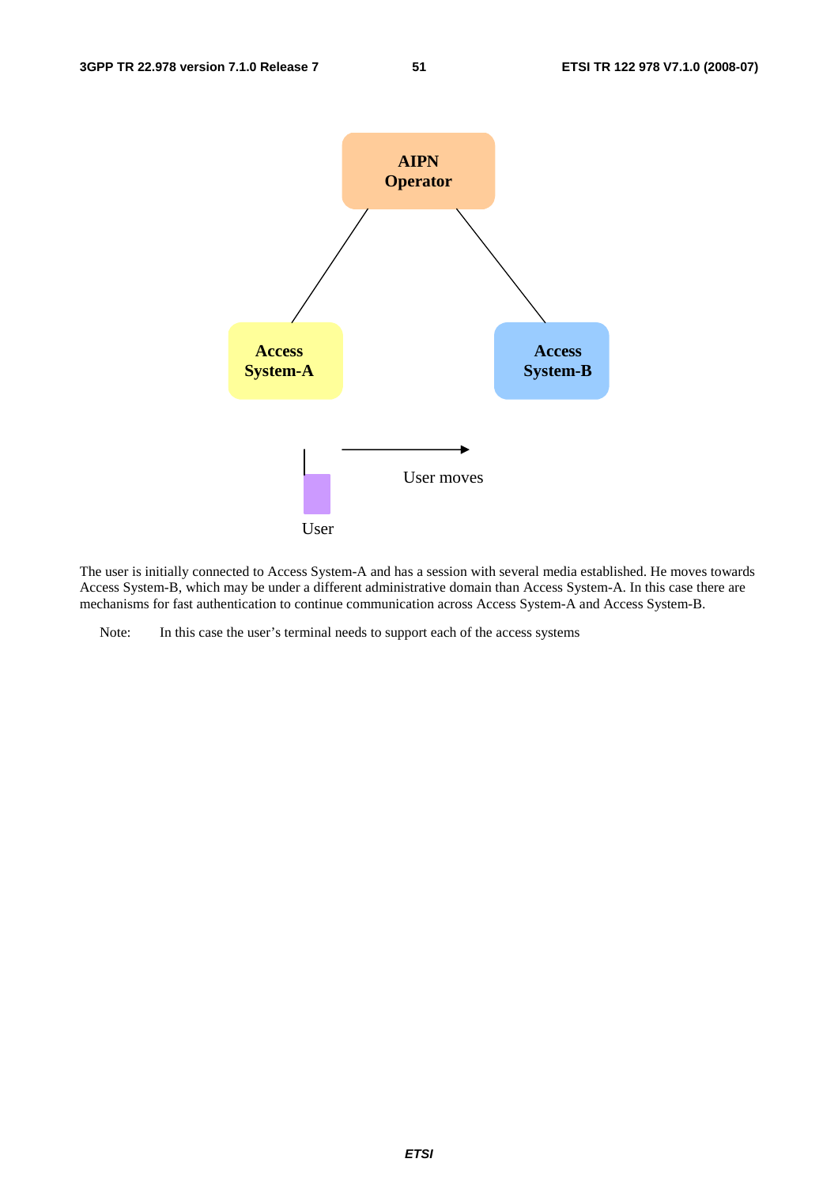The user is initially connected to Access System-A and has a session with several media established. He moves towards Access System-B, which may be under a different administrative domain than Access System-A. In this case there are mechanisms for fast authentication to continue communication across Access System-A and Access System-B.

Note: In this case the user's terminal needs to support each of the access systems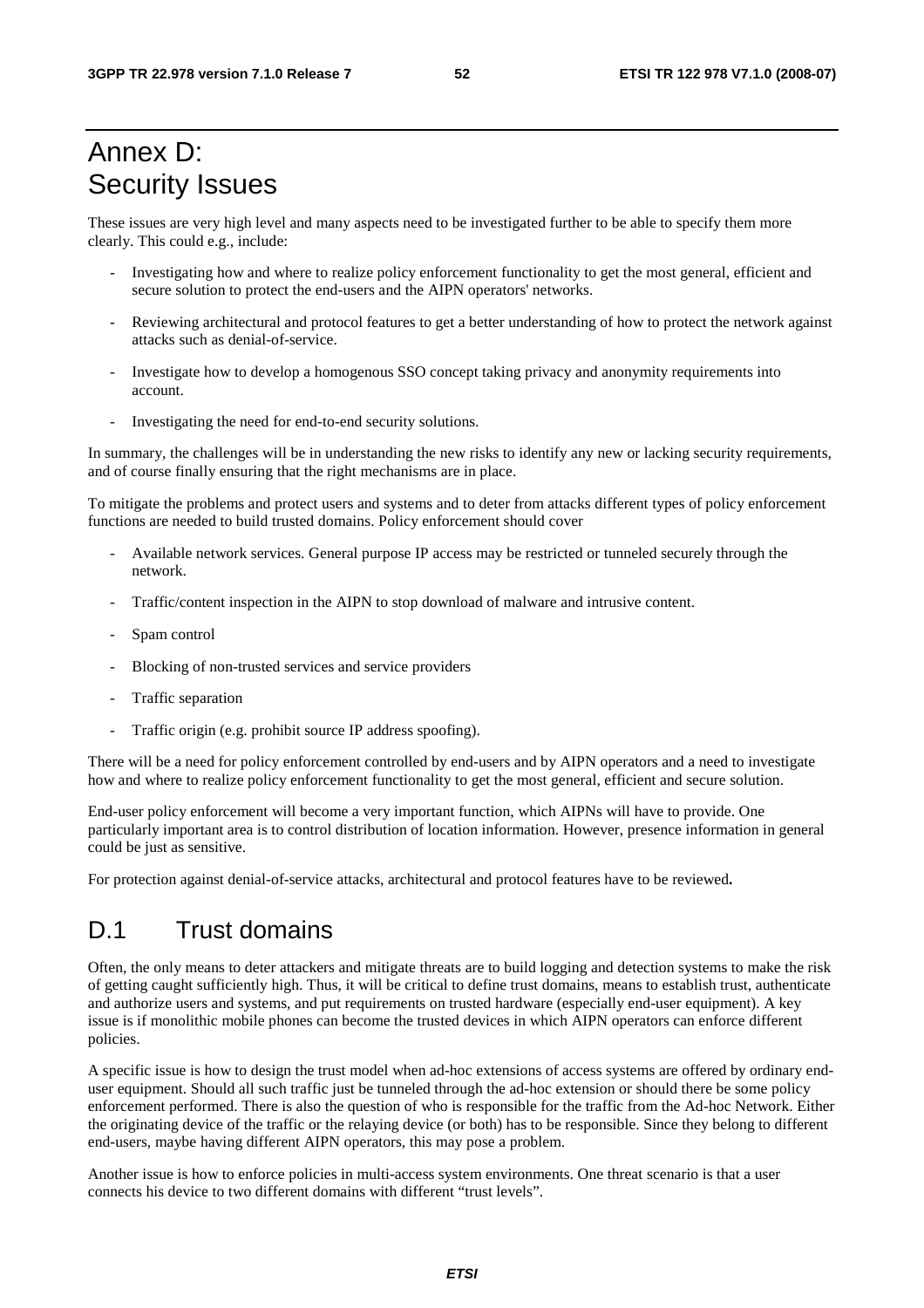# Annex D: Security Issues

These issues are very high level and many aspects need to be investigated further to be able to specify them more clearly. This could e.g., include:

- Investigating how and where to realize policy enforcement functionality to get the most general, efficient and secure solution to protect the end-users and the AIPN operators' networks.
- Reviewing architectural and protocol features to get a better understanding of how to protect the network against attacks such as denial-of-service.
- Investigate how to develop a homogenous SSO concept taking privacy and anonymity requirements into account.
- Investigating the need for end-to-end security solutions.

In summary, the challenges will be in understanding the new risks to identify any new or lacking security requirements, and of course finally ensuring that the right mechanisms are in place.

To mitigate the problems and protect users and systems and to deter from attacks different types of policy enforcement functions are needed to build trusted domains. Policy enforcement should cover

- Available network services. General purpose IP access may be restricted or tunneled securely through the network.
- Traffic/content inspection in the AIPN to stop download of malware and intrusive content.
- Spam control
- Blocking of non-trusted services and service providers
- Traffic separation
- Traffic origin (e.g. prohibit source IP address spoofing).

There will be a need for policy enforcement controlled by end-users and by AIPN operators and a need to investigate how and where to realize policy enforcement functionality to get the most general, efficient and secure solution.

End-user policy enforcement will become a very important function, which AIPNs will have to provide. One particularly important area is to control distribution of location information. However, presence information in general could be just as sensitive.

For protection against denial-of-service attacks, architectural and protocol features have to be reviewed**.**

## D.1 Trust domains

Often, the only means to deter attackers and mitigate threats are to build logging and detection systems to make the risk of getting caught sufficiently high. Thus, it will be critical to define trust domains, means to establish trust, authenticate and authorize users and systems, and put requirements on trusted hardware (especially end-user equipment). A key issue is if monolithic mobile phones can become the trusted devices in which AIPN operators can enforce different policies.

A specific issue is how to design the trust model when ad-hoc extensions of access systems are offered by ordinary end-user equipment. Should all such traffic just be tunneled through the ad-hoc extension or should there be some policy enforcement performed. There is also the question of who is responsible for the traffic from the Ad-hoc Network. Either the originating device of the traffic or the relaying device (or both) has to be responsible. Since they belong to different end-users, maybe having different AIPN operators, this may pose a problem.

Another issue is how to enforce policies in multi-access system environments. One threat scenario is that a user connects his device to two different domains with different "trust levels".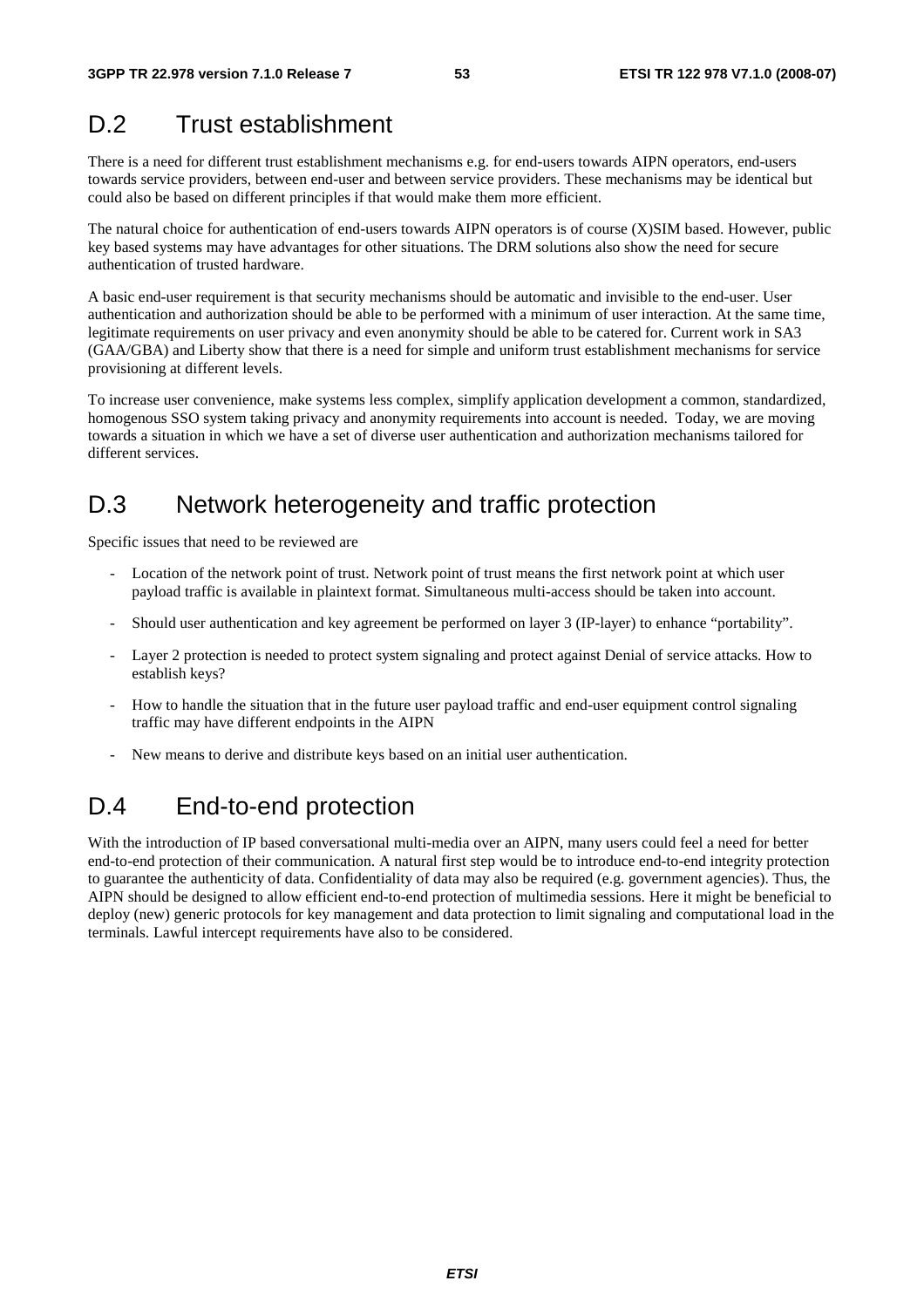# D.2 Trust establishment

There is a need for different trust establishment mechanisms e.g. for end-users towards AIPN operators, end-users towards service providers, between end-user and between service providers. These mechanisms may be identical but could also be based on different principles if that would make them more efficient.

The natural choice for authentication of end-users towards AIPN operators is of course (X)SIM based. However, public key based systems may have advantages for other situations. The DRM solutions also show the need for secure authentication of trusted hardware.

A basic end-user requirement is that security mechanisms should be automatic and invisible to the end-user. User authentication and authorization should be able to be performed with a minimum of user interaction. At the same time, legitimate requirements on user privacy and even anonymity should be able to be catered for. Current work in SA3 (GAA/GBA) and Liberty show that there is a need for simple and uniform trust establishment mechanisms for service provisioning at different levels.

To increase user convenience, make systems less complex, simplify application development a common, standardized, homogenous SSO system taking privacy and anonymity requirements into account is needed. Today, we are moving towards a situation in which we have a set of diverse user authentication and authorization mechanisms tailored for different services.

# D.3 Network heterogeneity and traffic protection

Specific issues that need to be reviewed are

- Location of the network point of trust. Network point of trust means the first network point at which user payload traffic is available in plaintext format. Simultaneous multi-access should be taken into account.
- Should user authentication and key agreement be performed on layer 3 (IP-layer) to enhance "portability".
- Layer 2 protection is needed to protect system signaling and protect against Denial of service attacks. How to establish keys?
- How to handle the situation that in the future user payload traffic and end-user equipment control signaling traffic may have different endpoints in the AIPN
- New means to derive and distribute keys based on an initial user authentication.

# D.4 End-to-end protection

With the introduction of IP based conversational multi-media over an AIPN, many users could feel a need for better end-to-end protection of their communication. A natural first step would be to introduce end-to-end integrity protection to guarantee the authenticity of data. Confidentiality of data may also be required (e.g. government agencies). Thus, the AIPN should be designed to allow efficient end-to-end protection of multimedia sessions. Here it might be beneficial to deploy (new) generic protocols for key management and data protection to limit signaling and computational load in the terminals. Lawful intercept requirements have also to be considered.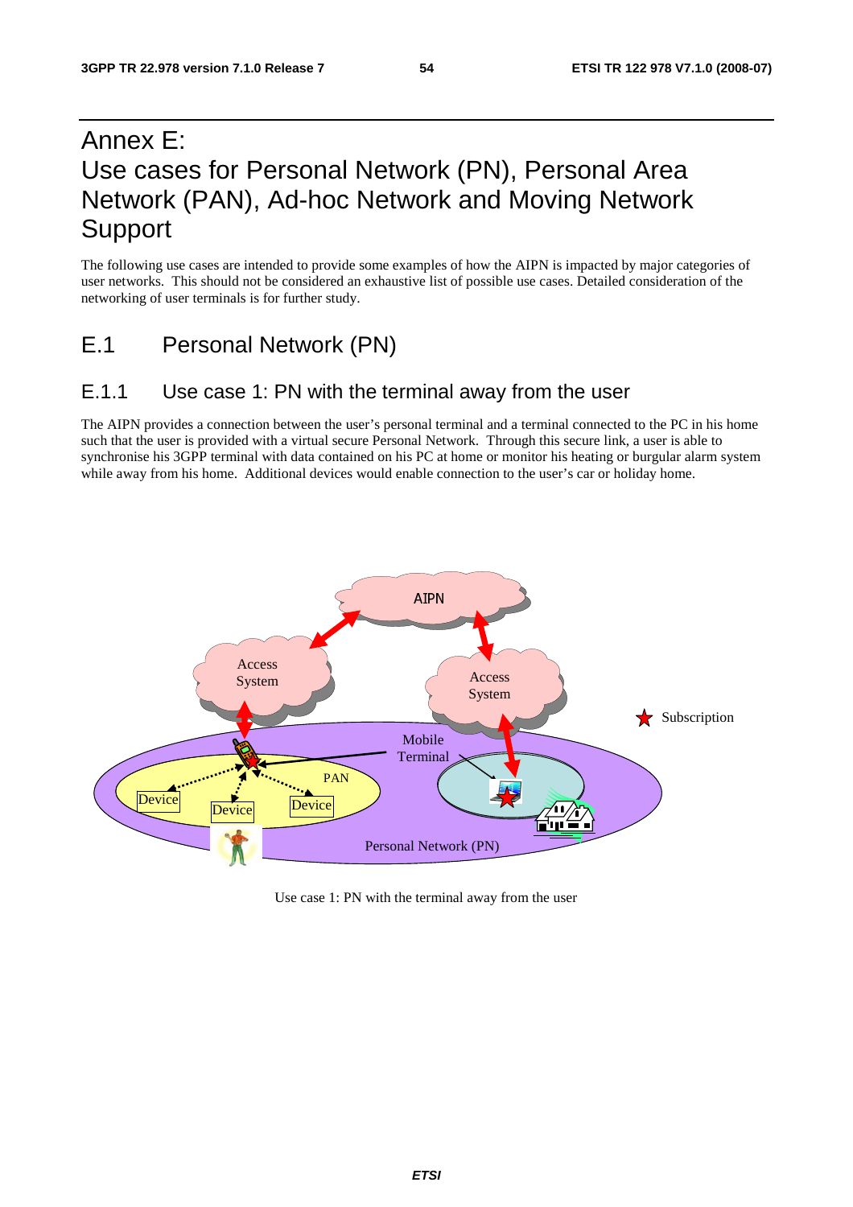# Annex E: Use cases for Personal Network (PN), Personal Area Network (PAN), Ad-hoc Network and Moving Network Support

The following use cases are intended to provide some examples of how the AIPN is impacted by major categories of user networks. This should not be considered an exhaustive list of possible use cases. Detailed consideration of the networking of user terminals is for further study.

## E.1 Personal Network (PN)

### E.1.1 Use case 1: PN with the terminal away from the user

The AIPN provides a connection between the user's personal terminal and a terminal connected to the PC in his home such that the user is provided with a virtual secure Personal Network. Through this secure link, a user is able to synchronise his 3GPP terminal with data contained on his PC at home or monitor his heating or burgular alarm system while away from his home. Additional devices would enable connection to the user's car or holiday home.

Use case 1: PN with the terminal away from the user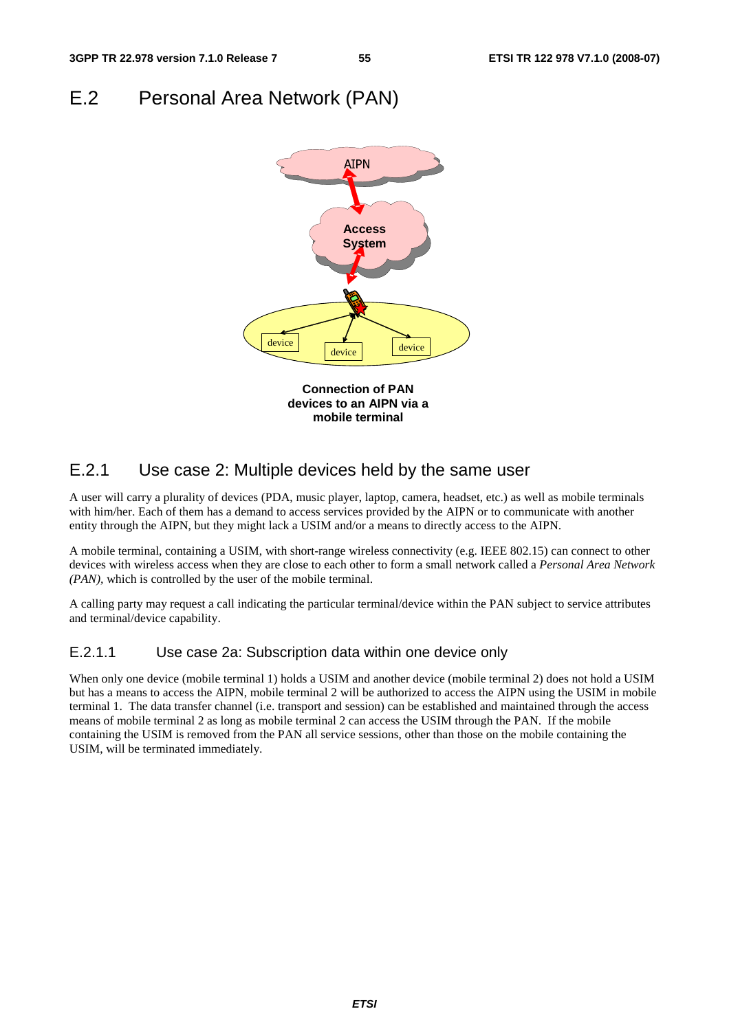## E.2 Personal Area Network (PAN)

Connection of PAN devices to an AIPN via a mobile terminal

### E.2.1 Use case 2: Multiple devices held by the same user

A user will carry a plurality of devices (PDA, music player, laptop, camera, headset, etc.) as well as mobile terminals with him/her. Each of them has a demand to access services provided by the AIPN or to communicate with another entity through the AIPN, but they might lack a USIM and/or a means to directly access to the AIPN.

A mobile terminal, containing a USIM, with short-range wireless connectivity (e.g. IEEE 802.15) can connect to other devices with wireless access when they are close to each other to form a small network called a *Personal Area Network (PAN),* which is controlled by the user of the mobile terminal.

A calling party may request a call indicating the particular terminal/device within the PAN subject to service attributes and terminal/device capability.

#### E.2.1.1 Use case 2a: Subscription data within one device only

When only one device (mobile terminal 1) holds a USIM and another device (mobile terminal 2) does not hold a USIM but has a means to access the AIPN, mobile terminal 2 will be authorized to access the AIPN using the USIM in mobile terminal 1. The data transfer channel (i.e. transport and session) can be established and maintained through the access means of mobile terminal 2 as long as mobile terminal 2 can access the USIM through the PAN. If the mobile containing the USIM is removed from the PAN all service sessions, other than those on the mobile containing the USIM, will be terminated immediately.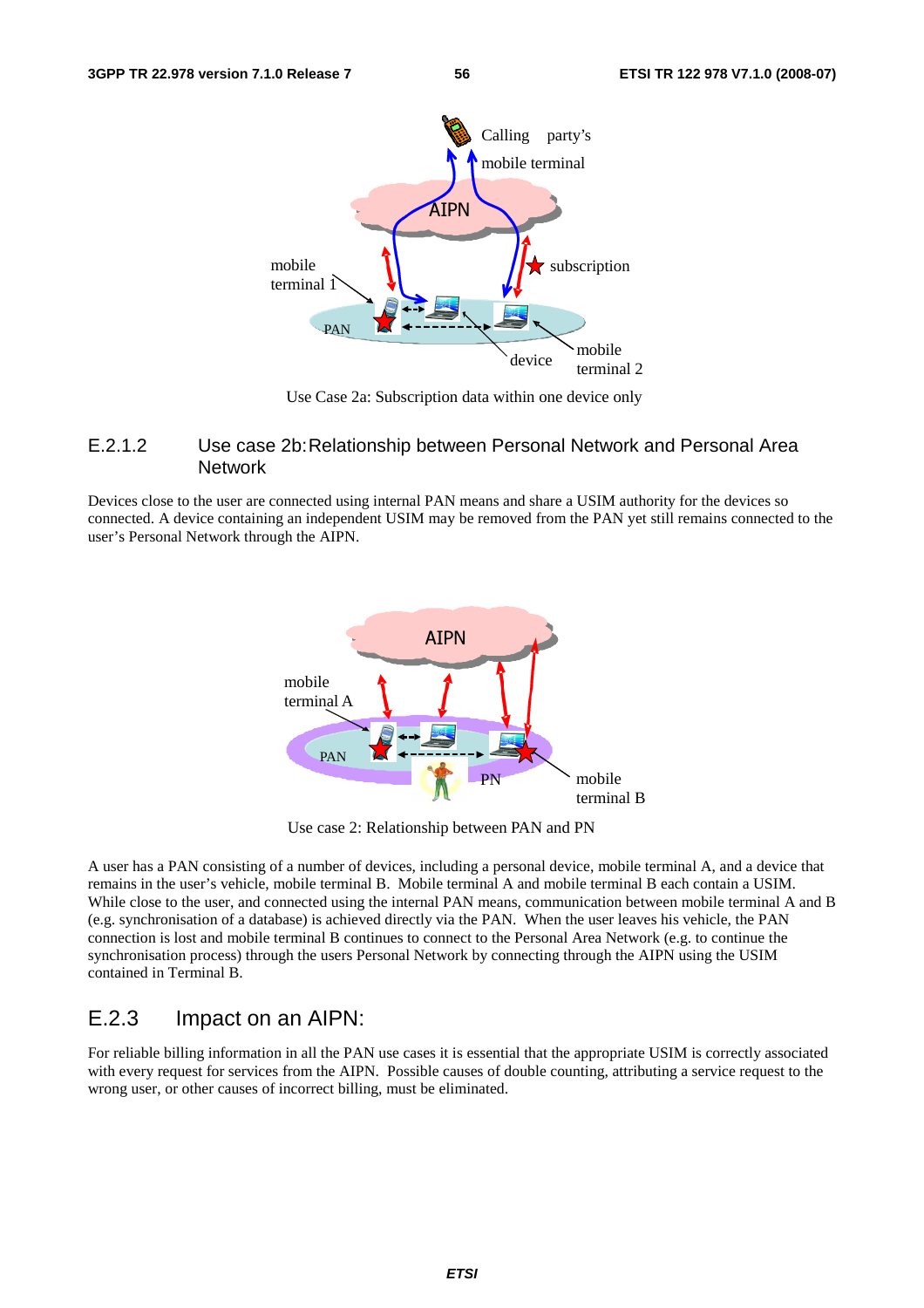Use Case 2a: Subscription data within one device only

### E.2.1.2 Use case 2b: Relationship between Personal Network and Personal Area Network

Devices close to the user are connected using internal PAN means and share a USIM authority for the devices so connected. A device containing an independent USIM may be removed from the PAN yet still remains connected to the user's Personal Network through the AIPN.

Use case 2: Relationship between PAN and PN

A user has a PAN consisting of a number of devices, including a personal device, mobile terminal A, and a device that remains in the user's vehicle, mobile terminal B. Mobile terminal A and mobile terminal B each contain a USIM. While close to the user, and connected using the internal PAN means, communication between mobile terminal A and B (e.g. synchronisation of a database) is achieved directly via the PAN. When the user leaves his vehicle, the PAN connection is lost and mobile terminal B continues to connect to the Personal Area Network (e.g. to continue the synchronisation process) through the users Personal Network by connecting through the AIPN using the USIM contained in Terminal B.

## E.2.3 Impact on an AIPN:

For reliable billing information in all the PAN use cases it is essential that the appropriate USIM is correctly associated with every request for services from the AIPN. Possible causes of double counting, attributing a service request to the wrong user, or other causes of incorrect billing, must be eliminated.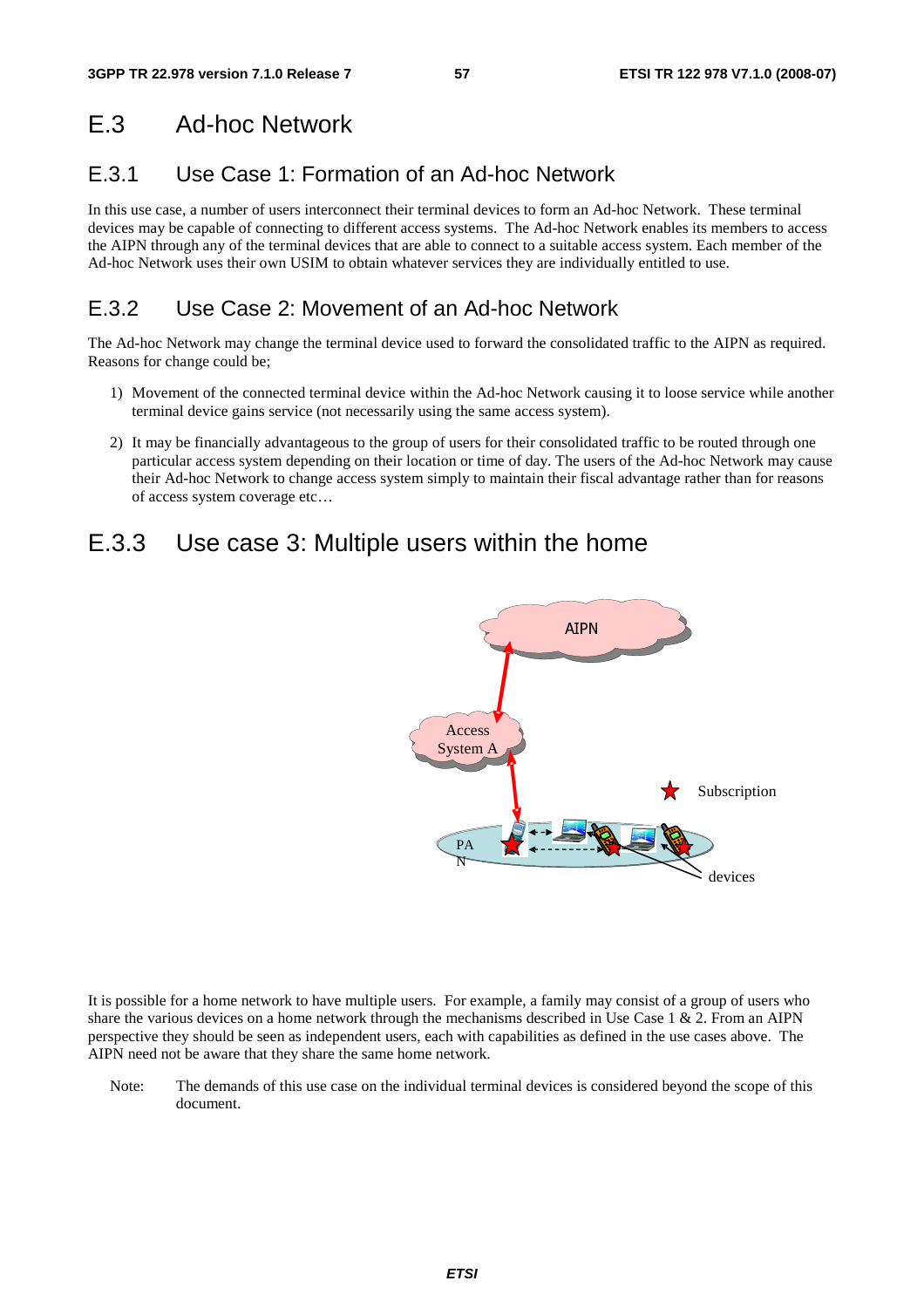## E.3 Ad-hoc Network

### E.3.1 Use Case 1: Formation of an Ad-hoc Network

In this use case, a number of users interconnect their terminal devices to form an Ad-hoc Network. These terminal devices may be capable of connecting to different access systems. The Ad-hoc Network enables its members to access the AIPN through any of the terminal devices that are able to connect to a suitable access system. Each member of the Ad-hoc Network uses their own USIM to obtain whatever services they are individually entitled to use.

### E.3.2 Use Case 2: Movement of an Ad-hoc Network

The Ad-hoc Network may change the terminal device used to forward the consolidated traffic to the AIPN as required. Reasons for change could be;

1) Movement of the connected terminal device within the Ad-hoc Network causing it to loose service while another terminal device gains service (not necessarily using the same access system).

2) It may be financially advantageous to the group of users for their consolidated traffic to be routed through one particular access system depending on their location or time of day. The users of the Ad-hoc Network may cause their Ad-hoc Network to change access system simply to maintain their fiscal advantage rather than for reasons of access system coverage etc…

### E.3.3 Use case 3: Multiple users within the home

It is possible for a home network to have multiple users. For example, a family may consist of a group of users who share the various devices on a home network through the mechanisms described in Use Case 1 & 2. From an AIPN perspective they should be seen as independent users, each with capabilities as defined in the use cases above. The AIPN need not be aware that they share the same home network.

Note: The demands of this use case on the individual terminal devices is considered beyond the scope of this document.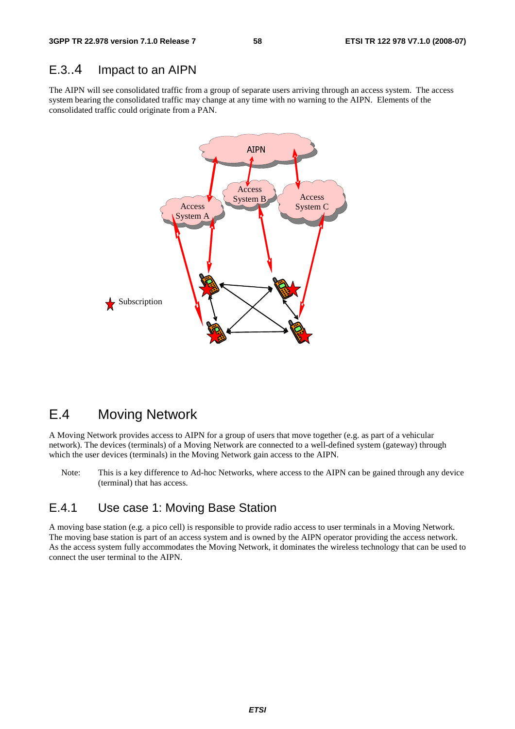## E.3..4 Impact to an AIPN

The AIPN will see consolidated traffic from a group of separate users arriving through an access system. The access system bearing the consolidated traffic may change at any time with no warning to the AIPN. Elements of the consolidated traffic could originate from a PAN.

# E.4 Moving Network

A Moving Network provides access to AIPN for a group of users that move together (e.g. as part of a vehicular network). The devices (terminals) of a Moving Network are connected to a well-defined system (gateway) through which the user devices (terminals) in the Moving Network gain access to the AIPN.

Note: This is a key difference to Ad-hoc Networks, where access to the AIPN can be gained through any device (terminal) that has access.

## E.4.1 Use case 1: Moving Base Station

A moving base station (e.g. a pico cell) is responsible to provide radio access to user terminals in a Moving Network. The moving base station is part of an access system and is owned by the AIPN operator providing the access network. As the access system fully accommodates the Moving Network, it dominates the wireless technology that can be used to connect the user terminal to the AIPN.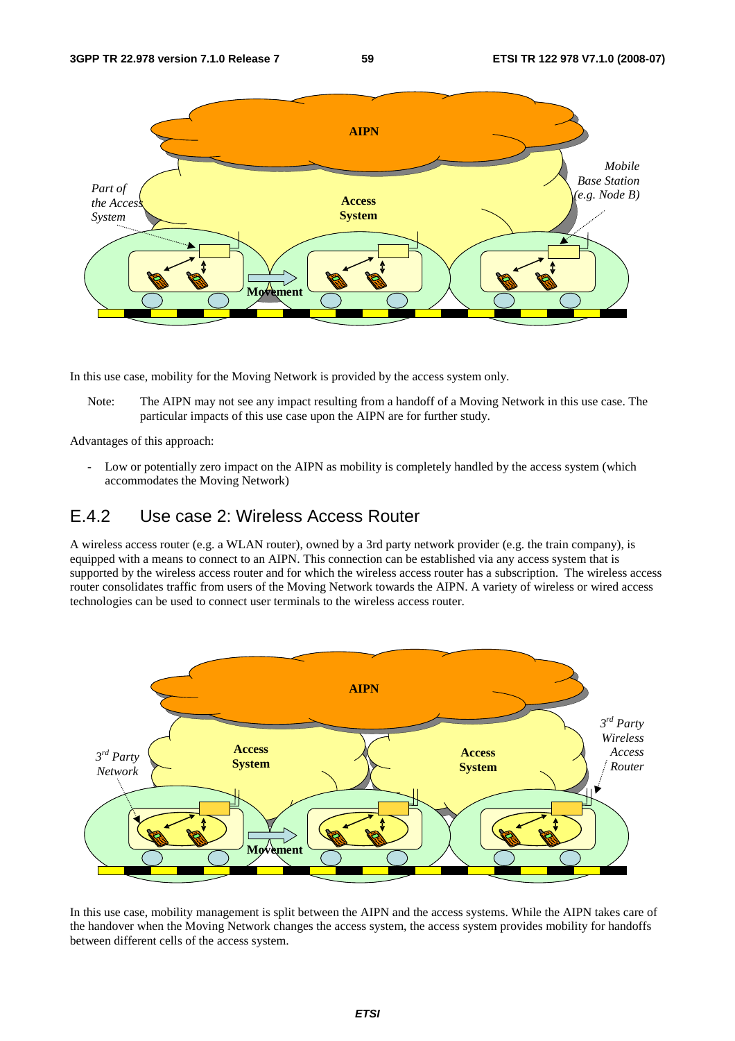In this use case, mobility for the Moving Network is provided by the access system only.

Note: The AIPN may not see any impact resulting from a handoff of a Moving Network in this use case. The particular impacts of this use case upon the AIPN are for further study.

Advantages of this approach:

- Low or potentially zero impact on the AIPN as mobility is completely handled by the access system (which accommodates the Moving Network)

## E.4.2 Use case 2: Wireless Access Router

A wireless access router (e.g. a WLAN router), owned by a 3rd party network provider (e.g. the train company), is equipped with a means to connect to an AIPN. This connection can be established via any access system that is supported by the wireless access router and for which the wireless access router has a subscription. The wireless access router consolidates traffic from users of the Moving Network towards the AIPN. A variety of wireless or wired access technologies can be used to connect user terminals to the wireless access router.

In this use case, mobility management is split between the AIPN and the access systems. While the AIPN takes care of the handover when the Moving Network changes the access system, the access system provides mobility for handoffs between different cells of the access system.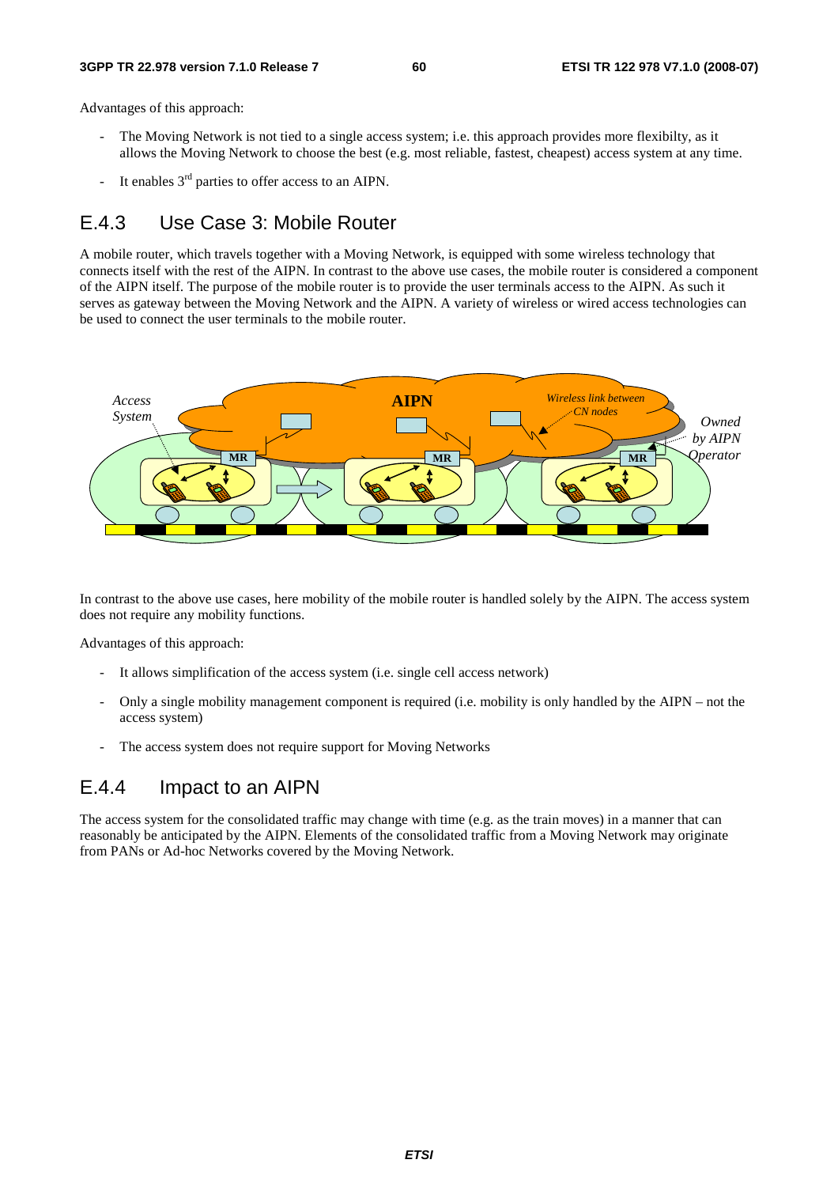Advantages of this approach:

- The Moving Network is not tied to a single access system; i.e. this approach provides more flexibilty, as it allows the Moving Network to choose the best (e.g. most reliable, fastest, cheapest) access system at any time.
- It enables 3rd parties to offer access to an AIPN.

## E.4.3 Use Case 3: Mobile Router

A mobile router, which travels together with a Moving Network, is equipped with some wireless technology that connects itself with the rest of the AIPN. In contrast to the above use cases, the mobile router is considered a component of the AIPN itself. The purpose of the mobile router is to provide the user terminals access to the AIPN. As such it serves as gateway between the Moving Network and the AIPN. A variety of wireless or wired access technologies can be used to connect the user terminals to the mobile router.

In contrast to the above use cases, here mobility of the mobile router is handled solely by the AIPN. The access system does not require any mobility functions.

Advantages of this approach:

- It allows simplification of the access system (i.e. single cell access network)
- Only a single mobility management component is required (i.e. mobility is only handled by the AIPN – not the access system)
- The access system does not require support for Moving Networks

## E.4.4 Impact to an AIPN

The access system for the consolidated traffic may change with time (e.g. as the train moves) in a manner that can reasonably be anticipated by the AIPN. Elements of the consolidated traffic from a Moving Network may originate from PANs or Ad-hoc Networks covered by the Moving Network.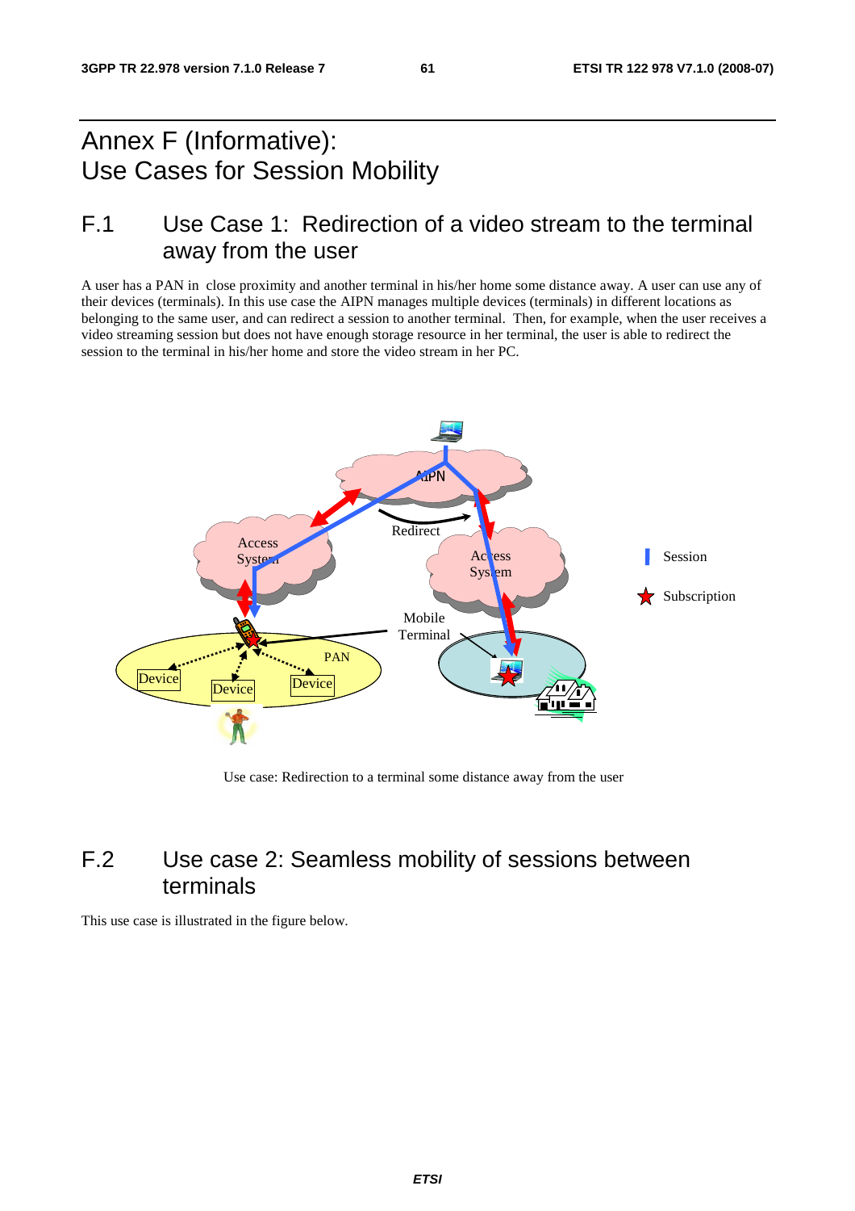# Annex F (Informative): Use Cases for Session Mobility

## F.1 Use Case 1: Redirection of a video stream to the terminal away from the user

A user has a PAN in close proximity and another terminal in his/her home some distance away. A user can use any of their devices (terminals). In this use case the AIPN manages multiple devices (terminals) in different locations as belonging to the same user, and can redirect a session to another terminal. Then, for example, when the user receives a video streaming session but does not have enough storage resource in her terminal, the user is able to redirect the session to the terminal in his/her home and store the video stream in her PC.

Use case: Redirection to a terminal some distance away from the user

## F.2 Use case 2: Seamless mobility of sessions between terminals

This use case is illustrated in the figure below.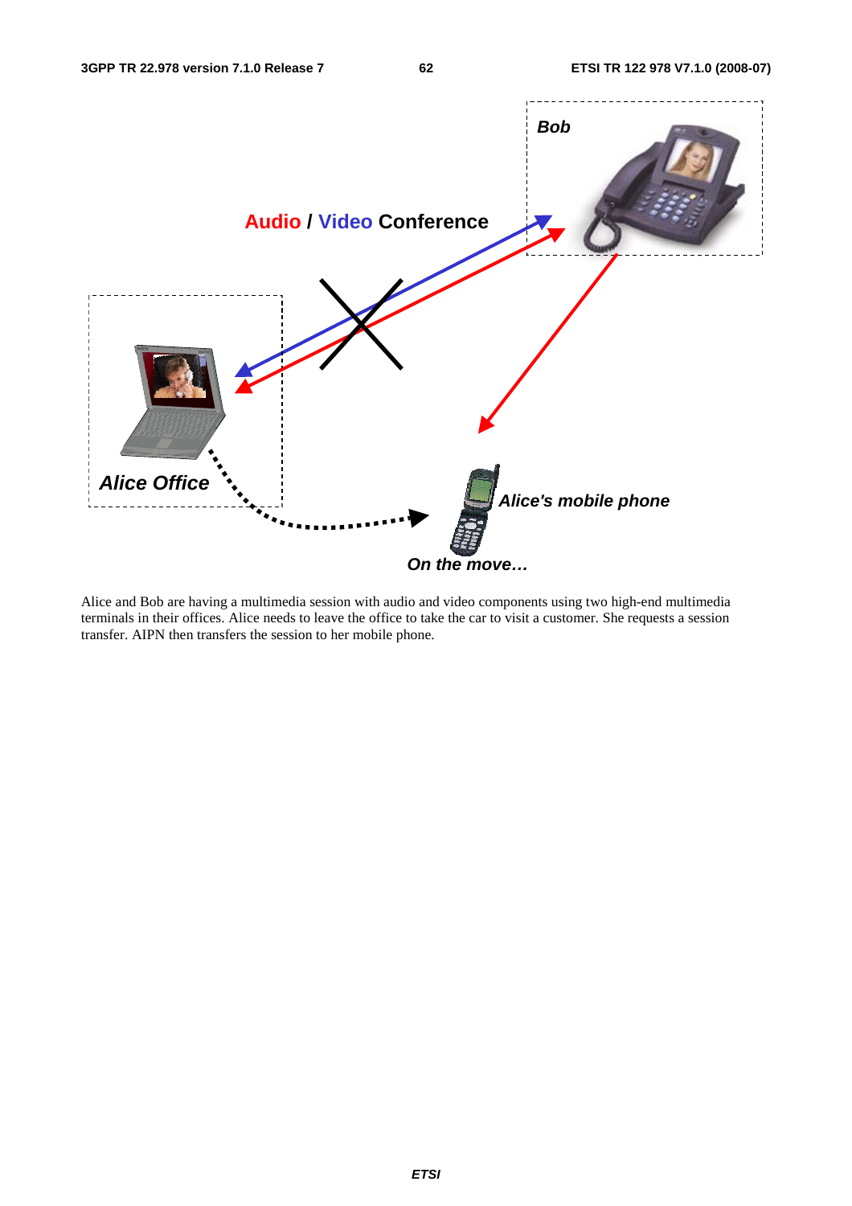Alice and Bob are having a multimedia session with audio and video components using two high-end multimedia terminals in their offices. Alice needs to leave the office to take the car to visit a customer. She requests a session transfer. AIPN then transfers the session to her mobile phone.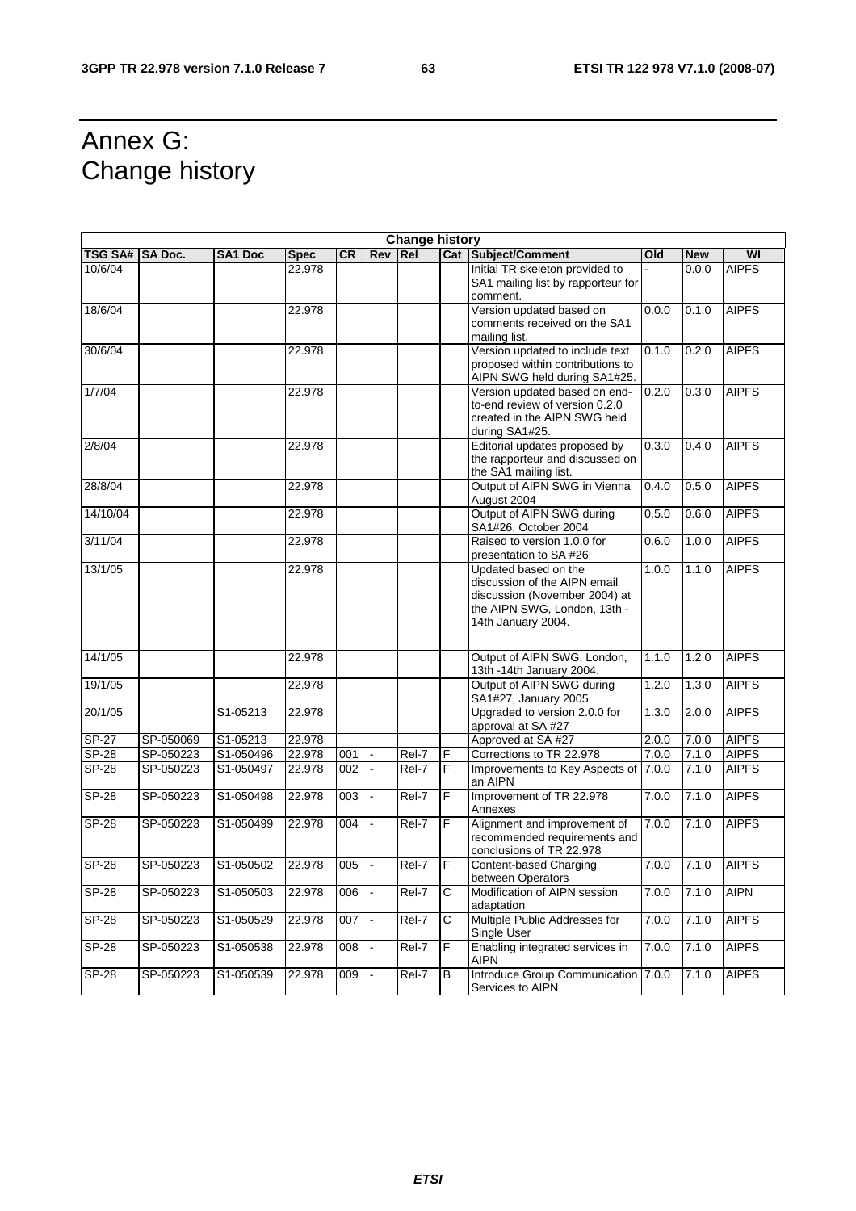# Annex G:
Change history

| Change history | | | | | | | | | | | |
|---|---|---|---|---|---|---|---|---|---|---|---|
| TSG SA# | SA Doc. | SA1 Doc | Spec | CR | Rev | Rel | Cat | Subject/Comment | Old | New | WI |
| 10/6/04 | | | 22.978 | | | | | Initial TR skeleton provided to SA1 mailing list by rapporteur for comment. | - | 0.0.0 | AIPFS |
| 18/6/04 | | | 22.978 | | | | | Version updated based on comments received on the SA1 mailing list. | 0.0.0 | 0.1.0 | AIPFS |
| 30/6/04 | | | 22.978 | | | | | Version updated to include text proposed within contributions to AIPN SWG held during SA1#25. | 0.1.0 | 0.2.0 | AIPFS |
| 1/7/04 | | | 22.978 | | | | | Version updated based on end-to-end review of version 0.2.0 created in the AIPN SWG held during SA1#25. | 0.2.0 | 0.3.0 | AIPFS |
| 2/8/04 | | | 22.978 | | | | | Editorial updates proposed by the rapporteur and discussed on the SA1 mailing list. | 0.3.0 | 0.4.0 | AIPFS |
| 28/8/04 | | | 22.978 | | | | | Output of AIPN SWG in Vienna August 2004 | 0.4.0 | 0.5.0 | AIPFS |
| 14/10/04 | | | 22.978 | | | | | Output of AIPN SWG during SA1#26, October 2004 | 0.5.0 | 0.6.0 | AIPFS |
| 3/11/04 | | | 22.978 | | | | | Raised to version 1.0.0 for presentation to SA #26 | 0.6.0 | 1.0.0 | AIPFS |
| 13/1/05 | | | 22.978 | | | | | Updated based on the discussion of the AIPN email discussion (November 2004) at the AIPN SWG, London, 13th -14th January 2004. | 1.0.0 | 1.1.0 | AIPFS |
| 14/1/05 | | | 22.978 | | | | | Output of AIPN SWG, London, 13th -14th January 2004. | 1.1.0 | 1.2.0 | AIPFS |
| 19/1/05 | | | 22.978 | | | | | Output of AIPN SWG during SA1#27, January 2005 | 1.2.0 | 1.3.0 | AIPFS |
| 20/1/05 | | S1-05213 | 22.978 | | | | | Upgraded to version 2.0.0 for approval at SA #27 | 1.3.0 | 2.0.0 | AIPFS |
| SP-27 | SP-050069 | S1-05213 | 22.978 | | | | | Approved at SA #27 | 2.0.0 | 7.0.0 | AIPFS |
| SP-28 | SP-050223 | S1-050496 | 22.978 | 001 | - | Rel-7 | F | Corrections to TR 22.978 | 7.0.0 | 7.1.0 | AIPFS |
| SP-28 | SP-050223 | S1-050497 | 22.978 | 002 | - | Rel-7 | F | Improvements to Key Aspects of an AIPN | 7.0.0 | 7.1.0 | AIPFS |
| SP-28 | SP-050223 | S1-050498 | 22.978 | 003 | - | Rel-7 | F | Improvement of TR 22.978 Annexes | 7.0.0 | 7.1.0 | AIPFS |
| SP-28 | SP-050223 | S1-050499 | 22.978 | 004 | - | Rel-7 | F | Alignment and improvement of recommended requirements and conclusions of TR 22.978 | 7.0.0 | 7.1.0 | AIPFS |
| SP-28 | SP-050223 | S1-050502 | 22.978 | 005 | - | Rel-7 | F | Content-based Charging between Operators | 7.0.0 | 7.1.0 | AIPFS |
| SP-28 | SP-050223 | S1-050503 | 22.978 | 006 | - | Rel-7 | C | Modification of AIPN session adaptation | 7.0.0 | 7.1.0 | AIPN |
| SP-28 | SP-050223 | S1-050529 | 22.978 | 007 | - | Rel-7 | C | Multiple Public Addresses for Single User | 7.0.0 | 7.1.0 | AIPFS |
| SP-28 | SP-050223 | S1-050538 | 22.978 | 008 | - | Rel-7 | F | Enabling integrated services in AIPN | 7.0.0 | 7.1.0 | AIPFS |
| SP-28 | SP-050223 | S1-050539 | 22.978 | 009 | - | Rel-7 | B | Introduce Group Communication Services to AIPN | 7.0.0 | 7.1.0 | AIPFS |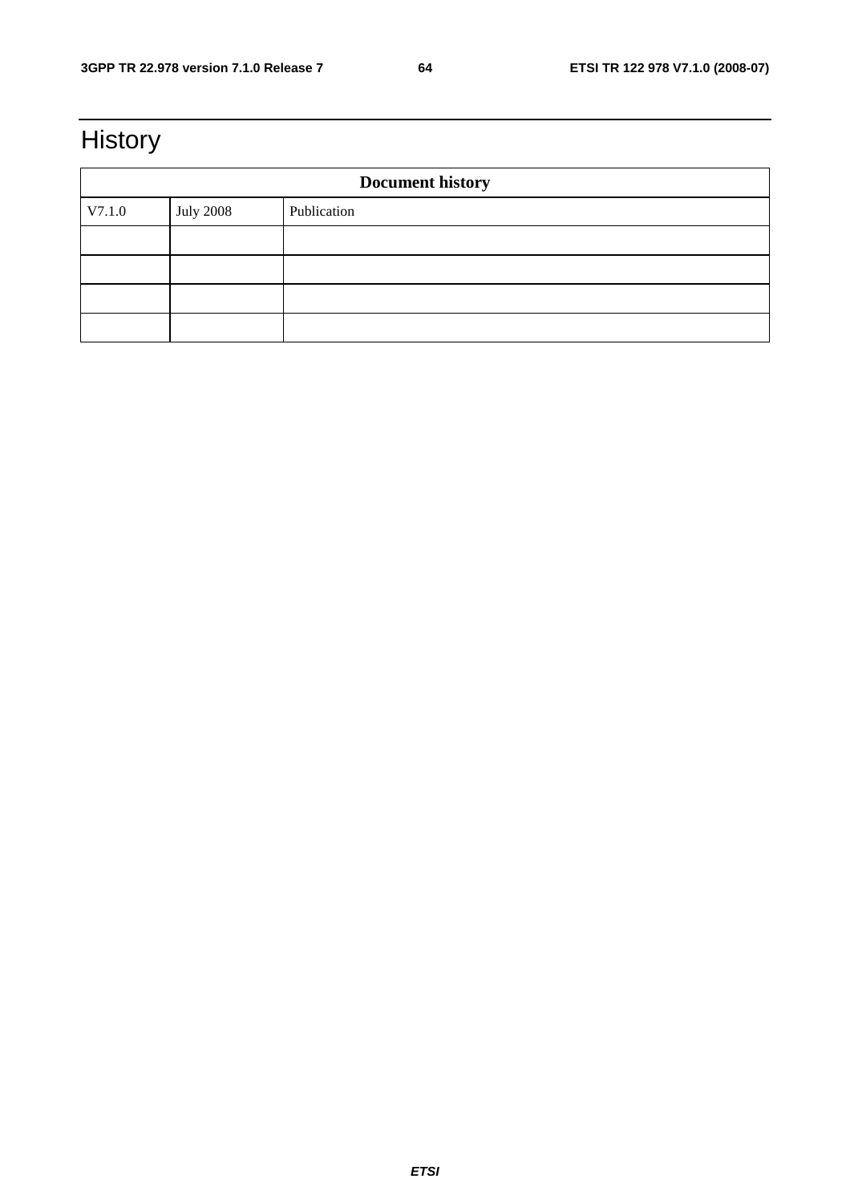# History

| Document history | | |
|---|---|---|
| V7.1.0 | July 2008 | Publication |
| | | |
| | | |
| | | |
| | | |